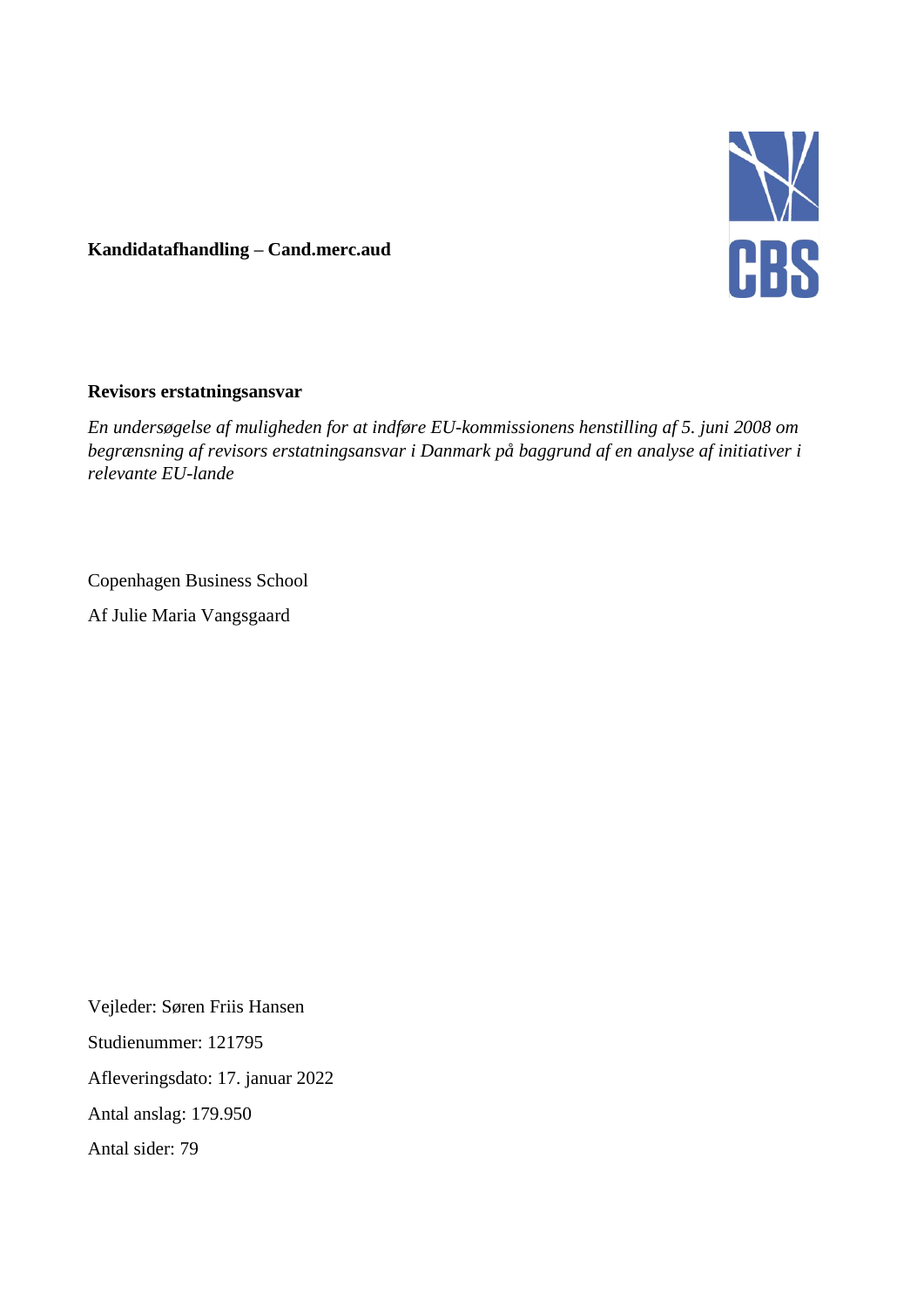**Kandidatafhandling – Cand.merc.aud**

CBS

# Revisors erstatningsansvar

*En undersøgelse af muligheden for at indføre EU-kommissionens henstilling af 5. juni 2008 om begrænsning af revisors erstatningsansvar i Danmark på baggrund af en analyse af initiativer i relevante EU-lande*

Copenhagen Business School

Af Julie Maria Vangsgaard

Vejleder: Søren Friis Hansen

Studienummer: 121795

Afleveringsdato: 17. januar 2022

Antal anslag: 179.950

Antal sider: 79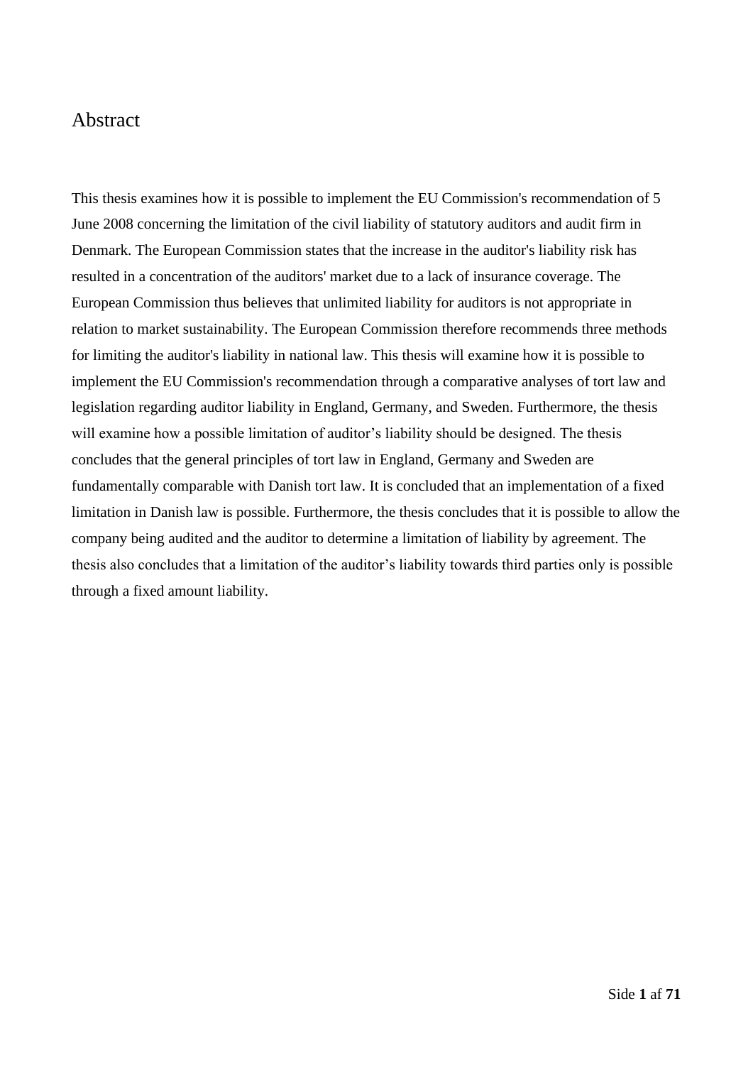# Abstract

This thesis examines how it is possible to implement the EU Commission's recommendation of 5 June 2008 concerning the limitation of the civil liability of statutory auditors and audit firm in Denmark. The European Commission states that the increase in the auditor's liability risk has resulted in a concentration of the auditors' market due to a lack of insurance coverage. The European Commission thus believes that unlimited liability for auditors is not appropriate in relation to market sustainability. The European Commission therefore recommends three methods for limiting the auditor's liability in national law. This thesis will examine how it is possible to implement the EU Commission's recommendation through a comparative analyses of tort law and legislation regarding auditor liability in England, Germany, and Sweden. Furthermore, the thesis will examine how a possible limitation of auditor's liability should be designed. The thesis concludes that the general principles of tort law in England, Germany and Sweden are fundamentally comparable with Danish tort law. It is concluded that an implementation of a fixed limitation in Danish law is possible. Furthermore, the thesis concludes that it is possible to allow the company being audited and the auditor to determine a limitation of liability by agreement. The thesis also concludes that a limitation of the auditor's liability towards third parties only is possible through a fixed amount liability.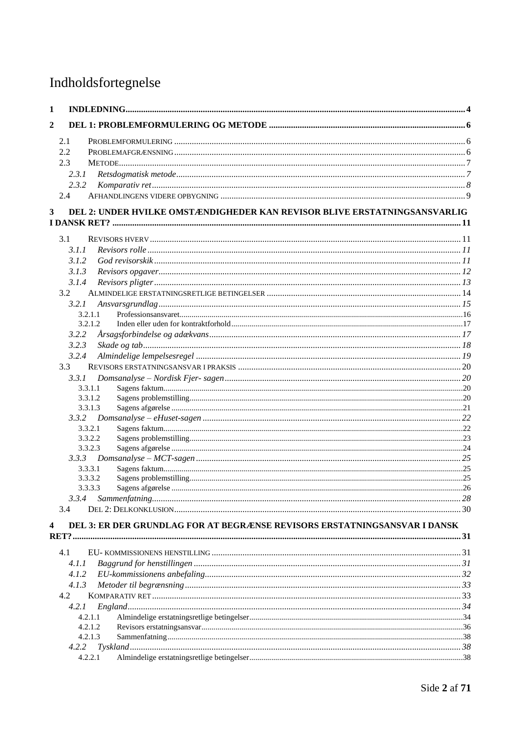# Indholdsfortegnelse

**1 INDLEDNING** ........................................ 4

**2 DEL 1: PROBLEMFORMULERING OG METODE** ........................................ 6

- 2.1 PROBLEMFORMULERING ........................................ 6
- 2.2 PROBLEMAFGRÆNSNING ........................................ 6
- 2.3 METODE ........................................ 7
  - *2.3.1 Retsdogmatisk metode* ........................................ 7
  - *2.3.2 Komparativ ret* ........................................ 8
- 2.4 AFHANDLINGENS VIDERE OPBYGNING ........................................ 9

**3 DEL 2: UNDER HVILKE OMSTÆNDIGHEDER KAN REVISOR BLIVE ERSTATNINGSANSVARLIG I DANSK RET?** ........................................ 11

- 3.1 REVISORS HVERV ........................................ 11
  - *3.1.1 Revisors rolle* ........................................ 11
  - *3.1.2 God revisorskik* ........................................ 11
  - *3.1.3 Revisors opgaver* ........................................ 12
  - *3.1.4 Revisors pligter* ........................................ 13
- 3.2 ALMINDELIGE ERSTATNINGSRETLIGE BETINGELSER ........................................ 14
  - *3.2.1 Ansvarsgrundlag* ........................................ 15
    - 3.2.1.1 Professionsansvaret ........................................ 16
    - 3.2.1.2 Inden eller uden for kontraktforhold ........................................ 17
  - *3.2.2 Årsagsforbindelse og adækvans* ........................................ 17
  - *3.2.3 Skade og tab* ........................................ 18
  - *3.2.4 Almindelige lempelsesregel* ........................................ 19
- 3.3 REVISORS ERSTATNINGSANSVAR I PRAKSIS ........................................ 20
  - *3.3.1 Domsanalyse – Nordisk Fjer- sagen* ........................................ 20
    - 3.3.1.1 Sagens faktum ........................................ 20
    - 3.3.1.2 Sagens problemstilling ........................................ 20
    - 3.3.1.3 Sagens afgørelse ........................................ 21
  - *3.3.2 Domsanalyse – eHuset-sagen* ........................................ 22
    - 3.3.2.1 Sagens faktum ........................................ 22
    - 3.3.2.2 Sagens problemstilling ........................................ 23
    - 3.3.2.3 Sagens afgørelse ........................................ 24
  - *3.3.3 Domsanalyse – MCT-sagen* ........................................ 25
    - 3.3.3.1 Sagens faktum ........................................ 25
    - 3.3.3.2 Sagens problemstilling ........................................ 25
    - 3.3.3.3 Sagens afgørelse ........................................ 26
  - *3.3.4 Sammenfatning* ........................................ 28
- 3.4 DEL 2: DELKONKLUSION ........................................ 30

**4 DEL 3: ER DER GRUNDLAG FOR AT BEGRÆNSE REVISORS ERSTATNINGSANSVAR I DANSK RET?** ........................................ 31

- 4.1 EU- KOMMISSIONENS HENSTILLING ........................................ 31
  - *4.1.1 Baggrund for henstillingen* ........................................ 31
  - *4.1.2 EU-kommissionens anbefaling* ........................................ 32
  - *4.1.3 Metoder til begrænsning* ........................................ 33
- 4.2 KOMPARATIV RET ........................................ 33
  - *4.2.1 England* ........................................ 34
    - 4.2.1.1 Almindelige erstatningsretlige betingelser ........................................ 34
    - 4.2.1.2 Revisors erstatningsansvar ........................................ 36
    - 4.2.1.3 Sammenfatning ........................................ 38
  - *4.2.2 Tyskland* ........................................ 38
    - 4.2.2.1 Almindelige erstatningsretlige betingelser ........................................ 38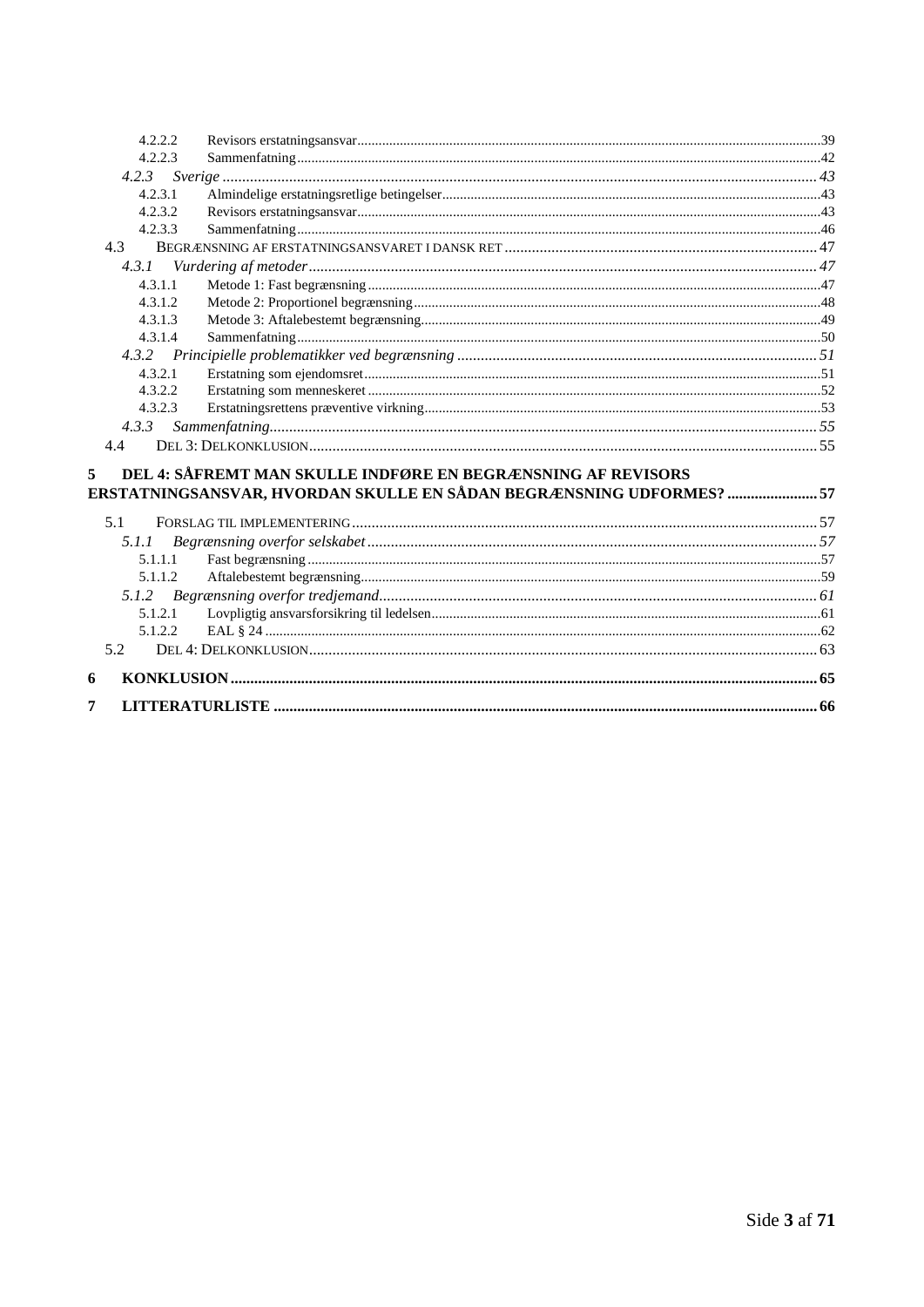4.2.2.2 Revisors erstatningsansvar ..... 39
4.2.2.3 Sammenfatning ..... 42
*4.2.3 Sverige* ..... *43*
4.2.3.1 Almindelige erstatningsretlige betingelser ..... 43
4.2.3.2 Revisors erstatningsansvar ..... 43
4.2.3.3 Sammenfatning ..... 46
4.3 BEGRÆNSNING AF ERSTATNINGSANSVARET I DANSK RET ..... 47
*4.3.1 Vurdering af metoder* ..... *47*
4.3.1.1 Metode 1: Fast begrænsning ..... 47
4.3.1.2 Metode 2: Proportionel begrænsning ..... 48
4.3.1.3 Metode 3: Aftalebestemt begrænsning ..... 49
4.3.1.4 Sammenfatning ..... 50
*4.3.2 Principielle problematikker ved begrænsning* ..... *51*
4.3.2.1 Erstatning som ejendomsret ..... 51
4.3.2.2 Erstatning som menneskeret ..... 52
4.3.2.3 Erstatningsrettens præventive virkning ..... 53
*4.3.3 Sammenfatning* ..... *55*
4.4 DEL 3: DELKONKLUSION ..... 55

**5 DEL 4: SÅFREMT MAN SKULLE INDFØRE EN BEGRÆNSNING AF REVISORS ERSTATNINGSANSVAR, HVORDAN SKULLE EN SÅDAN BEGRÆNSNING UDFORMES? ..... 57**

5.1 FORSLAG TIL IMPLEMENTERING ..... 57
*5.1.1 Begrænsning overfor selskabet* ..... *57*
5.1.1.1 Fast begrænsning ..... 57
5.1.1.2 Aftalebestemt begrænsning ..... 59
*5.1.2 Begrænsning overfor tredjemand* ..... *61*
5.1.2.1 Lovpligtig ansvarsforsikring til ledelsen ..... 61
5.1.2.2 EAL § 24 ..... 62
5.2 DEL 4: DELKONKLUSION ..... 63

**6 KONKLUSION ..... 65**

**7 LITTERATURLISTE ..... 66**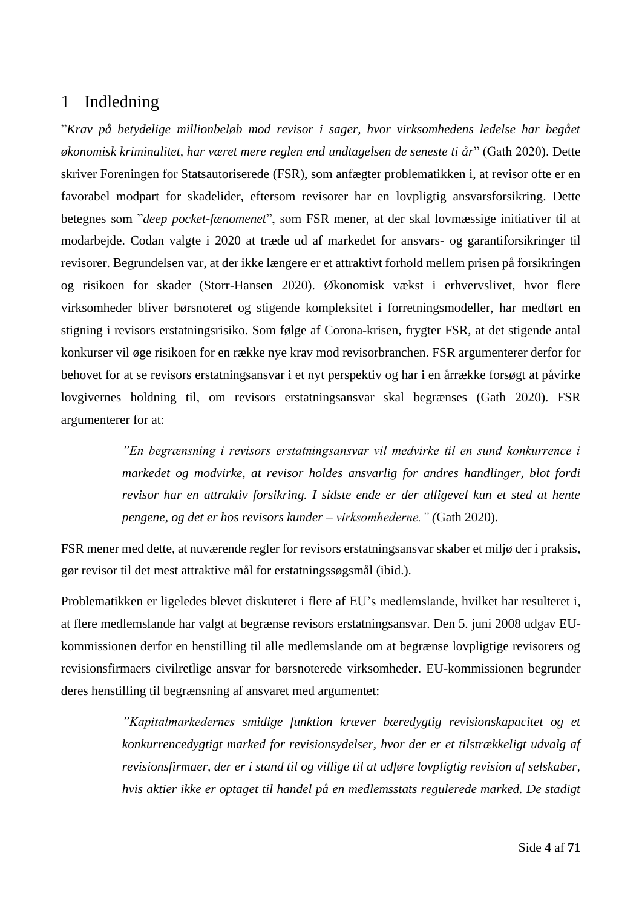# 1 Indledning

"*Krav på betydelige millionbeløb mod revisor i sager, hvor virksomhedens ledelse har begået økonomisk kriminalitet, har været mere reglen end undtagelsen de seneste ti år*" (Gath 2020). Dette skriver Foreningen for Statsautoriserede (FSR), som anfægter problematikken i, at revisor ofte er en favorabel modpart for skadelider, eftersom revisorer har en lovpligtig ansvarsforsikring. Dette betegnes som "*deep pocket-fænomenet*", som FSR mener, at der skal lovmæssige initiativer til at modarbejde. Codan valgte i 2020 at træde ud af markedet for ansvars- og garantiforsikringer til revisorer. Begrundelsen var, at der ikke længere er et attraktivt forhold mellem prisen på forsikringen og risikoen for skader (Storr-Hansen 2020). Økonomisk vækst i erhvervslivet, hvor flere virksomheder bliver børsnoteret og stigende kompleksitet i forretningsmodeller, har medført en stigning i revisors erstatningsrisiko. Som følge af Corona-krisen, frygter FSR, at det stigende antal konkurser vil øge risikoen for en række nye krav mod revisorbranchen. FSR argumenterer derfor for behovet for at se revisors erstatningsansvar i et nyt perspektiv og har i en årrække forsøgt at påvirke lovgivernes holdning til, om revisors erstatningsansvar skal begrænses (Gath 2020). FSR argumenterer for at:

> *"En begrænsning i revisors erstatningsansvar vil medvirke til en sund konkurrence i markedet og modvirke, at revisor holdes ansvarlig for andres handlinger, blot fordi revisor har en attraktiv forsikring. I sidste ende er der alligevel kun et sted at hente pengene, og det er hos revisors kunder – virksomhederne." (*Gath 2020).

FSR mener med dette, at nuværende regler for revisors erstatningsansvar skaber et miljø der i praksis, gør revisor til det mest attraktive mål for erstatningssøgsmål (ibid.).

Problematikken er ligeledes blevet diskuteret i flere af EU's medlemslande, hvilket har resulteret i, at flere medlemslande har valgt at begrænse revisors erstatningsansvar. Den 5. juni 2008 udgav EU-kommissionen derfor en henstilling til alle medlemslande om at begrænse lovpligtige revisorers og revisionsfirmaers civilretlige ansvar for børsnoterede virksomheder. EU-kommissionen begrunder deres henstilling til begrænsning af ansvaret med argumentet:

> *"Kapitalmarkedernes smidige funktion kræver bæredygtig revisionskapacitet og et konkurrencedygtigt marked for revisionsydelser, hvor der er et tilstrækkeligt udvalg af revisionsfirmaer, der er i stand til og villige til at udføre lovpligtig revision af selskaber, hvis aktier ikke er optaget til handel på en medlemsstats regulerede marked. De stadigt*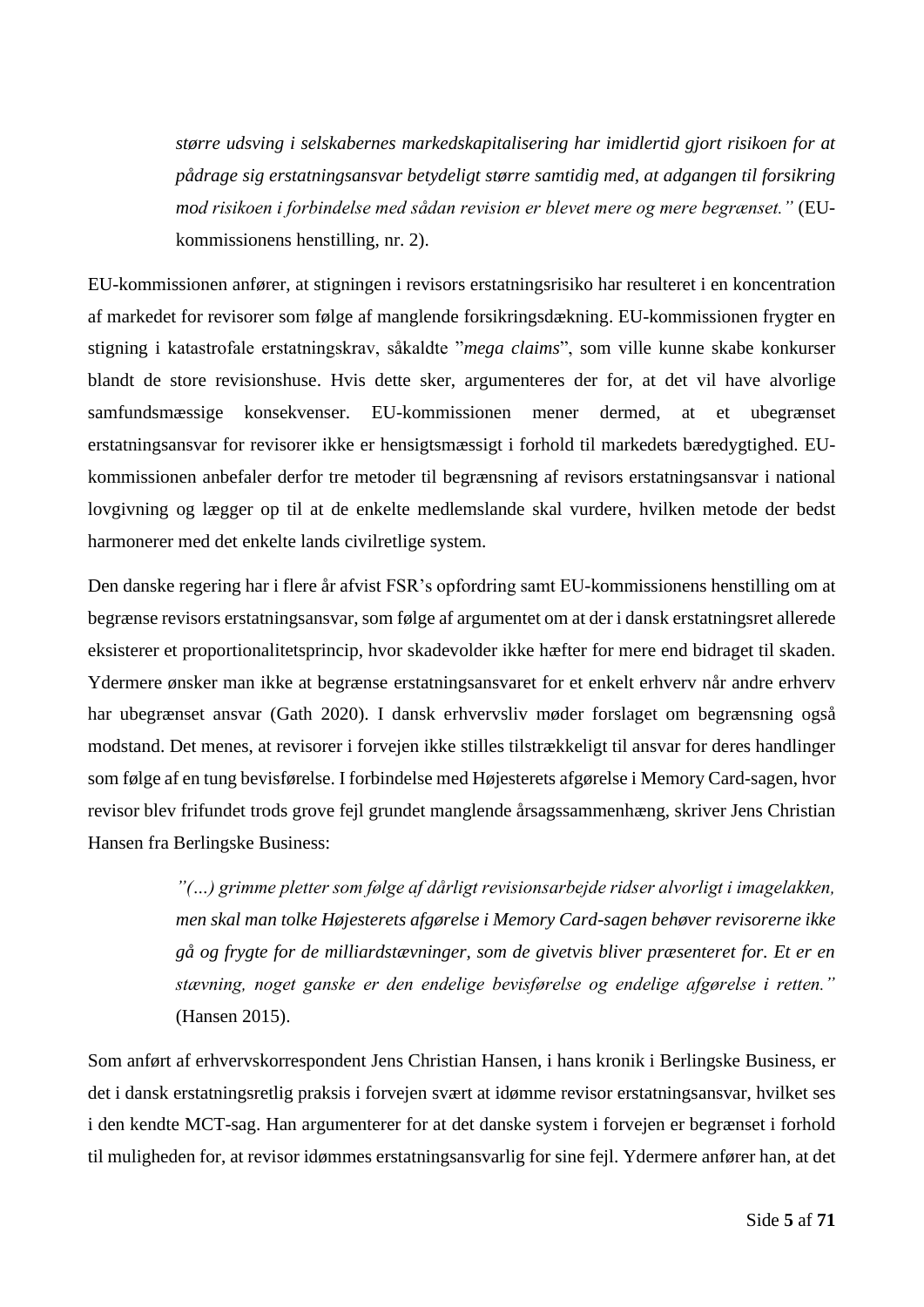> *større udsving i selskabernes markedskapitalisering har imidlertid gjort risikoen for at pådrage sig erstatningsansvar betydeligt større samtidig med, at adgangen til forsikring mod risikoen i forbindelse med sådan revision er blevet mere og mere begrænset."* (EU-kommissionens henstilling, nr. 2).

EU-kommissionen anfører, at stigningen i revisors erstatningsrisiko har resulteret i en koncentration af markedet for revisorer som følge af manglende forsikringsdækning. EU-kommissionen frygter en stigning i katastrofale erstatningskrav, såkaldte "*mega claims*", som ville kunne skabe konkurser blandt de store revisionshuse. Hvis dette sker, argumenteres der for, at det vil have alvorlige samfundsmæssige konsekvenser. EU-kommissionen mener dermed, at et ubegrænset erstatningsansvar for revisorer ikke er hensigtsmæssigt i forhold til markedets bæredygtighed. EU-kommissionen anbefaler derfor tre metoder til begrænsning af revisors erstatningsansvar i national lovgivning og lægger op til at de enkelte medlemslande skal vurdere, hvilken metode der bedst harmonerer med det enkelte lands civilretlige system.

Den danske regering har i flere år afvist FSR's opfordring samt EU-kommissionens henstilling om at begrænse revisors erstatningsansvar, som følge af argumentet om at der i dansk erstatningsret allerede eksisterer et proportionalitetsprincip, hvor skadevolder ikke hæfter for mere end bidraget til skaden. Ydermere ønsker man ikke at begrænse erstatningsansvaret for et enkelt erhverv når andre erhverv har ubegrænset ansvar (Gath 2020). I dansk erhvervsliv møder forslaget om begrænsning også modstand. Det menes, at revisorer i forvejen ikke stilles tilstrækkeligt til ansvar for deres handlinger som følge af en tung bevisførelse. I forbindelse med Højesterets afgørelse i Memory Card-sagen, hvor revisor blev frifundet trods grove fejl grundet manglende årsagssammenhæng, skriver Jens Christian Hansen fra Berlingske Business:

> *"(…) grimme pletter som følge af dårligt revisionsarbejde ridser alvorligt i imagelakken, men skal man tolke Højesterets afgørelse i Memory Card-sagen behøver revisorerne ikke gå og frygte for de milliardstævninger, som de givetvis bliver præsenteret for. Et er en stævning, noget ganske er den endelige bevisførelse og endelige afgørelse i retten."* (Hansen 2015).

Som anført af erhvervskorrespondent Jens Christian Hansen, i hans kronik i Berlingske Business, er det i dansk erstatningsretlig praksis i forvejen svært at idømme revisor erstatningsansvar, hvilket ses i den kendte MCT-sag. Han argumenterer for at det danske system i forvejen er begrænset i forhold til muligheden for, at revisor idømmes erstatningsansvarlig for sine fejl. Ydermere anfører han, at det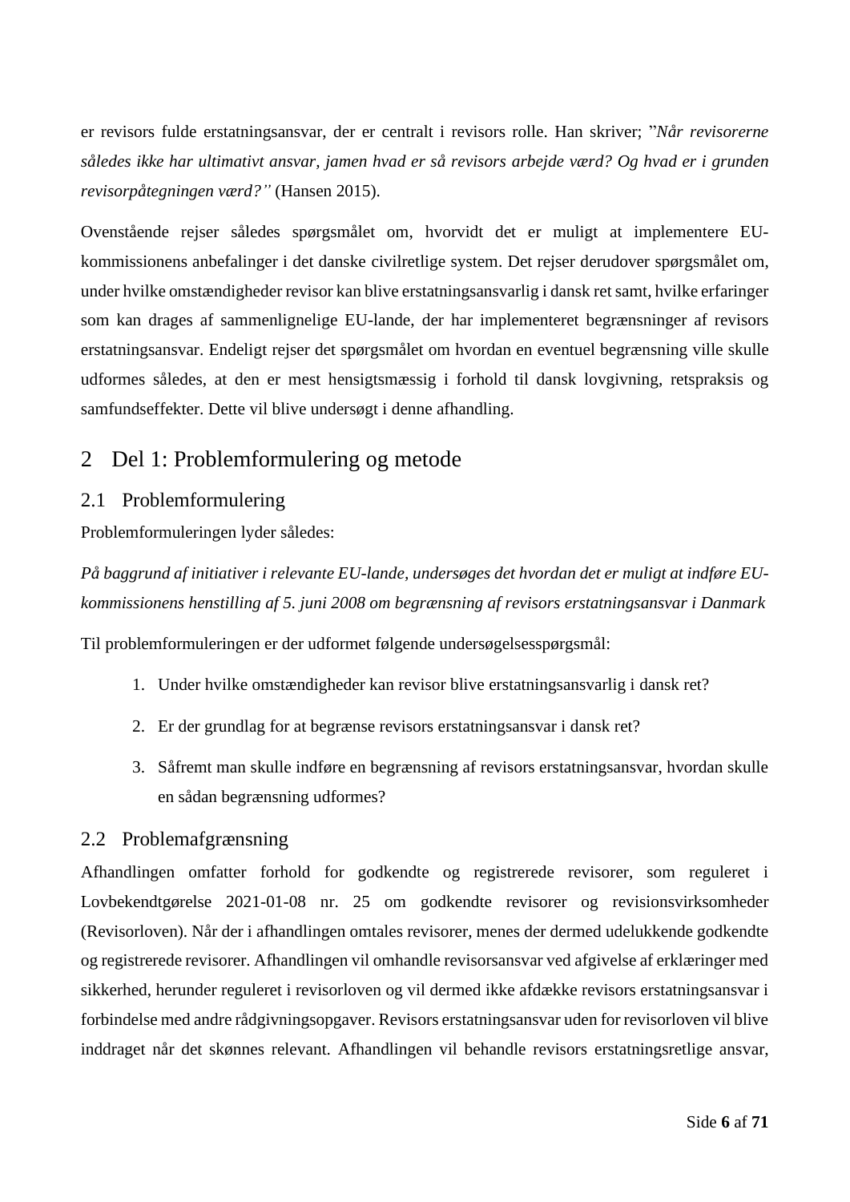er revisors fulde erstatningsansvar, der er centralt i revisors rolle. Han skriver; "*Når revisorerne således ikke har ultimativt ansvar, jamen hvad er så revisors arbejde værd? Og hvad er i grunden revisorpåtegningen værd?"* (Hansen 2015).

Ovenstående rejser således spørgsmålet om, hvorvidt det er muligt at implementere EU-kommissionens anbefalinger i det danske civilretlige system. Det rejser derudover spørgsmålet om, under hvilke omstændigheder revisor kan blive erstatningsansvarlig i dansk ret samt, hvilke erfaringer som kan drages af sammenlignelige EU-lande, der har implementeret begrænsninger af revisors erstatningsansvar. Endeligt rejser det spørgsmålet om hvordan en eventuel begrænsning ville skulle udformes således, at den er mest hensigtsmæssig i forhold til dansk lovgivning, retspraksis og samfundseffekter. Dette vil blive undersøgt i denne afhandling.

# 2 Del 1: Problemformulering og metode

## 2.1 Problemformulering

Problemformuleringen lyder således:

*På baggrund af initiativer i relevante EU-lande, undersøges det hvordan det er muligt at indføre EU-kommissionens henstilling af 5. juni 2008 om begrænsning af revisors erstatningsansvar i Danmark*

Til problemformuleringen er der udformet følgende undersøgelsesspørgsmål:

1. Under hvilke omstændigheder kan revisor blive erstatningsansvarlig i dansk ret?
2. Er der grundlag for at begrænse revisors erstatningsansvar i dansk ret?
3. Såfremt man skulle indføre en begrænsning af revisors erstatningsansvar, hvordan skulle en sådan begrænsning udformes?

## 2.2 Problemafgrænsning

Afhandlingen omfatter forhold for godkendte og registrerede revisorer, som reguleret i Lovbekendtgørelse 2021-01-08 nr. 25 om godkendte revisorer og revisionsvirksomheder (Revisorloven). Når der i afhandlingen omtales revisorer, menes der dermed udelukkende godkendte og registrerede revisorer. Afhandlingen vil omhandle revisorsansvar ved afgivelse af erklæringer med sikkerhed, herunder reguleret i revisorloven og vil dermed ikke afdække revisors erstatningsansvar i forbindelse med andre rådgivningsopgaver. Revisors erstatningsansvar uden for revisorloven vil blive inddraget når det skønnes relevant. Afhandlingen vil behandle revisors erstatningsretlige ansvar,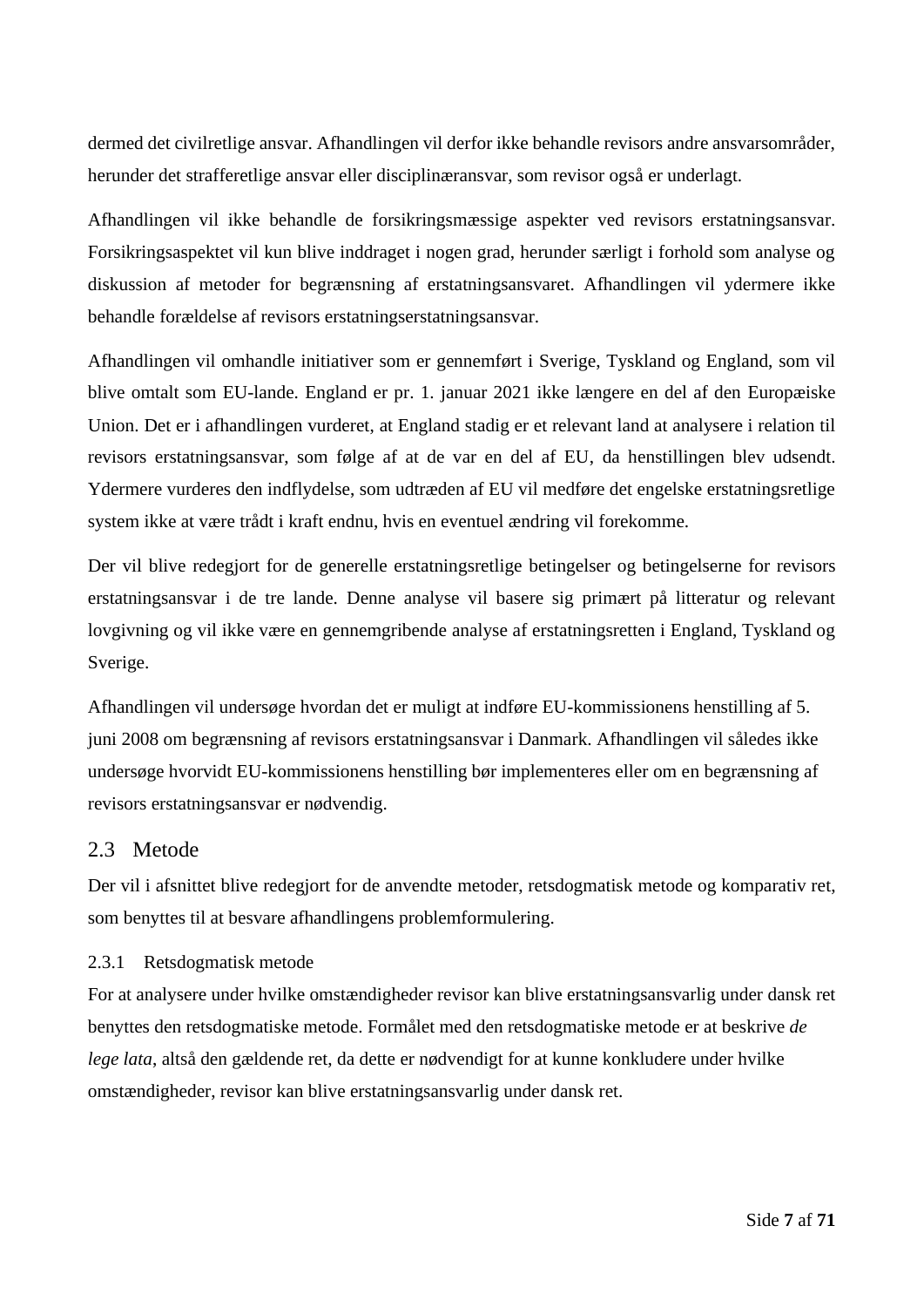dermed det civilretlige ansvar. Afhandlingen vil derfor ikke behandle revisors andre ansvarsområder, herunder det strafferetlige ansvar eller disciplinæransvar, som revisor også er underlagt.

Afhandlingen vil ikke behandle de forsikringsmæssige aspekter ved revisors erstatningsansvar. Forsikringsaspektet vil kun blive inddraget i nogen grad, herunder særligt i forhold som analyse og diskussion af metoder for begrænsning af erstatningsansvaret. Afhandlingen vil ydermere ikke behandle forældelse af revisors erstatningserstatningsansvar.

Afhandlingen vil omhandle initiativer som er gennemført i Sverige, Tyskland og England, som vil blive omtalt som EU-lande. England er pr. 1. januar 2021 ikke længere en del af den Europæiske Union. Det er i afhandlingen vurderet, at England stadig er et relevant land at analysere i relation til revisors erstatningsansvar, som følge af at de var en del af EU, da henstillingen blev udsendt. Ydermere vurderes den indflydelse, som udtræden af EU vil medføre det engelske erstatningsretlige system ikke at være trådt i kraft endnu, hvis en eventuel ændring vil forekomme.

Der vil blive redegjort for de generelle erstatningsretlige betingelser og betingelserne for revisors erstatningsansvar i de tre lande. Denne analyse vil basere sig primært på litteratur og relevant lovgivning og vil ikke være en gennemgribende analyse af erstatningsretten i England, Tyskland og Sverige.

Afhandlingen vil undersøge hvordan det er muligt at indføre EU-kommissionens henstilling af 5. juni 2008 om begrænsning af revisors erstatningsansvar i Danmark. Afhandlingen vil således ikke undersøge hvorvidt EU-kommissionens henstilling bør implementeres eller om en begrænsning af revisors erstatningsansvar er nødvendig.

## 2.3 Metode

Der vil i afsnittet blive redegjort for de anvendte metoder, retsdogmatisk metode og komparativ ret, som benyttes til at besvare afhandlingens problemformulering.

### 2.3.1 Retsdogmatisk metode

For at analysere under hvilke omstændigheder revisor kan blive erstatningsansvarlig under dansk ret benyttes den retsdogmatiske metode. Formålet med den retsdogmatiske metode er at beskrive *de lege lata*, altså den gældende ret, da dette er nødvendigt for at kunne konkludere under hvilke omstændigheder, revisor kan blive erstatningsansvarlig under dansk ret.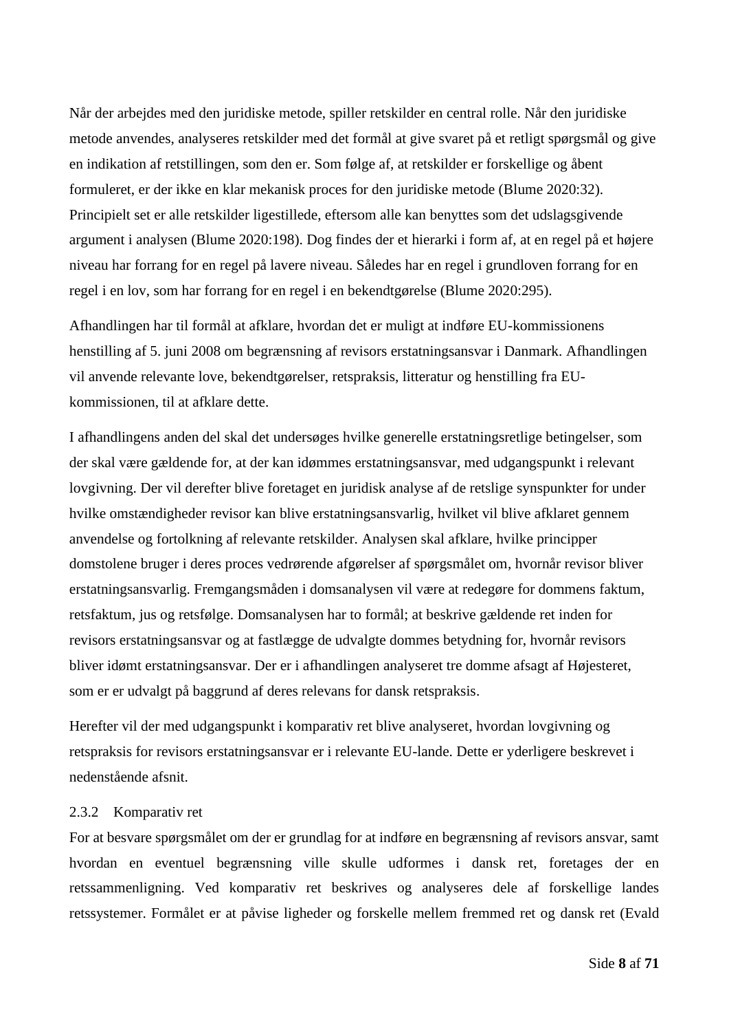Når der arbejdes med den juridiske metode, spiller retskilder en central rolle. Når den juridiske metode anvendes, analyseres retskilder med det formål at give svaret på et retligt spørgsmål og give en indikation af retstillingen, som den er. Som følge af, at retskilder er forskellige og åbent formuleret, er der ikke en klar mekanisk proces for den juridiske metode (Blume 2020:32). Principielt set er alle retskilder ligestillede, eftersom alle kan benyttes som det udslagsgivende argument i analysen (Blume 2020:198). Dog findes der et hierarki i form af, at en regel på et højere niveau har forrang for en regel på lavere niveau. Således har en regel i grundloven forrang for en regel i en lov, som har forrang for en regel i en bekendtgørelse (Blume 2020:295).

Afhandlingen har til formål at afklare, hvordan det er muligt at indføre EU-kommissionens henstilling af 5. juni 2008 om begrænsning af revisors erstatningsansvar i Danmark. Afhandlingen vil anvende relevante love, bekendtgørelser, retspraksis, litteratur og henstilling fra EU-kommissionen, til at afklare dette.

I afhandlingens anden del skal det undersøges hvilke generelle erstatningsretlige betingelser, som der skal være gældende for, at der kan idømmes erstatningsansvar, med udgangspunkt i relevant lovgivning. Der vil derefter blive foretaget en juridisk analyse af de retslige synspunkter for under hvilke omstændigheder revisor kan blive erstatningsansvarlig, hvilket vil blive afklaret gennem anvendelse og fortolkning af relevante retskilder. Analysen skal afklare, hvilke principper domstolene bruger i deres proces vedrørende afgørelser af spørgsmålet om, hvornår revisor bliver erstatningsansvarlig. Fremgangsmåden i domsanalysen vil være at redegøre for dommens faktum, retsfaktum, jus og retsfølge. Domsanalysen har to formål; at beskrive gældende ret inden for revisors erstatningsansvar og at fastlægge de udvalgte dommes betydning for, hvornår revisors bliver idømt erstatningsansvar. Der er i afhandlingen analyseret tre domme afsagt af Højesteret, som er er udvalgt på baggrund af deres relevans for dansk retspraksis.

Herefter vil der med udgangspunkt i komparativ ret blive analyseret, hvordan lovgivning og retspraksis for revisors erstatningsansvar er i relevante EU-lande. Dette er yderligere beskrevet i nedenstående afsnit.

### 2.3.2 Komparativ ret

For at besvare spørgsmålet om der er grundlag for at indføre en begrænsning af revisors ansvar, samt hvordan en eventuel begrænsning ville skulle udformes i dansk ret, foretages der en retssammenligning. Ved komparativ ret beskrives og analyseres dele af forskellige landes retssystemer. Formålet er at påvise ligheder og forskelle mellem fremmed ret og dansk ret (Evald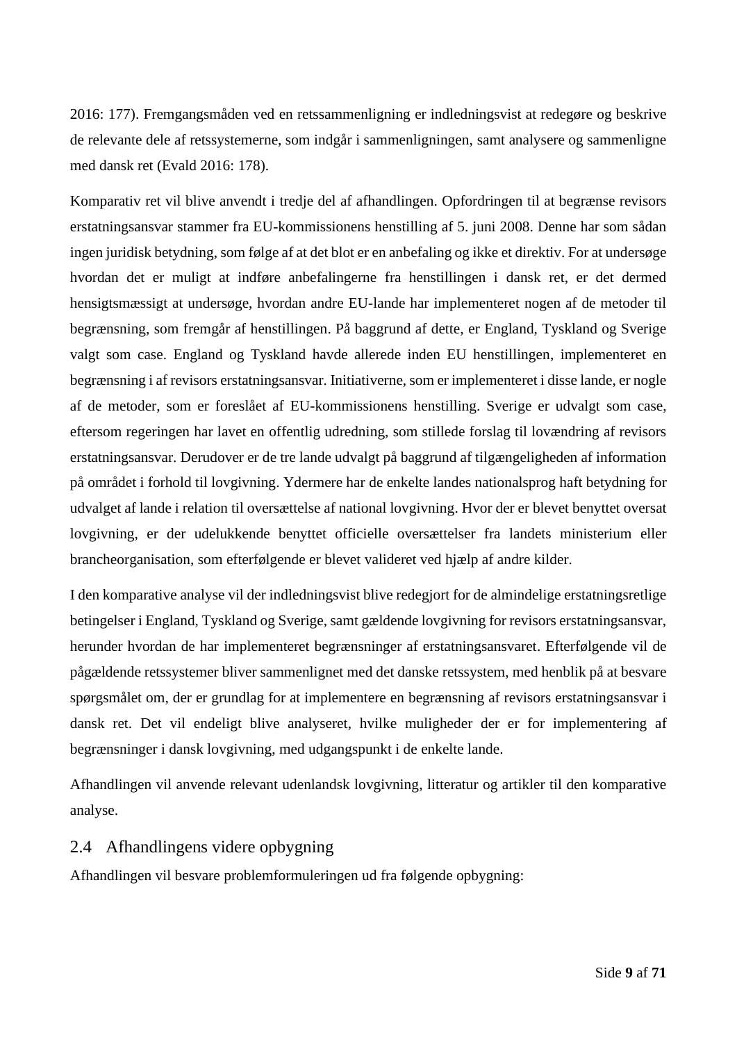2016: 177). Fremgangsmåden ved en retssammenligning er indledningsvist at redegøre og beskrive de relevante dele af retssystemerne, som indgår i sammenligningen, samt analysere og sammenligne med dansk ret (Evald 2016: 178).

Komparativ ret vil blive anvendt i tredje del af afhandlingen. Opfordringen til at begrænse revisors erstatningsansvar stammer fra EU-kommissionens henstilling af 5. juni 2008. Denne har som sådan ingen juridisk betydning, som følge af at det blot er en anbefaling og ikke et direktiv. For at undersøge hvordan det er muligt at indføre anbefalingerne fra henstillingen i dansk ret, er det dermed hensigtsmæssigt at undersøge, hvordan andre EU-lande har implementeret nogen af de metoder til begrænsning, som fremgår af henstillingen. På baggrund af dette, er England, Tyskland og Sverige valgt som case. England og Tyskland havde allerede inden EU henstillingen, implementeret en begrænsning i af revisors erstatningsansvar. Initiativerne, som er implementeret i disse lande, er nogle af de metoder, som er foreslået af EU-kommissionens henstilling. Sverige er udvalgt som case, eftersom regeringen har lavet en offentlig udredning, som stillede forslag til lovændring af revisors erstatningsansvar. Derudover er de tre lande udvalgt på baggrund af tilgængeligheden af information på området i forhold til lovgivning. Ydermere har de enkelte landes nationalsprog haft betydning for udvalget af lande i relation til oversættelse af national lovgivning. Hvor der er blevet benyttet oversat lovgivning, er der udelukkende benyttet officielle oversættelser fra landets ministerium eller brancheorganisation, som efterfølgende er blevet valideret ved hjælp af andre kilder.

I den komparative analyse vil der indledningsvist blive redegjort for de almindelige erstatningsretlige betingelser i England, Tyskland og Sverige, samt gældende lovgivning for revisors erstatningsansvar, herunder hvordan de har implementeret begrænsninger af erstatningsansvaret. Efterfølgende vil de pågældende retssystemer bliver sammenlignet med det danske retssystem, med henblik på at besvare spørgsmålet om, der er grundlag for at implementere en begrænsning af revisors erstatningsansvar i dansk ret. Det vil endeligt blive analyseret, hvilke muligheder der er for implementering af begrænsninger i dansk lovgivning, med udgangspunkt i de enkelte lande.

Afhandlingen vil anvende relevant udenlandsk lovgivning, litteratur og artikler til den komparative analyse.

## 2.4 Afhandlingens videre opbygning

Afhandlingen vil besvare problemformuleringen ud fra følgende opbygning: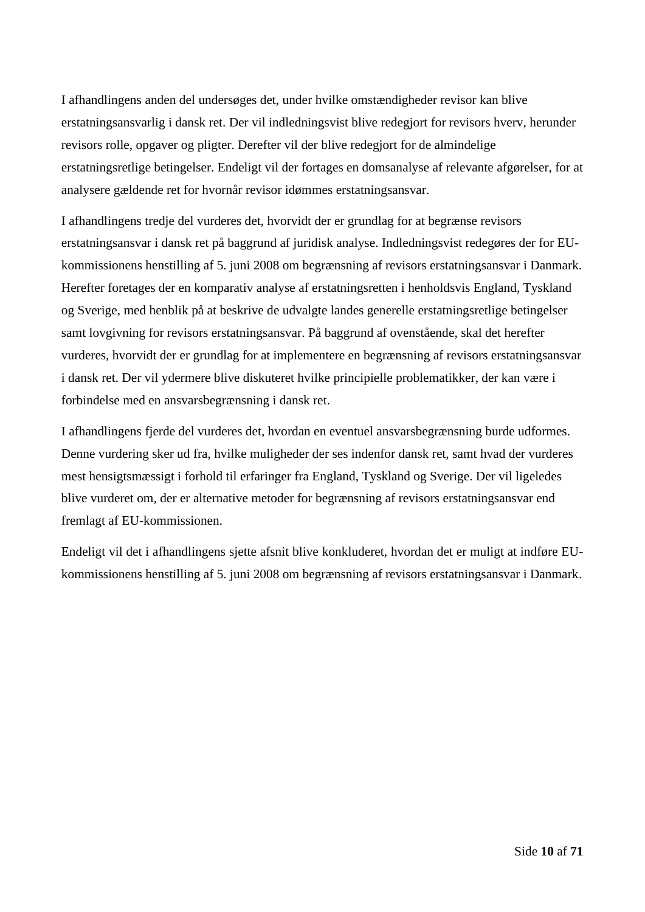I afhandlingens anden del undersøges det, under hvilke omstændigheder revisor kan blive erstatningsansvarlig i dansk ret. Der vil indledningsvist blive redegjort for revisors hverv, herunder revisors rolle, opgaver og pligter. Derefter vil der blive redegjort for de almindelige erstatningsretlige betingelser. Endeligt vil der fortages en domsanalyse af relevante afgørelser, for at analysere gældende ret for hvornår revisor idømmes erstatningsansvar.

I afhandlingens tredje del vurderes det, hvorvidt der er grundlag for at begrænse revisors erstatningsansvar i dansk ret på baggrund af juridisk analyse. Indledningsvist redegøres der for EU-kommissionens henstilling af 5. juni 2008 om begrænsning af revisors erstatningsansvar i Danmark. Herefter foretages der en komparativ analyse af erstatningsretten i henholdsvis England, Tyskland og Sverige, med henblik på at beskrive de udvalgte landes generelle erstatningsretlige betingelser samt lovgivning for revisors erstatningsansvar. På baggrund af ovenstående, skal det herefter vurderes, hvorvidt der er grundlag for at implementere en begrænsning af revisors erstatningsansvar i dansk ret. Der vil ydermere blive diskuteret hvilke principielle problematikker, der kan være i forbindelse med en ansvarsbegrænsning i dansk ret.

I afhandlingens fjerde del vurderes det, hvordan en eventuel ansvarsbegrænsning burde udformes. Denne vurdering sker ud fra, hvilke muligheder der ses indenfor dansk ret, samt hvad der vurderes mest hensigtsmæssigt i forhold til erfaringer fra England, Tyskland og Sverige. Der vil ligeledes blive vurderet om, der er alternative metoder for begrænsning af revisors erstatningsansvar end fremlagt af EU-kommissionen.

Endeligt vil det i afhandlingens sjette afsnit blive konkluderet, hvordan det er muligt at indføre EU-kommissionens henstilling af 5. juni 2008 om begrænsning af revisors erstatningsansvar i Danmark.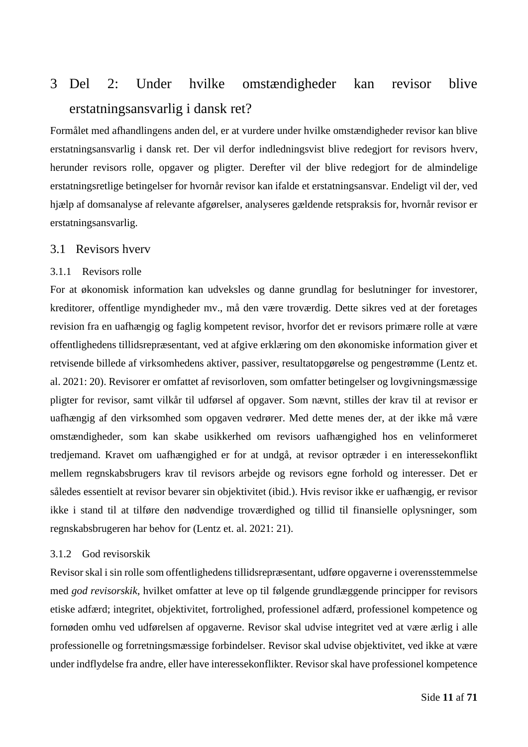# 3 Del 2: Under hvilke omstændigheder kan revisor blive erstatningsansvarlig i dansk ret?

Formålet med afhandlingens anden del, er at vurdere under hvilke omstændigheder revisor kan blive erstatningsansvarlig i dansk ret. Der vil derfor indledningsvist blive redegjort for revisors hverv, herunder revisors rolle, opgaver og pligter. Derefter vil der blive redegjort for de almindelige erstatningsretlige betingelser for hvornår revisor kan ifalde et erstatningsansvar. Endeligt vil der, ved hjælp af domsanalyse af relevante afgørelser, analyseres gældende retspraksis for, hvornår revisor er erstatningsansvarlig.

## 3.1 Revisors hverv

### 3.1.1 Revisors rolle

For at økonomisk information kan udveksles og danne grundlag for beslutninger for investorer, kreditorer, offentlige myndigheder mv., må den være troværdig. Dette sikres ved at der foretages revision fra en uafhængig og faglig kompetent revisor, hvorfor det er revisors primære rolle at være offentlighedens tillidsrepræsentant, ved at afgive erklæring om den økonomiske information giver et retvisende billede af virksomhedens aktiver, passiver, resultatopgørelse og pengestrømme (Lentz et. al. 2021: 20). Revisorer er omfattet af revisorloven, som omfatter betingelser og lovgivningsmæssige pligter for revisor, samt vilkår til udførsel af opgaver. Som nævnt, stilles der krav til at revisor er uafhængig af den virksomhed som opgaven vedrører. Med dette menes der, at der ikke må være omstændigheder, som kan skabe usikkerhed om revisors uafhængighed hos en velinformeret tredjemand. Kravet om uafhængighed er for at undgå, at revisor optræder i en interessekonflikt mellem regnskabsbrugers krav til revisors arbejde og revisors egne forhold og interesser. Det er således essentielt at revisor bevarer sin objektivitet (ibid.). Hvis revisor ikke er uafhængig, er revisor ikke i stand til at tilføre den nødvendige troværdighed og tillid til finansielle oplysninger, som regnskabsbrugeren har behov for (Lentz et. al. 2021: 21).

### 3.1.2 God revisorskik

Revisor skal i sin rolle som offentlighedens tillidsrepræsentant, udføre opgaverne i overensstemmelse med *god revisorskik*, hvilket omfatter at leve op til følgende grundlæggende principper for revisors etiske adfærd; integritet, objektivitet, fortrolighed, professionel adfærd, professionel kompetence og fornøden omhu ved udførelsen af opgaverne. Revisor skal udvise integritet ved at være ærlig i alle professionelle og forretningsmæssige forbindelser. Revisor skal udvise objektivitet, ved ikke at være under indflydelse fra andre, eller have interessekonflikter. Revisor skal have professionel kompetence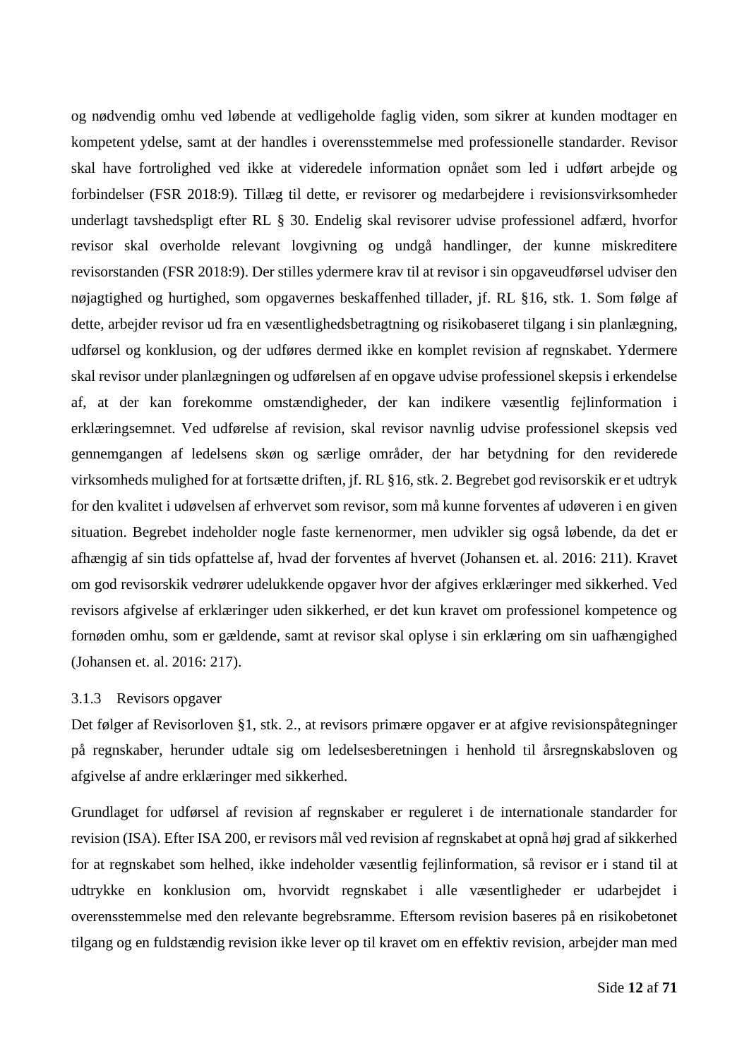og nødvendig omhu ved løbende at vedligeholde faglig viden, som sikrer at kunden modtager en kompetent ydelse, samt at der handles i overensstemmelse med professionelle standarder. Revisor skal have fortrolighed ved ikke at videredele information opnået som led i udført arbejde og forbindelser (FSR 2018:9). Tillæg til dette, er revisorer og medarbejdere i revisionsvirksomheder underlagt tavshedspligt efter RL § 30. Endelig skal revisorer udvise professionel adfærd, hvorfor revisor skal overholde relevant lovgivning og undgå handlinger, der kunne miskreditere revisorstanden (FSR 2018:9). Der stilles ydermere krav til at revisor i sin opgaveudførsel udviser den nøjagtighed og hurtighed, som opgavernes beskaffenhed tillader, jf. RL §16, stk. 1. Som følge af dette, arbejder revisor ud fra en væsentlighedsbetragtning og risikobaseret tilgang i sin planlægning, udførsel og konklusion, og der udføres dermed ikke en komplet revision af regnskabet. Ydermere skal revisor under planlægningen og udførelsen af en opgave udvise professionel skepsis i erkendelse af, at der kan forekomme omstændigheder, der kan indikere væsentlig fejlinformation i erklæringsemnet. Ved udførelse af revision, skal revisor navnlig udvise professionel skepsis ved gennemgangen af ledelsens skøn og særlige områder, der har betydning for den reviderede virksomheds mulighed for at fortsætte driften, jf. RL §16, stk. 2. Begrebet god revisorskik er et udtryk for den kvalitet i udøvelsen af erhvervet som revisor, som må kunne forventes af udøveren i en given situation. Begrebet indeholder nogle faste kernenormer, men udvikler sig også løbende, da det er afhængig af sin tids opfattelse af, hvad der forventes af hvervet (Johansen et. al. 2016: 211). Kravet om god revisorskik vedrører udelukkende opgaver hvor der afgives erklæringer med sikkerhed. Ved revisors afgivelse af erklæringer uden sikkerhed, er det kun kravet om professionel kompetence og fornøden omhu, som er gældende, samt at revisor skal oplyse i sin erklæring om sin uafhængighed (Johansen et. al. 2016: 217).

### 3.1.3 Revisors opgaver

Det følger af Revisorloven §1, stk. 2., at revisors primære opgaver er at afgive revisionspåtegninger på regnskaber, herunder udtale sig om ledelsesberetningen i henhold til årsregnskabsloven og afgivelse af andre erklæringer med sikkerhed.

Grundlaget for udførsel af revision af regnskaber er reguleret i de internationale standarder for revision (ISA). Efter ISA 200, er revisors mål ved revision af regnskabet at opnå høj grad af sikkerhed for at regnskabet som helhed, ikke indeholder væsentlig fejlinformation, så revisor er i stand til at udtrykke en konklusion om, hvorvidt regnskabet i alle væsentligheder er udarbejdet i overensstemmelse med den relevante begrebsramme. Eftersom revision baseres på en risikobetonet tilgang og en fuldstændig revision ikke lever op til kravet om en effektiv revision, arbejder man med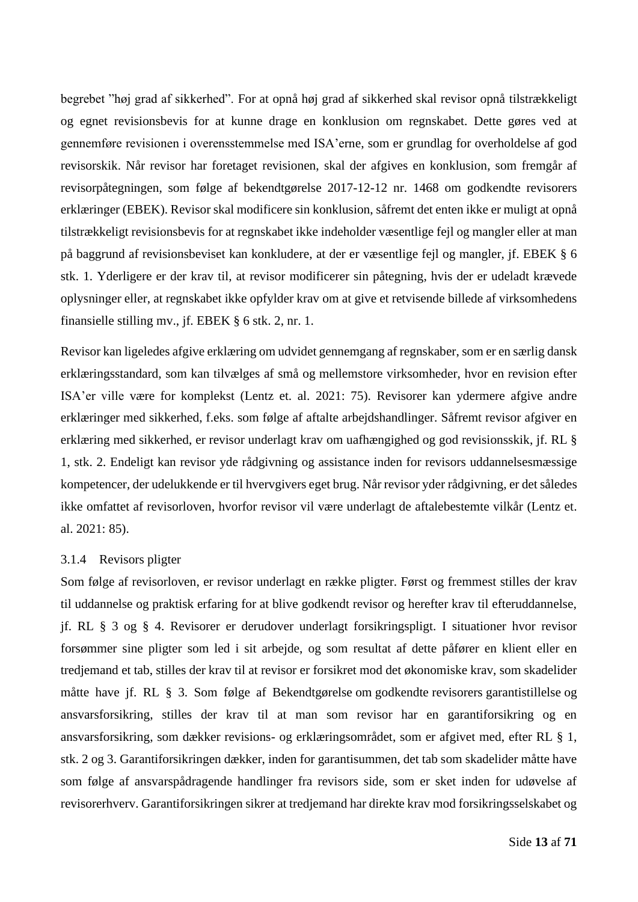begrebet "høj grad af sikkerhed". For at opnå høj grad af sikkerhed skal revisor opnå tilstrækkeligt og egnet revisionsbevis for at kunne drage en konklusion om regnskabet. Dette gøres ved at gennemføre revisionen i overensstemmelse med ISA'erne, som er grundlag for overholdelse af god revisorskik. Når revisor har foretaget revisionen, skal der afgives en konklusion, som fremgår af revisorpåtegningen, som følge af bekendtgørelse 2017-12-12 nr. 1468 om godkendte revisorers erklæringer (EBEK). Revisor skal modificere sin konklusion, såfremt det enten ikke er muligt at opnå tilstrækkeligt revisionsbevis for at regnskabet ikke indeholder væsentlige fejl og mangler eller at man på baggrund af revisionsbeviset kan konkludere, at der er væsentlige fejl og mangler, jf. EBEK § 6 stk. 1. Yderligere er der krav til, at revisor modificerer sin påtegning, hvis der er udeladt krævede oplysninger eller, at regnskabet ikke opfylder krav om at give et retvisende billede af virksomhedens finansielle stilling mv., jf. EBEK § 6 stk. 2, nr. 1.

Revisor kan ligeledes afgive erklæring om udvidet gennemgang af regnskaber, som er en særlig dansk erklæringsstandard, som kan tilvælges af små og mellemstore virksomheder, hvor en revision efter ISA'er ville være for komplekst (Lentz et. al. 2021: 75). Revisorer kan ydermere afgive andre erklæringer med sikkerhed, f.eks. som følge af aftalte arbejdshandlinger. Såfremt revisor afgiver en erklæring med sikkerhed, er revisor underlagt krav om uafhængighed og god revisionsskik, jf. RL § 1, stk. 2. Endeligt kan revisor yde rådgivning og assistance inden for revisors uddannelsesmæssige kompetencer, der udelukkende er til hvervgivers eget brug. Når revisor yder rådgivning, er det således ikke omfattet af revisorloven, hvorfor revisor vil være underlagt de aftalebestemte vilkår (Lentz et. al. 2021: 85).

### 3.1.4 Revisors pligter

Som følge af revisorloven, er revisor underlagt en række pligter. Først og fremmest stilles der krav til uddannelse og praktisk erfaring for at blive godkendt revisor og herefter krav til efteruddannelse, jf. RL § 3 og § 4. Revisorer er derudover underlagt forsikringspligt. I situationer hvor revisor forsømmer sine pligter som led i sit arbejde, og som resultat af dette påfører en klient eller en tredjemand et tab, stilles der krav til at revisor er forsikret mod det økonomiske krav, som skadelider måtte have jf. RL § 3. Som følge af Bekendtgørelse om godkendte revisorers garantistillelse og ansvarsforsikring, stilles der krav til at man som revisor har en garantiforsikring og en ansvarsforsikring, som dækker revisions- og erklæringsområdet, som er afgivet med, efter RL § 1, stk. 2 og 3. Garantiforsikringen dækker, inden for garantisummen, det tab som skadelider måtte have som følge af ansvarspådragende handlinger fra revisors side, som er sket inden for udøvelse af revisorerhverv. Garantiforsikringen sikrer at tredjemand har direkte krav mod forsikringsselskabet og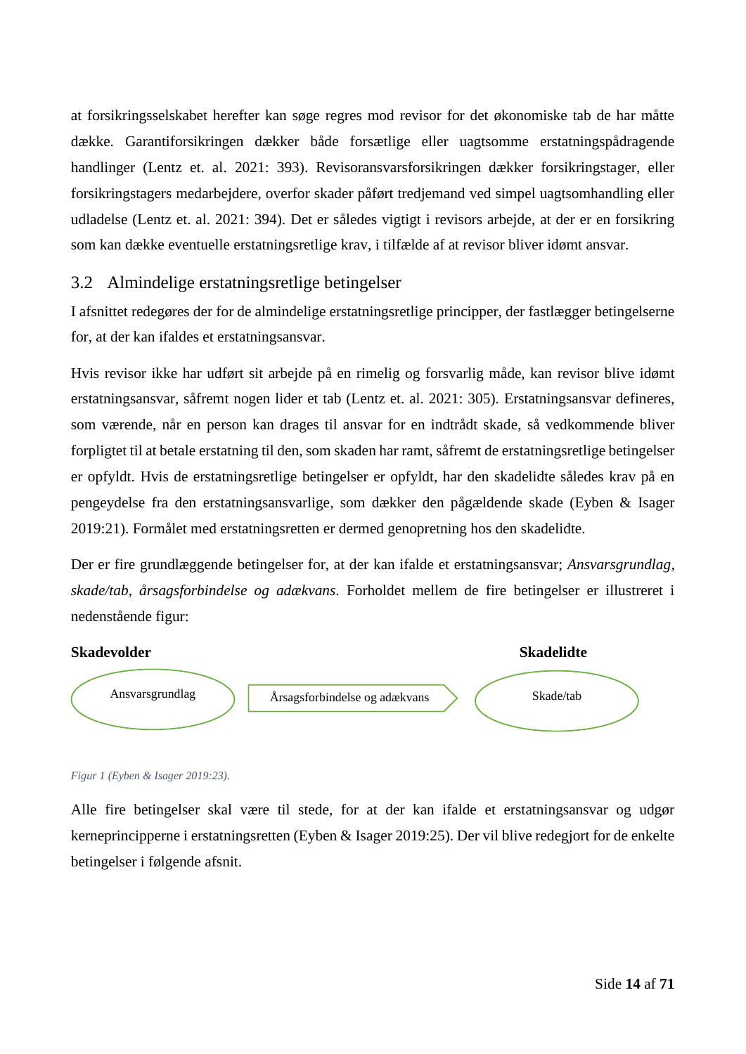at forsikringsselskabet herefter kan søge regres mod revisor for det økonomiske tab de har måtte dække. Garantiforsikringen dækker både forsætlige eller uagtsomme erstatningspådragende handlinger (Lentz et. al. 2021: 393). Revisoransvarsforsikringen dækker forsikringstager, eller forsikringstagers medarbejdere, overfor skader påført tredjemand ved simpel uagtsomhandling eller udladelse (Lentz et. al. 2021: 394). Det er således vigtigt i revisors arbejde, at der er en forsikring som kan dække eventuelle erstatningsretlige krav, i tilfælde af at revisor bliver idømt ansvar.

## 3.2 Almindelige erstatningsretlige betingelser

I afsnittet redegøres der for de almindelige erstatningsretlige principper, der fastlægger betingelserne for, at der kan ifaldes et erstatningsansvar.

Hvis revisor ikke har udført sit arbejde på en rimelig og forsvarlig måde, kan revisor blive idømt erstatningsansvar, såfremt nogen lider et tab (Lentz et. al. 2021: 305). Erstatningsansvar defineres, som værende, når en person kan drages til ansvar for en indtrådt skade, så vedkommende bliver forpligtet til at betale erstatning til den, som skaden har ramt, såfremt de erstatningsretlige betingelser er opfyldt. Hvis de erstatningsretlige betingelser er opfyldt, har den skadelidte således krav på en pengeydelse fra den erstatningsansvarlige, som dækker den pågældende skade (Eyben & Isager 2019:21). Formålet med erstatningsretten er dermed genopretning hos den skadelidte.

Der er fire grundlæggende betingelser for, at der kan ifalde et erstatningsansvar; *Ansvarsgrundlag*, *skade/tab*, *årsagsforbindelse og adækvans*. Forholdet mellem de fire betingelser er illustreret i nedenstående figur:

**Skadevolder** | **Skadelidte**

Ansvarsgrundlag → Årsagsforbindelse og adækvans → Skade/tab

*Figur 1 (Eyben & Isager 2019:23).*

Alle fire betingelser skal være til stede, for at der kan ifalde et erstatningsansvar og udgør kerneprincipperne i erstatningsretten (Eyben & Isager 2019:25). Der vil blive redegjort for de enkelte betingelser i følgende afsnit.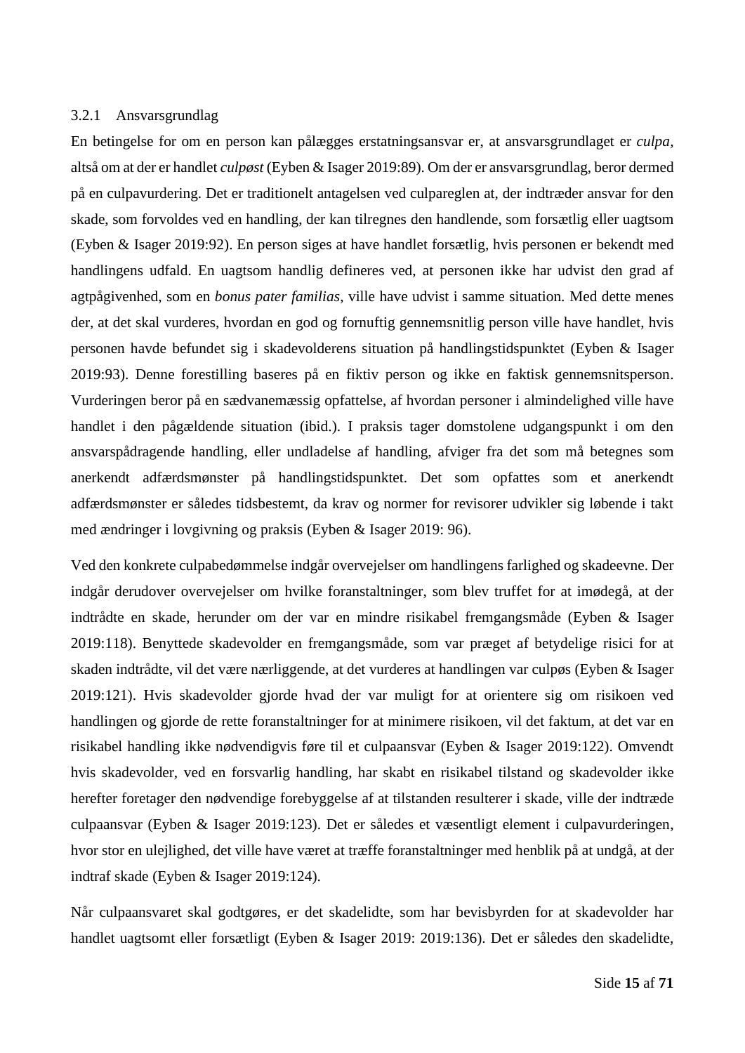### 3.2.1 Ansvarsgrundlag

En betingelse for om en person kan pålægges erstatningsansvar er, at ansvarsgrundlaget er *culpa*, altså om at der er handlet *culpøst* (Eyben & Isager 2019:89). Om der er ansvarsgrundlag, beror dermed på en culpavurdering. Det er traditionelt antagelsen ved culpareglen at, der indtræder ansvar for den skade, som forvoldes ved en handling, der kan tilregnes den handlende, som forsætlig eller uagtsom (Eyben & Isager 2019:92). En person siges at have handlet forsætlig, hvis personen er bekendt med handlingens udfald. En uagtsom handlig defineres ved, at personen ikke har udvist den grad af agtpågivenhed, som en *bonus pater familias*, ville have udvist i samme situation. Med dette menes der, at det skal vurderes, hvordan en god og fornuftig gennemsnitlig person ville have handlet, hvis personen havde befundet sig i skadevolderens situation på handlingstidspunktet (Eyben & Isager 2019:93). Denne forestilling baseres på en fiktiv person og ikke en faktisk gennemsnitsperson. Vurderingen beror på en sædvanemæssig opfattelse, af hvordan personer i almindelighed ville have handlet i den pågældende situation (ibid.). I praksis tager domstolene udgangspunkt i om den ansvarspådragende handling, eller undladelse af handling, afviger fra det som må betegnes som anerkendt adfærdsmønster på handlingstidspunktet. Det som opfattes som et anerkendt adfærdsmønster er således tidsbestemt, da krav og normer for revisorer udvikler sig løbende i takt med ændringer i lovgivning og praksis (Eyben & Isager 2019: 96).

Ved den konkrete culpabedømmelse indgår overvejelser om handlingens farlighed og skadeevne. Der indgår derudover overvejelser om hvilke foranstaltninger, som blev truffet for at imødegå, at der indtrådte en skade, herunder om der var en mindre risikabel fremgangsmåde (Eyben & Isager 2019:118). Benyttede skadevolder en fremgangsmåde, som var præget af betydelige risici for at skaden indtrådte, vil det være nærliggende, at det vurderes at handlingen var culpøs (Eyben & Isager 2019:121). Hvis skadevolder gjorde hvad der var muligt for at orientere sig om risikoen ved handlingen og gjorde de rette foranstaltninger for at minimere risikoen, vil det faktum, at det var en risikabel handling ikke nødvendigvis føre til et culpaansvar (Eyben & Isager 2019:122). Omvendt hvis skadevolder, ved en forsvarlig handling, har skabt en risikabel tilstand og skadevolder ikke herefter foretager den nødvendige forebyggelse af at tilstanden resulterer i skade, ville der indtræde culpaansvar (Eyben & Isager 2019:123). Det er således et væsentligt element i culpavurderingen, hvor stor en ulejlighed, det ville have været at træffe foranstaltninger med henblik på at undgå, at der indtraf skade (Eyben & Isager 2019:124).

Når culpaansvaret skal godtgøres, er det skadelidte, som har bevisbyrden for at skadevolder har handlet uagtsomt eller forsætligt (Eyben & Isager 2019: 2019:136). Det er således den skadelidte,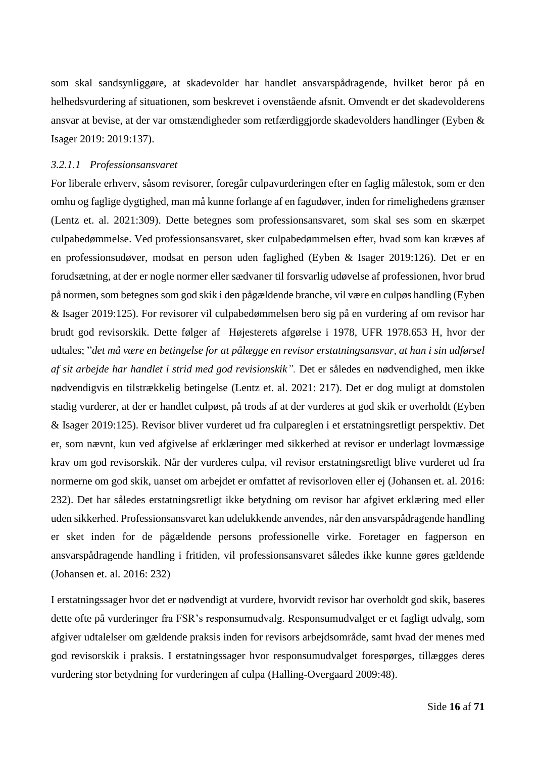som skal sandsynliggøre, at skadevolder har handlet ansvarspådragende, hvilket beror på en helhedsvurdering af situationen, som beskrevet i ovenstående afsnit. Omvendt er det skadevolderens ansvar at bevise, at der var omstændigheder som retfærdiggjorde skadevolders handlinger (Eyben & Isager 2019: 2019:137).

#### *3.2.1.1 Professionsansvaret*

For liberale erhverv, såsom revisorer, foregår culpavurderingen efter en faglig målestok, som er den omhu og faglige dygtighed, man må kunne forlange af en fagudøver, inden for rimelighedens grænser (Lentz et. al. 2021:309). Dette betegnes som professionsansvaret, som skal ses som en skærpet culpabedømmelse. Ved professionsansvaret, sker culpabedømmelsen efter, hvad som kan kræves af en professionsudøver, modsat en person uden faglighed (Eyben & Isager 2019:126). Det er en forudsætning, at der er nogle normer eller sædvaner til forsvarlig udøvelse af professionen, hvor brud på normen, som betegnes som god skik i den pågældende branche, vil være en culpøs handling (Eyben & Isager 2019:125). For revisorer vil culpabedømmelsen bero sig på en vurdering af om revisor har brudt god revisorskik. Dette følger af Højesterets afgørelse i 1978, UFR 1978.653 H, hvor der udtales; "*det må være en betingelse for at pålægge en revisor erstatningsansvar, at han i sin udførsel af sit arbejde har handlet i strid med god revisionskik".* Det er således en nødvendighed, men ikke nødvendigvis en tilstrækkelig betingelse (Lentz et. al. 2021: 217). Det er dog muligt at domstolen stadig vurderer, at der er handlet culpøst, på trods af at der vurderes at god skik er overholdt (Eyben & Isager 2019:125). Revisor bliver vurderet ud fra culpareglen i et erstatningsretligt perspektiv. Det er, som nævnt, kun ved afgivelse af erklæringer med sikkerhed at revisor er underlagt lovmæssige krav om god revisorskik. Når der vurderes culpa, vil revisor erstatningsretligt blive vurderet ud fra normerne om god skik, uanset om arbejdet er omfattet af revisorloven eller ej (Johansen et. al. 2016: 232). Det har således erstatningsretligt ikke betydning om revisor har afgivet erklæring med eller uden sikkerhed. Professionsansvaret kan udelukkende anvendes, når den ansvarspådragende handling er sket inden for de pågældende persons professionelle virke. Foretager en fagperson en ansvarspådragende handling i fritiden, vil professionsansvaret således ikke kunne gøres gældende (Johansen et. al. 2016: 232)

I erstatningssager hvor det er nødvendigt at vurdere, hvorvidt revisor har overholdt god skik, baseres dette ofte på vurderinger fra FSR's responsumudvalg. Responsumudvalget er et fagligt udvalg, som afgiver udtalelser om gældende praksis inden for revisors arbejdsområde, samt hvad der menes med god revisorskik i praksis. I erstatningssager hvor responsumudvalget forespørges, tillægges deres vurdering stor betydning for vurderingen af culpa (Halling-Overgaard 2009:48).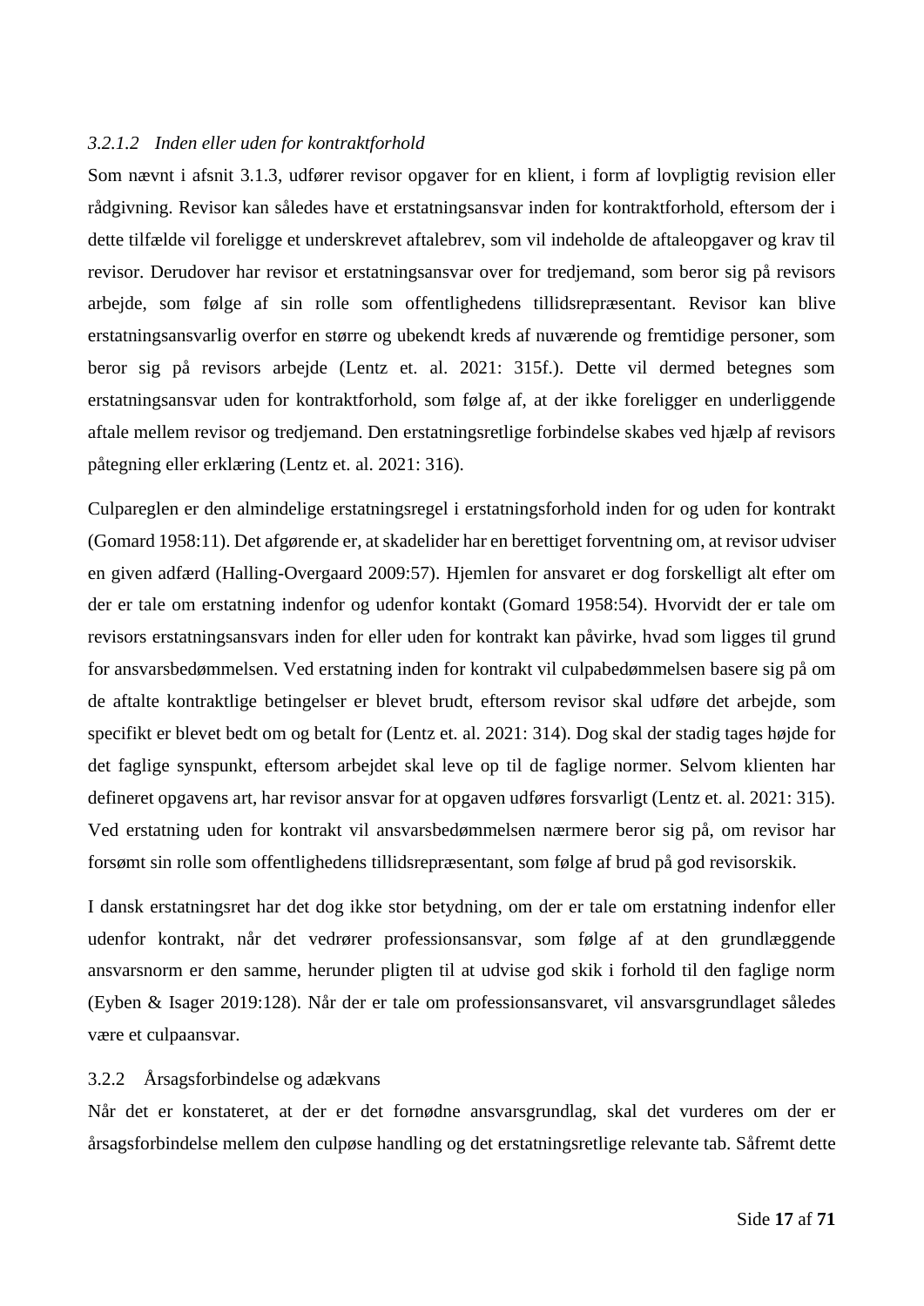#### *3.2.1.2 Inden eller uden for kontraktforhold*

Som nævnt i afsnit 3.1.3, udfører revisor opgaver for en klient, i form af lovpligtig revision eller rådgivning. Revisor kan således have et erstatningsansvar inden for kontraktforhold, eftersom der i dette tilfælde vil foreligge et underskrevet aftalebrev, som vil indeholde de aftaleopgaver og krav til revisor. Derudover har revisor et erstatningsansvar over for tredjemand, som beror sig på revisors arbejde, som følge af sin rolle som offentlighedens tillidsrepræsentant. Revisor kan blive erstatningsansvarlig overfor en større og ubekendt kreds af nuværende og fremtidige personer, som beror sig på revisors arbejde (Lentz et. al. 2021: 315f.). Dette vil dermed betegnes som erstatningsansvar uden for kontraktforhold, som følge af, at der ikke foreligger en underliggende aftale mellem revisor og tredjemand. Den erstatningsretlige forbindelse skabes ved hjælp af revisors påtegning eller erklæring (Lentz et. al. 2021: 316).

Culpareglen er den almindelige erstatningsregel i erstatningsforhold inden for og uden for kontrakt (Gomard 1958:11). Det afgørende er, at skadelider har en berettiget forventning om, at revisor udviser en given adfærd (Halling-Overgaard 2009:57). Hjemlen for ansvaret er dog forskelligt alt efter om der er tale om erstatning indenfor og udenfor kontakt (Gomard 1958:54). Hvorvidt der er tale om revisors erstatningsansvars inden for eller uden for kontrakt kan påvirke, hvad som ligges til grund for ansvarsbedømmelsen. Ved erstatning inden for kontrakt vil culpabedømmelsen basere sig på om de aftalte kontraktlige betingelser er blevet brudt, eftersom revisor skal udføre det arbejde, som specifikt er blevet bedt om og betalt for (Lentz et. al. 2021: 314). Dog skal der stadig tages højde for det faglige synspunkt, eftersom arbejdet skal leve op til de faglige normer. Selvom klienten har defineret opgavens art, har revisor ansvar for at opgaven udføres forsvarligt (Lentz et. al. 2021: 315). Ved erstatning uden for kontrakt vil ansvarsbedømmelsen nærmere beror sig på, om revisor har forsømt sin rolle som offentlighedens tillidsrepræsentant, som følge af brud på god revisorskik.

I dansk erstatningsret har det dog ikke stor betydning, om der er tale om erstatning indenfor eller udenfor kontrakt, når det vedrører professionsansvar, som følge af at den grundlæggende ansvarsnorm er den samme, herunder pligten til at udvise god skik i forhold til den faglige norm (Eyben & Isager 2019:128). Når der er tale om professionsansvaret, vil ansvarsgrundlaget således være et culpaansvar.

### 3.2.2 Årsagsforbindelse og adækvans

Når det er konstateret, at der er det fornødne ansvarsgrundlag, skal det vurderes om der er årsagsforbindelse mellem den culpøse handling og det erstatningsretlige relevante tab. Såfremt dette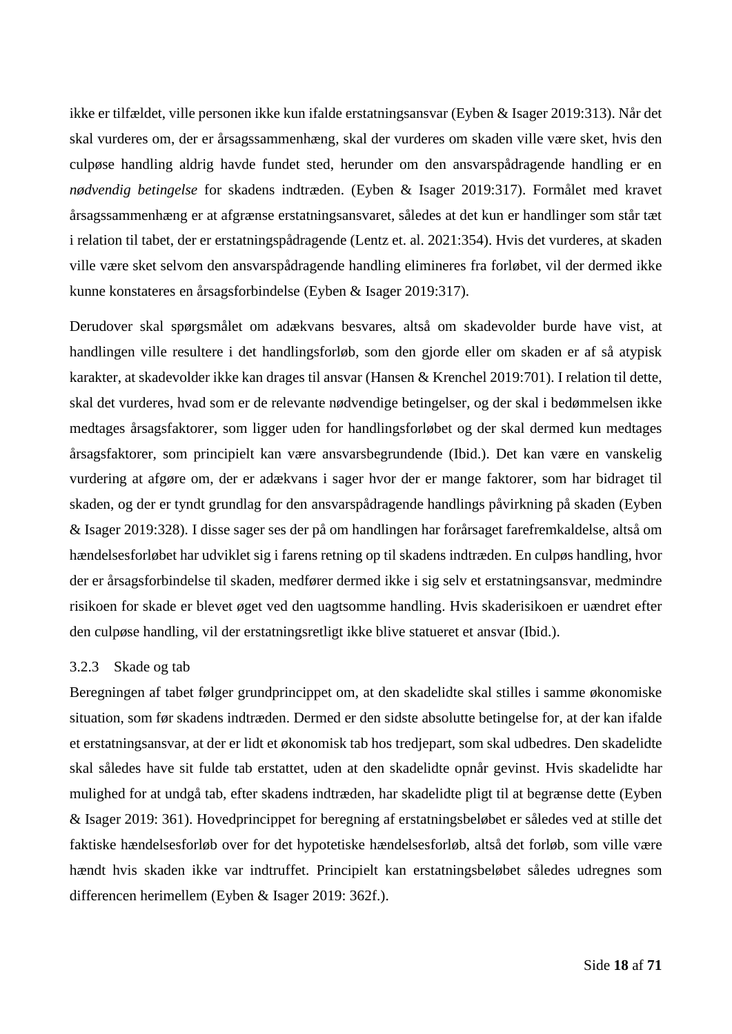ikke er tilfældet, ville personen ikke kun ifalde erstatningsansvar (Eyben & Isager 2019:313). Når det skal vurderes om, der er årsagssammenhæng, skal der vurderes om skaden ville være sket, hvis den culpøse handling aldrig havde fundet sted, herunder om den ansvarspådragende handling er en *nødvendig betingelse* for skadens indtræden. (Eyben & Isager 2019:317). Formålet med kravet årsagssammenhæng er at afgrænse erstatningsansvaret, således at det kun er handlinger som står tæt i relation til tabet, der er erstatningspådragende (Lentz et. al. 2021:354). Hvis det vurderes, at skaden ville være sket selvom den ansvarspådragende handling elimineres fra forløbet, vil der dermed ikke kunne konstateres en årsagsforbindelse (Eyben & Isager 2019:317).

Derudover skal spørgsmålet om adækvans besvares, altså om skadevolder burde have vist, at handlingen ville resultere i det handlingsforløb, som den gjorde eller om skaden er af så atypisk karakter, at skadevolder ikke kan drages til ansvar (Hansen & Krenchel 2019:701). I relation til dette, skal det vurderes, hvad som er de relevante nødvendige betingelser, og der skal i bedømmelsen ikke medtages årsagsfaktorer, som ligger uden for handlingsforløbet og der skal dermed kun medtages årsagsfaktorer, som principielt kan være ansvarsbegrundende (Ibid.). Det kan være en vanskelig vurdering at afgøre om, der er adækvans i sager hvor der er mange faktorer, som har bidraget til skaden, og der er tyndt grundlag for den ansvarspådragende handlings påvirkning på skaden (Eyben & Isager 2019:328). I disse sager ses der på om handlingen har forårsaget farefremkaldelse, altså om hændelsesforløbet har udviklet sig i farens retning op til skadens indtræden. En culpøs handling, hvor der er årsagsforbindelse til skaden, medfører dermed ikke i sig selv et erstatningsansvar, medmindre risikoen for skade er blevet øget ved den uagtsomme handling. Hvis skaderisikoen er uændret efter den culpøse handling, vil der erstatningsretligt ikke blive statueret et ansvar (Ibid.).

### 3.2.3 Skade og tab

Beregningen af tabet følger grundprincippet om, at den skadelidte skal stilles i samme økonomiske situation, som før skadens indtræden. Dermed er den sidste absolutte betingelse for, at der kan ifalde et erstatningsansvar, at der er lidt et økonomisk tab hos tredjepart, som skal udbedres. Den skadelidte skal således have sit fulde tab erstattet, uden at den skadelidte opnår gevinst. Hvis skadelidte har mulighed for at undgå tab, efter skadens indtræden, har skadelidte pligt til at begrænse dette (Eyben & Isager 2019: 361). Hovedprincippet for beregning af erstatningsbeløbet er således ved at stille det faktiske hændelsesforløb over for det hypotetiske hændelsesforløb, altså det forløb, som ville være hændt hvis skaden ikke var indtruffet. Principielt kan erstatningsbeløbet således udregnes som differencen herimellem (Eyben & Isager 2019: 362f.).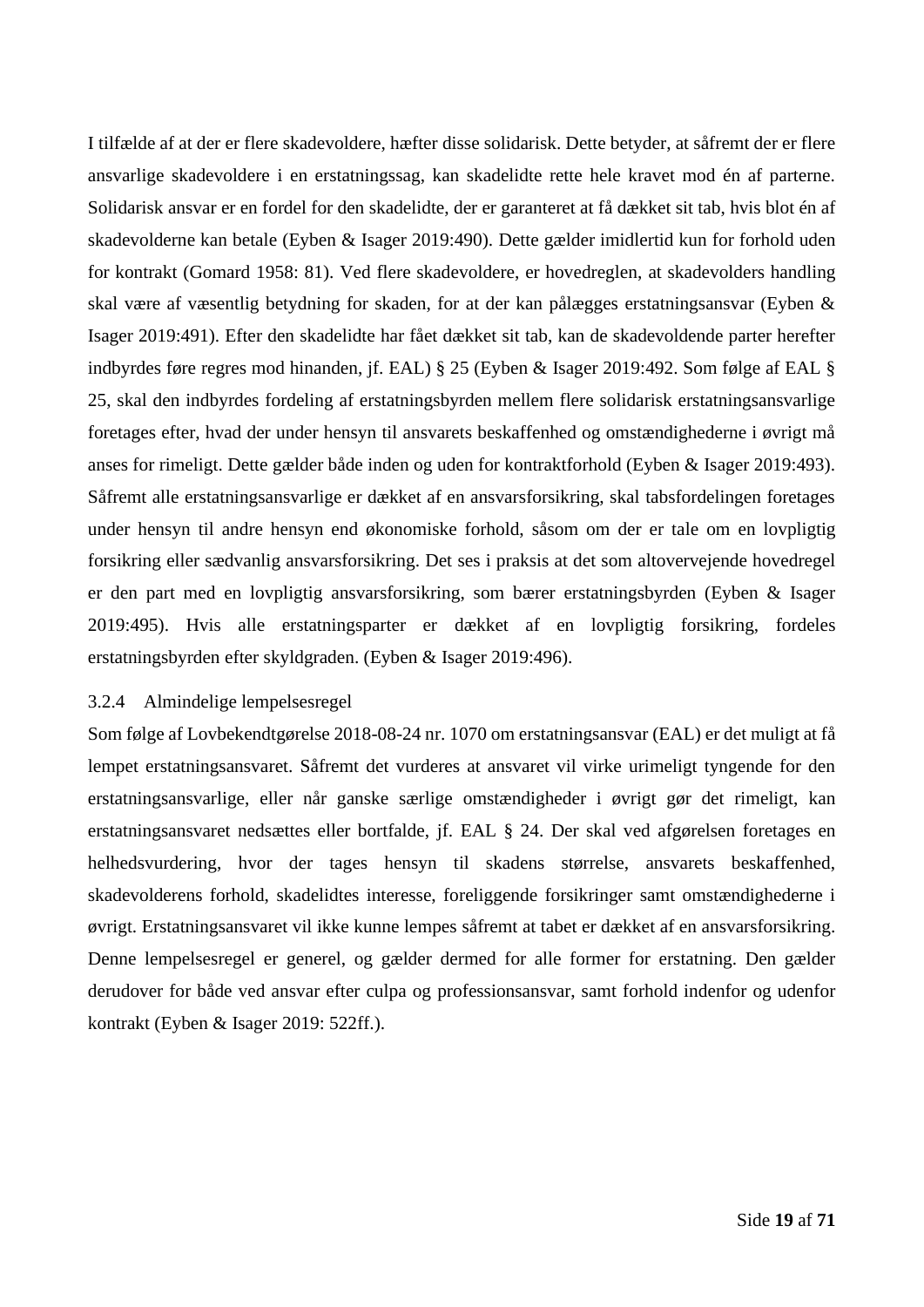I tilfælde af at der er flere skadevoldere, hæfter disse solidarisk. Dette betyder, at såfremt der er flere ansvarlige skadevoldere i en erstatningssag, kan skadelidte rette hele kravet mod én af parterne. Solidarisk ansvar er en fordel for den skadelidte, der er garanteret at få dækket sit tab, hvis blot én af skadevolderne kan betale (Eyben & Isager 2019:490). Dette gælder imidlertid kun for forhold uden for kontrakt (Gomard 1958: 81). Ved flere skadevoldere, er hovedreglen, at skadevolders handling skal være af væsentlig betydning for skaden, for at der kan pålægges erstatningsansvar (Eyben & Isager 2019:491). Efter den skadelidte har fået dækket sit tab, kan de skadevoldende parter herefter indbyrdes føre regres mod hinanden, jf. EAL) § 25 (Eyben & Isager 2019:492. Som følge af EAL § 25, skal den indbyrdes fordeling af erstatningsbyrden mellem flere solidarisk erstatningsansvarlige foretages efter, hvad der under hensyn til ansvarets beskaffenhed og omstændighederne i øvrigt må anses for rimeligt. Dette gælder både inden og uden for kontraktforhold (Eyben & Isager 2019:493). Såfremt alle erstatningsansvarlige er dækket af en ansvarsforsikring, skal tabsfordelingen foretages under hensyn til andre hensyn end økonomiske forhold, såsom om der er tale om en lovpligtig forsikring eller sædvanlig ansvarsforsikring. Det ses i praksis at det som altovervejende hovedregel er den part med en lovpligtig ansvarsforsikring, som bærer erstatningsbyrden (Eyben & Isager 2019:495). Hvis alle erstatningsparter er dækket af en lovpligtig forsikring, fordeles erstatningsbyrden efter skyldgraden. (Eyben & Isager 2019:496).

### 3.2.4 Almindelige lempelsesregel

Som følge af Lovbekendtgørelse 2018-08-24 nr. 1070 om erstatningsansvar (EAL) er det muligt at få lempet erstatningsansvaret. Såfremt det vurderes at ansvaret vil virke urimeligt tyngende for den erstatningsansvarlige, eller når ganske særlige omstændigheder i øvrigt gør det rimeligt, kan erstatningsansvaret nedsættes eller bortfalde, jf. EAL § 24. Der skal ved afgørelsen foretages en helhedsvurdering, hvor der tages hensyn til skadens størrelse, ansvarets beskaffenhed, skadevolderens forhold, skadelidtes interesse, foreliggende forsikringer samt omstændighederne i øvrigt. Erstatningsansvaret vil ikke kunne lempes såfremt at tabet er dækket af en ansvarsforsikring. Denne lempelsesregel er generel, og gælder dermed for alle former for erstatning. Den gælder derudover for både ved ansvar efter culpa og professionsansvar, samt forhold indenfor og udenfor kontrakt (Eyben & Isager 2019: 522ff.).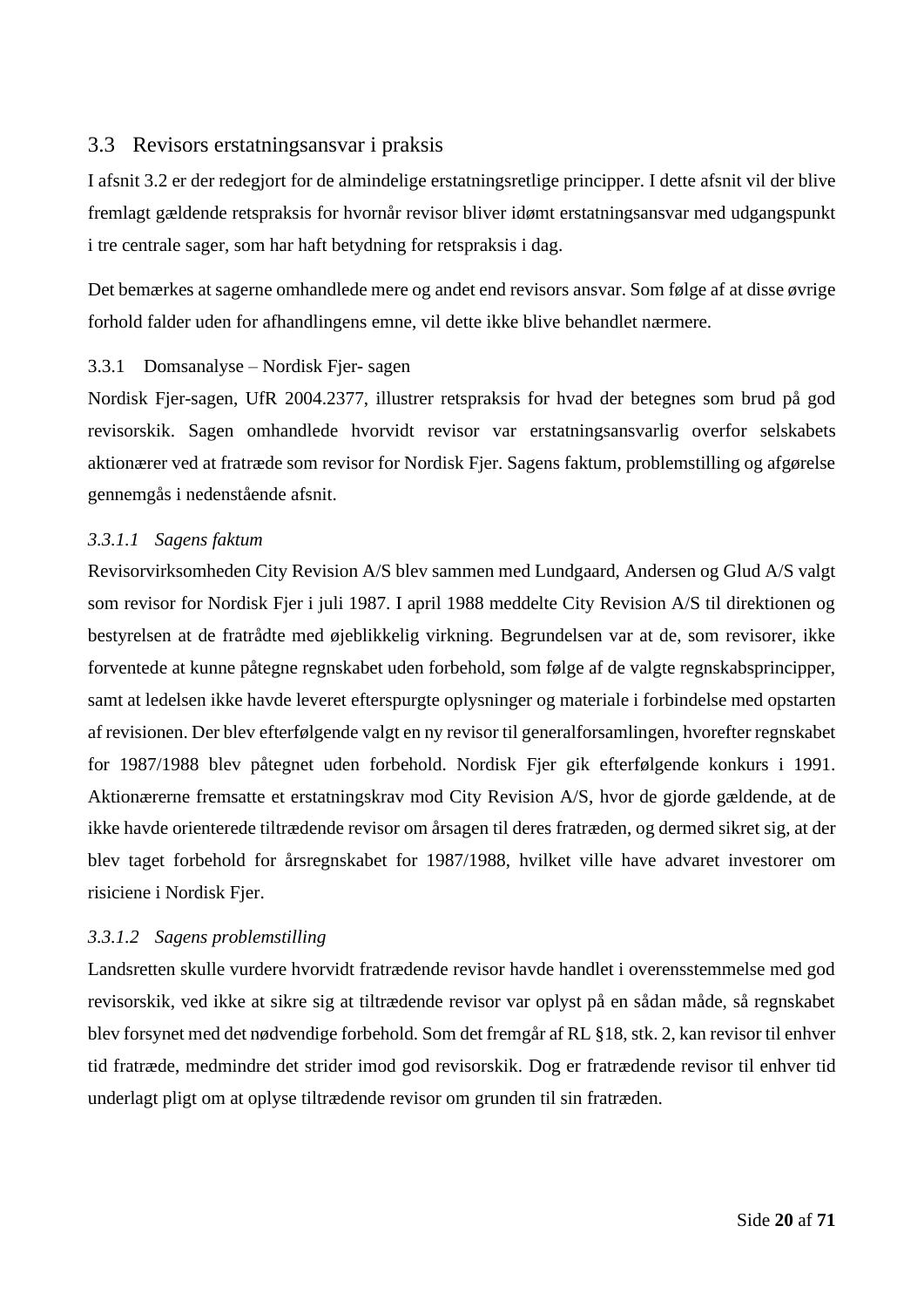## 3.3 Revisors erstatningsansvar i praksis

I afsnit 3.2 er der redegjort for de almindelige erstatningsretlige principper. I dette afsnit vil der blive fremlagt gældende retspraksis for hvornår revisor bliver idømt erstatningsansvar med udgangspunkt i tre centrale sager, som har haft betydning for retspraksis i dag.

Det bemærkes at sagerne omhandlede mere og andet end revisors ansvar. Som følge af at disse øvrige forhold falder uden for afhandlingens emne, vil dette ikke blive behandlet nærmere.

### 3.3.1 Domsanalyse – Nordisk Fjer- sagen

Nordisk Fjer-sagen, UfR 2004.2377, illustrer retspraksis for hvad der betegnes som brud på god revisorskik. Sagen omhandlede hvorvidt revisor var erstatningsansvarlig overfor selskabets aktionærer ved at fratræde som revisor for Nordisk Fjer. Sagens faktum, problemstilling og afgørelse gennemgås i nedenstående afsnit.

#### *3.3.1.1 Sagens faktum*

Revisorvirksomheden City Revision A/S blev sammen med Lundgaard, Andersen og Glud A/S valgt som revisor for Nordisk Fjer i juli 1987. I april 1988 meddelte City Revision A/S til direktionen og bestyrelsen at de fratrådte med øjeblikkelig virkning. Begrundelsen var at de, som revisorer, ikke forventede at kunne påtegne regnskabet uden forbehold, som følge af de valgte regnskabsprincipper, samt at ledelsen ikke havde leveret efterspurgte oplysninger og materiale i forbindelse med opstarten af revisionen. Der blev efterfølgende valgt en ny revisor til generalforsamlingen, hvorefter regnskabet for 1987/1988 blev påtegnet uden forbehold. Nordisk Fjer gik efterfølgende konkurs i 1991. Aktionærerne fremsatte et erstatningskrav mod City Revision A/S, hvor de gjorde gældende, at de ikke havde orienterede tiltrædende revisor om årsagen til deres fratræden, og dermed sikret sig, at der blev taget forbehold for årsregnskabet for 1987/1988, hvilket ville have advaret investorer om risiciene i Nordisk Fjer.

#### *3.3.1.2 Sagens problemstilling*

Landsretten skulle vurdere hvorvidt fratrædende revisor havde handlet i overensstemmelse med god revisorskik, ved ikke at sikre sig at tiltrædende revisor var oplyst på en sådan måde, så regnskabet blev forsynet med det nødvendige forbehold. Som det fremgår af RL §18, stk. 2, kan revisor til enhver tid fratræde, medmindre det strider imod god revisorskik. Dog er fratrædende revisor til enhver tid underlagt pligt om at oplyse tiltrædende revisor om grunden til sin fratræden.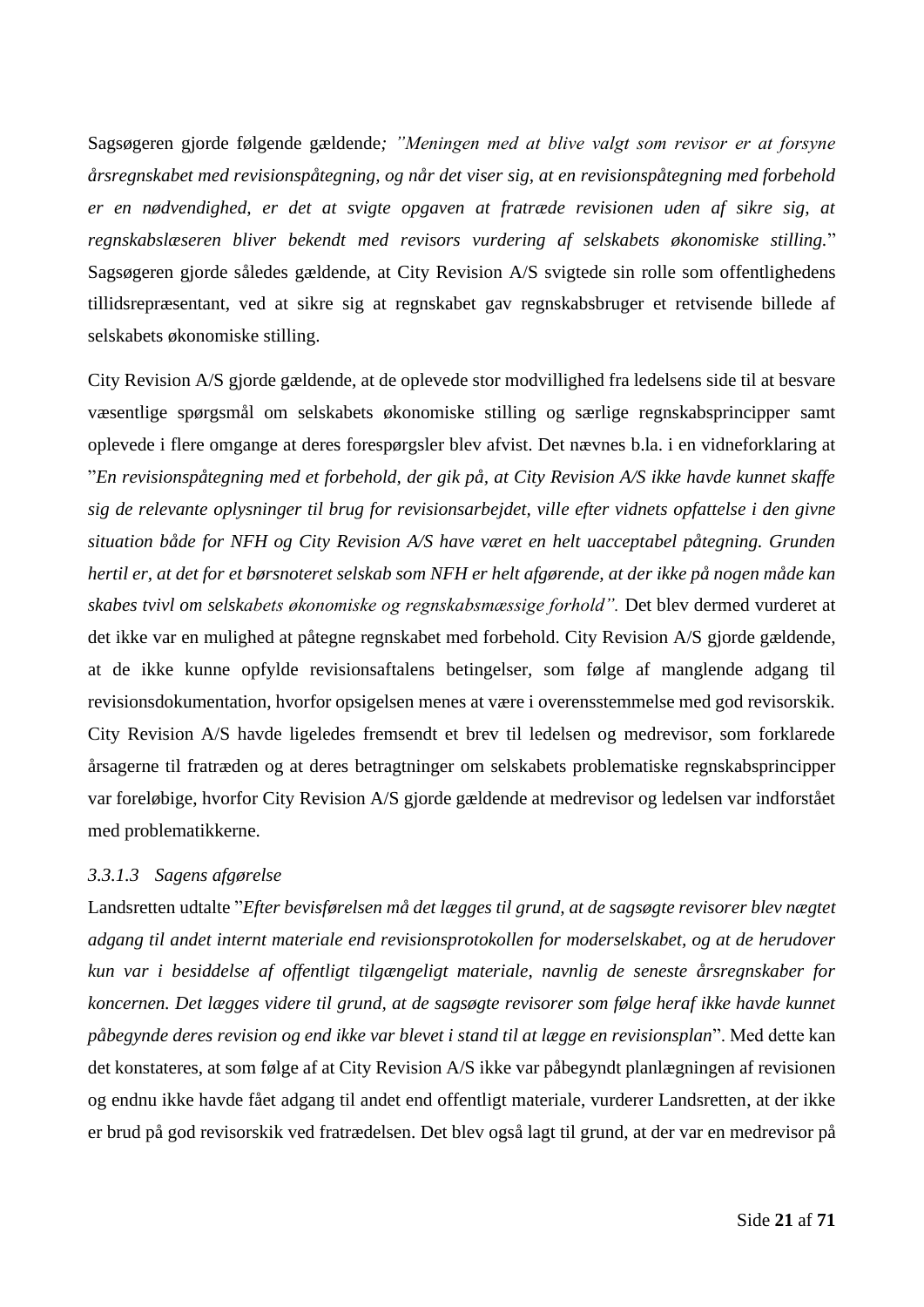Sagsøgeren gjorde følgende gældende*; "Meningen med at blive valgt som revisor er at forsyne årsregnskabet med revisionspåtegning, og når det viser sig, at en revisionspåtegning med forbehold er en nødvendighed, er det at svigte opgaven at fratræde revisionen uden af sikre sig, at regnskabslæseren bliver bekendt med revisors vurdering af selskabets økonomiske stilling.*" Sagsøgeren gjorde således gældende, at City Revision A/S svigtede sin rolle som offentlighedens tillidsrepræsentant, ved at sikre sig at regnskabet gav regnskabsbruger et retvisende billede af selskabets økonomiske stilling.

City Revision A/S gjorde gældende, at de oplevede stor modvillighed fra ledelsens side til at besvare væsentlige spørgsmål om selskabets økonomiske stilling og særlige regnskabsprincipper samt oplevede i flere omgange at deres forespørgsler blev afvist. Det nævnes b.la. i en vidneforklaring at "*En revisionspåtegning med et forbehold, der gik på, at City Revision A/S ikke havde kunnet skaffe sig de relevante oplysninger til brug for revisionsarbejdet, ville efter vidnets opfattelse i den givne situation både for NFH og City Revision A/S have været en helt uacceptabel påtegning. Grunden hertil er, at det for et børsnoteret selskab som NFH er helt afgørende, at der ikke på nogen måde kan skabes tvivl om selskabets økonomiske og regnskabsmæssige forhold".* Det blev dermed vurderet at det ikke var en mulighed at påtegne regnskabet med forbehold. City Revision A/S gjorde gældende, at de ikke kunne opfylde revisionsaftalens betingelser, som følge af manglende adgang til revisionsdokumentation, hvorfor opsigelsen menes at være i overensstemmelse med god revisorskik. City Revision A/S havde ligeledes fremsendt et brev til ledelsen og medrevisor, som forklarede årsagerne til fratræden og at deres betragtninger om selskabets problematiske regnskabsprincipper var foreløbige, hvorfor City Revision A/S gjorde gældende at medrevisor og ledelsen var indforstået med problematikkerne.

#### *3.3.1.3 Sagens afgørelse*

Landsretten udtalte "*Efter bevisførelsen må det lægges til grund, at de sagsøgte revisorer blev nægtet adgang til andet internt materiale end revisionsprotokollen for moderselskabet, og at de herudover kun var i besiddelse af offentligt tilgængeligt materiale, navnlig de seneste årsregnskaber for koncernen. Det lægges videre til grund, at de sagsøgte revisorer som følge heraf ikke havde kunnet påbegynde deres revision og end ikke var blevet i stand til at lægge en revisionsplan*". Med dette kan det konstateres, at som følge af at City Revision A/S ikke var påbegyndt planlægningen af revisionen og endnu ikke havde fået adgang til andet end offentligt materiale, vurderer Landsretten, at der ikke er brud på god revisorskik ved fratrædelsen. Det blev også lagt til grund, at der var en medrevisor på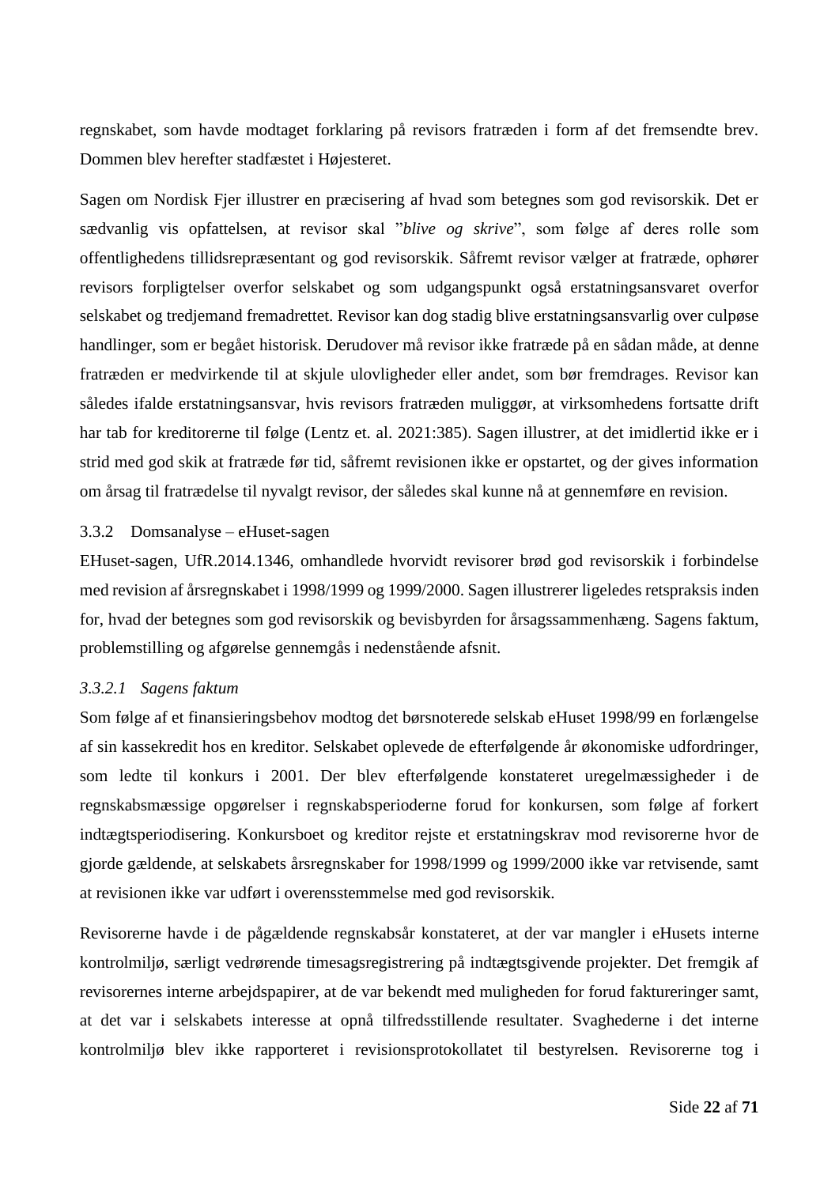regnskabet, som havde modtaget forklaring på revisors fratræden i form af det fremsendte brev. Dommen blev herefter stadfæstet i Højesteret.

Sagen om Nordisk Fjer illustrer en præcisering af hvad som betegnes som god revisorskik. Det er sædvanlig vis opfattelsen, at revisor skal "*blive og skrive*", som følge af deres rolle som offentlighedens tillidsrepræsentant og god revisorskik. Såfremt revisor vælger at fratræde, ophører revisors forpligtelser overfor selskabet og som udgangspunkt også erstatningsansvaret overfor selskabet og tredjemand fremadrettet. Revisor kan dog stadig blive erstatningsansvarlig over culpøse handlinger, som er begået historisk. Derudover må revisor ikke fratræde på en sådan måde, at denne fratræden er medvirkende til at skjule ulovligheder eller andet, som bør fremdrages. Revisor kan således ifalde erstatningsansvar, hvis revisors fratræden muliggør, at virksomhedens fortsatte drift har tab for kreditorerne til følge (Lentz et. al. 2021:385). Sagen illustrer, at det imidlertid ikke er i strid med god skik at fratræde før tid, såfremt revisionen ikke er opstartet, og der gives information om årsag til fratrædelse til nyvalgt revisor, der således skal kunne nå at gennemføre en revision.

### 3.3.2 Domsanalyse – eHuset-sagen

EHuset-sagen, UfR.2014.1346, omhandlede hvorvidt revisorer brød god revisorskik i forbindelse med revision af årsregnskabet i 1998/1999 og 1999/2000. Sagen illustrerer ligeledes retspraksis inden for, hvad der betegnes som god revisorskik og bevisbyrden for årsagssammenhæng. Sagens faktum, problemstilling og afgørelse gennemgås i nedenstående afsnit.

#### *3.3.2.1 Sagens faktum*

Som følge af et finansieringsbehov modtog det børsnoterede selskab eHuset 1998/99 en forlængelse af sin kassekredit hos en kreditor. Selskabet oplevede de efterfølgende år økonomiske udfordringer, som ledte til konkurs i 2001. Der blev efterfølgende konstateret uregelmæssigheder i de regnskabsmæssige opgørelser i regnskabsperioderne forud for konkursen, som følge af forkert indtægtsperiodisering. Konkursboet og kreditor rejste et erstatningskrav mod revisorerne hvor de gjorde gældende, at selskabets årsregnskaber for 1998/1999 og 1999/2000 ikke var retvisende, samt at revisionen ikke var udført i overensstemmelse med god revisorskik.

Revisorerne havde i de pågældende regnskabsår konstateret, at der var mangler i eHusets interne kontrolmiljø, særligt vedrørende timesagsregistrering på indtægtsgivende projekter. Det fremgik af revisorernes interne arbejdspapirer, at de var bekendt med muligheden for forud faktureringer samt, at det var i selskabets interesse at opnå tilfredsstillende resultater. Svaghederne i det interne kontrolmiljø blev ikke rapporteret i revisionsprotokollatet til bestyrelsen. Revisorerne tog i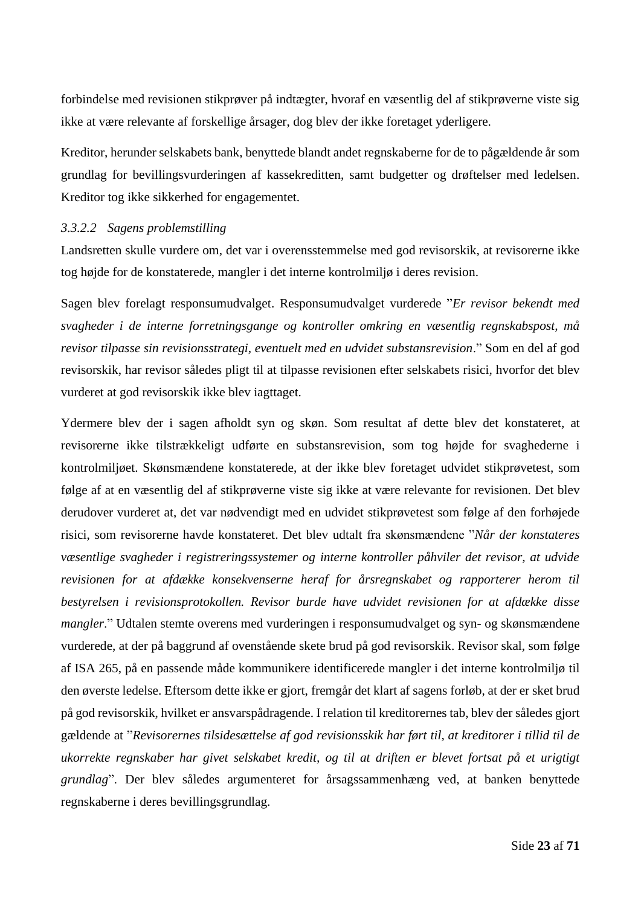forbindelse med revisionen stikprøver på indtægter, hvoraf en væsentlig del af stikprøverne viste sig ikke at være relevante af forskellige årsager, dog blev der ikke foretaget yderligere.

Kreditor, herunder selskabets bank, benyttede blandt andet regnskaberne for de to pågældende år som grundlag for bevillingsvurderingen af kassekreditten, samt budgetter og drøftelser med ledelsen. Kreditor tog ikke sikkerhed for engagementet.

#### *3.3.2.2 Sagens problemstilling*

Landsretten skulle vurdere om, det var i overensstemmelse med god revisorskik, at revisorerne ikke tog højde for de konstaterede, mangler i det interne kontrolmiljø i deres revision.

Sagen blev forelagt responsumudvalget. Responsumudvalget vurderede "*Er revisor bekendt med svagheder i de interne forretningsgange og kontroller omkring en væsentlig regnskabspost, må revisor tilpasse sin revisionsstrategi, eventuelt med en udvidet substansrevision*." Som en del af god revisorskik, har revisor således pligt til at tilpasse revisionen efter selskabets risici, hvorfor det blev vurderet at god revisorskik ikke blev iagttaget.

Ydermere blev der i sagen afholdt syn og skøn. Som resultat af dette blev det konstateret, at revisorerne ikke tilstrækkeligt udførte en substansrevision, som tog højde for svaghederne i kontrolmiljøet. Skønsmændene konstaterede, at der ikke blev foretaget udvidet stikprøvetest, som følge af at en væsentlig del af stikprøverne viste sig ikke at være relevante for revisionen. Det blev derudover vurderet at, det var nødvendigt med en udvidet stikprøvetest som følge af den forhøjede risici, som revisorerne havde konstateret. Det blev udtalt fra skønsmændene "*Når der konstateres væsentlige svagheder i registreringssystemer og interne kontroller påhviler det revisor, at udvide revisionen for at afdække konsekvenserne heraf for årsregnskabet og rapporterer herom til bestyrelsen i revisionsprotokollen. Revisor burde have udvidet revisionen for at afdække disse mangler*." Udtalen stemte overens med vurderingen i responsumudvalget og syn- og skønsmændene vurderede, at der på baggrund af ovenstående skete brud på god revisorskik. Revisor skal, som følge af ISA 265, på en passende måde kommunikere identificerede mangler i det interne kontrolmiljø til den øverste ledelse. Eftersom dette ikke er gjort, fremgår det klart af sagens forløb, at der er sket brud på god revisorskik, hvilket er ansvarspådragende. I relation til kreditorernes tab, blev der således gjort gældende at "*Revisorernes tilsidesættelse af god revisionsskik har ført til, at kreditorer i tillid til de ukorrekte regnskaber har givet selskabet kredit, og til at driften er blevet fortsat på et urigtigt grundlag*". Der blev således argumenteret for årsagssammenhæng ved, at banken benyttede regnskaberne i deres bevillingsgrundlag.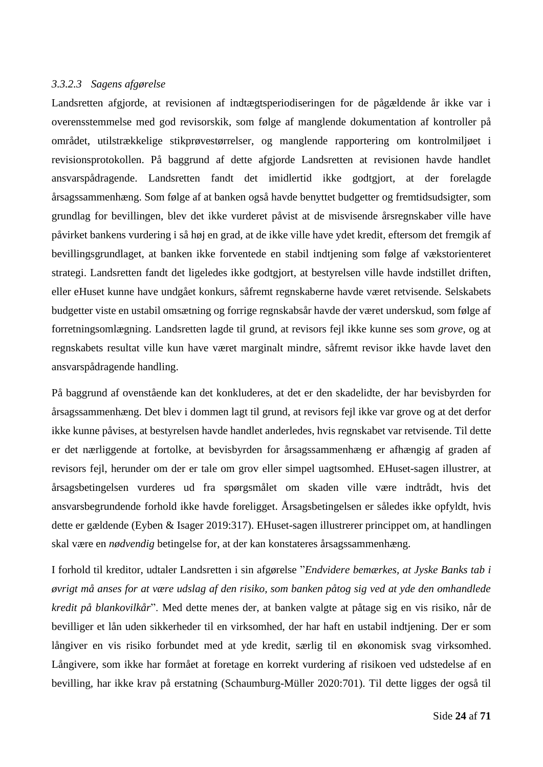#### *3.3.2.3 Sagens afgørelse*

Landsretten afgjorde, at revisionen af indtægtsperiodiseringen for de pågældende år ikke var i overensstemmelse med god revisorskik, som følge af manglende dokumentation af kontroller på området, utilstrækkelige stikprøvestørrelser, og manglende rapportering om kontrolmiljøet i revisionsprotokollen. På baggrund af dette afgjorde Landsretten at revisionen havde handlet ansvarspådragende. Landsretten fandt det imidlertid ikke godtgjort, at der forelagde årsagssammenhæng. Som følge af at banken også havde benyttet budgetter og fremtidsudsigter, som grundlag for bevillingen, blev det ikke vurderet påvist at de misvisende årsregnskaber ville have påvirket bankens vurdering i så høj en grad, at de ikke ville have ydet kredit, eftersom det fremgik af bevillingsgrundlaget, at banken ikke forventede en stabil indtjening som følge af vækstorienteret strategi. Landsretten fandt det ligeledes ikke godtgjort, at bestyrelsen ville havde indstillet driften, eller eHuset kunne have undgået konkurs, såfremt regnskaberne havde været retvisende. Selskabets budgetter viste en ustabil omsætning og forrige regnskabsår havde der været underskud, som følge af forretningsomlægning. Landsretten lagde til grund, at revisors fejl ikke kunne ses som *grove*, og at regnskabets resultat ville kun have været marginalt mindre, såfremt revisor ikke havde lavet den ansvarspådragende handling.

På baggrund af ovenstående kan det konkluderes, at det er den skadelidte, der har bevisbyrden for årsagssammenhæng. Det blev i dommen lagt til grund, at revisors fejl ikke var grove og at det derfor ikke kunne påvises, at bestyrelsen havde handlet anderledes, hvis regnskabet var retvisende. Til dette er det nærliggende at fortolke, at bevisbyrden for årsagssammenhæng er afhængig af graden af revisors fejl, herunder om der er tale om grov eller simpel uagtsomhed. EHuset-sagen illustrer, at årsagsbetingelsen vurderes ud fra spørgsmålet om skaden ville være indtrådt, hvis det ansvarsbegrundende forhold ikke havde foreligget. Årsagsbetingelsen er således ikke opfyldt, hvis dette er gældende (Eyben & Isager 2019:317). EHuset-sagen illustrerer princippet om, at handlingen skal være en *nødvendig* betingelse for, at der kan konstateres årsagssammenhæng.

I forhold til kreditor, udtaler Landsretten i sin afgørelse "*Endvidere bemærkes, at Jyske Banks tab i øvrigt må anses for at være udslag af den risiko, som banken påtog sig ved at yde den omhandlede kredit på blankovilkår*". Med dette menes der, at banken valgte at påtage sig en vis risiko, når de bevilliger et lån uden sikkerheder til en virksomhed, der har haft en ustabil indtjening. Der er som långiver en vis risiko forbundet med at yde kredit, særlig til en økonomisk svag virksomhed. Långivere, som ikke har formået at foretage en korrekt vurdering af risikoen ved udstedelse af en bevilling, har ikke krav på erstatning (Schaumburg-Müller 2020:701). Til dette ligges der også til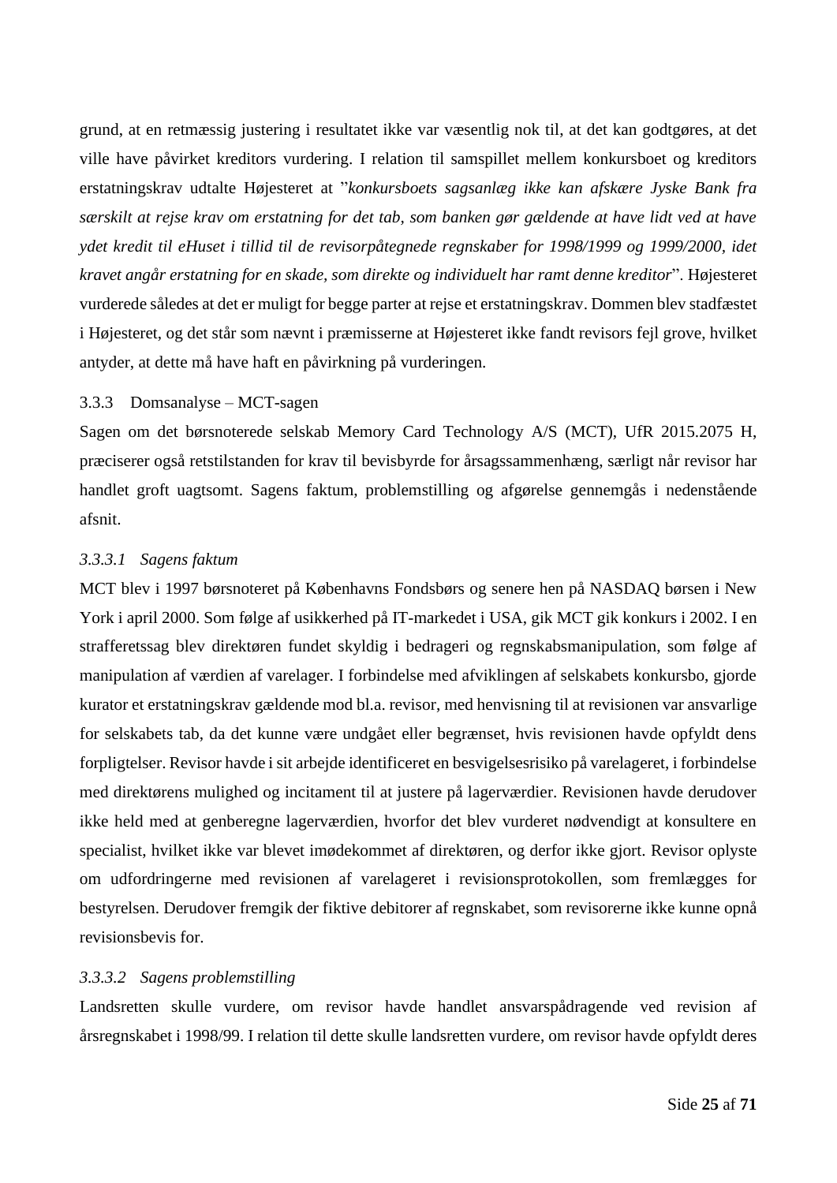grund, at en retmæssig justering i resultatet ikke var væsentlig nok til, at det kan godtgøres, at det ville have påvirket kreditors vurdering. I relation til samspillet mellem konkursboet og kreditors erstatningskrav udtalte Højesteret at "*konkursboets sagsanlæg ikke kan afskære Jyske Bank fra særskilt at rejse krav om erstatning for det tab, som banken gør gældende at have lidt ved at have ydet kredit til eHuset i tillid til de revisorpåtegnede regnskaber for 1998/1999 og 1999/2000, idet kravet angår erstatning for en skade, som direkte og individuelt har ramt denne kreditor*". Højesteret vurderede således at det er muligt for begge parter at rejse et erstatningskrav. Dommen blev stadfæstet i Højesteret, og det står som nævnt i præmisserne at Højesteret ikke fandt revisors fejl grove, hvilket antyder, at dette må have haft en påvirkning på vurderingen.

### 3.3.3 Domsanalyse – MCT-sagen

Sagen om det børsnoterede selskab Memory Card Technology A/S (MCT), UfR 2015.2075 H, præciserer også retstilstanden for krav til bevisbyrde for årsagssammenhæng, særligt når revisor har handlet groft uagtsomt. Sagens faktum, problemstilling og afgørelse gennemgås i nedenstående afsnit.

#### *3.3.3.1 Sagens faktum*

MCT blev i 1997 børsnoteret på Københavns Fondsbørs og senere hen på NASDAQ børsen i New York i april 2000. Som følge af usikkerhed på IT-markedet i USA, gik MCT gik konkurs i 2002. I en strafferetssag blev direktøren fundet skyldig i bedrageri og regnskabsmanipulation, som følge af manipulation af værdien af varelager. I forbindelse med afviklingen af selskabets konkursbo, gjorde kurator et erstatningskrav gældende mod bl.a. revisor, med henvisning til at revisionen var ansvarlige for selskabets tab, da det kunne være undgået eller begrænset, hvis revisionen havde opfyldt dens forpligtelser. Revisor havde i sit arbejde identificeret en besvigelsesrisiko på varelageret, i forbindelse med direktørens mulighed og incitament til at justere på lagerværdier. Revisionen havde derudover ikke held med at genberegne lagerværdien, hvorfor det blev vurderet nødvendigt at konsultere en specialist, hvilket ikke var blevet imødekommet af direktøren, og derfor ikke gjort. Revisor oplyste om udfordringerne med revisionen af varelageret i revisionsprotokollen, som fremlægges for bestyrelsen. Derudover fremgik der fiktive debitorer af regnskabet, som revisorerne ikke kunne opnå revisionsbevis for.

#### *3.3.3.2 Sagens problemstilling*

Landsretten skulle vurdere, om revisor havde handlet ansvarspådragende ved revision af årsregnskabet i 1998/99. I relation til dette skulle landsretten vurdere, om revisor havde opfyldt deres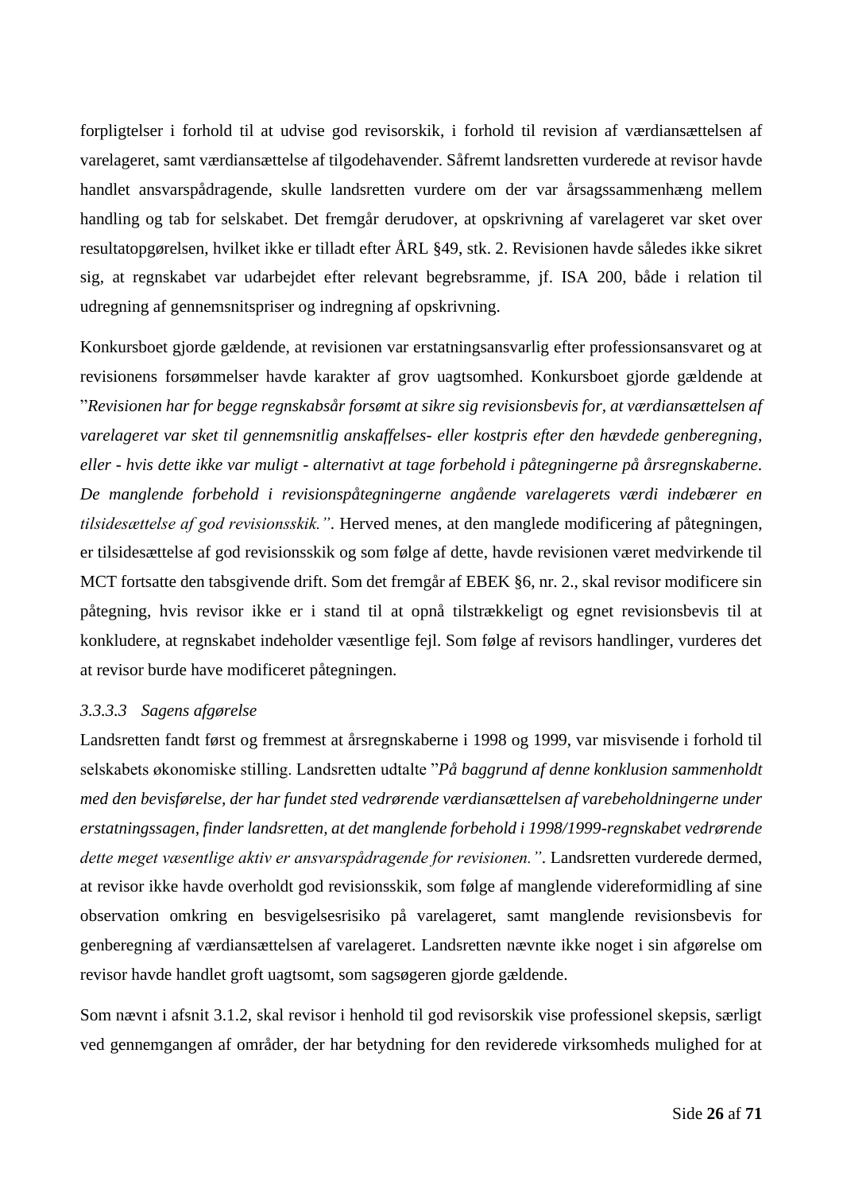forpligtelser i forhold til at udvise god revisorskik, i forhold til revision af værdiansættelsen af varelageret, samt værdiansættelse af tilgodehavender. Såfremt landsretten vurderede at revisor havde handlet ansvarspådragende, skulle landsretten vurdere om der var årsagssammenhæng mellem handling og tab for selskabet. Det fremgår derudover, at opskrivning af varelageret var sket over resultatopgørelsen, hvilket ikke er tilladt efter ÅRL §49, stk. 2. Revisionen havde således ikke sikret sig, at regnskabet var udarbejdet efter relevant begrebsramme, jf. ISA 200, både i relation til udregning af gennemsnitspriser og indregning af opskrivning.

Konkursboet gjorde gældende, at revisionen var erstatningsansvarlig efter professionsansvaret og at revisionens forsømmelser havde karakter af grov uagtsomhed. Konkursboet gjorde gældende at "*Revisionen har for begge regnskabsår forsømt at sikre sig revisionsbevis for, at værdiansættelsen af varelageret var sket til gennemsnitlig anskaffelses- eller kostpris efter den hævdede genberegning, eller - hvis dette ikke var muligt - alternativt at tage forbehold i påtegningerne på årsregnskaberne. De manglende forbehold i revisionspåtegningerne angående varelagerets værdi indebærer en tilsidesættelse af god revisionsskik."*. Herved menes, at den manglede modificering af påtegningen, er tilsidesættelse af god revisionsskik og som følge af dette, havde revisionen været medvirkende til MCT fortsatte den tabsgivende drift. Som det fremgår af EBEK §6, nr. 2., skal revisor modificere sin påtegning, hvis revisor ikke er i stand til at opnå tilstrækkeligt og egnet revisionsbevis til at konkludere, at regnskabet indeholder væsentlige fejl. Som følge af revisors handlinger, vurderes det at revisor burde have modificeret påtegningen.

#### *3.3.3.3 Sagens afgørelse*

Landsretten fandt først og fremmest at årsregnskaberne i 1998 og 1999, var misvisende i forhold til selskabets økonomiske stilling. Landsretten udtalte "*På baggrund af denne konklusion sammenholdt med den bevisførelse, der har fundet sted vedrørende værdiansættelsen af varebeholdningerne under erstatningssagen, finder landsretten, at det manglende forbehold i 1998/1999-regnskabet vedrørende dette meget væsentlige aktiv er ansvarspådragende for revisionen."*. Landsretten vurderede dermed, at revisor ikke havde overholdt god revisionsskik, som følge af manglende videreformidling af sine observation omkring en besvigelsesrisiko på varelageret, samt manglende revisionsbevis for genberegning af værdiansættelsen af varelageret. Landsretten nævnte ikke noget i sin afgørelse om revisor havde handlet groft uagtsomt, som sagsøgeren gjorde gældende.

Som nævnt i afsnit 3.1.2, skal revisor i henhold til god revisorskik vise professionel skepsis, særligt ved gennemgangen af områder, der har betydning for den reviderede virksomheds mulighed for at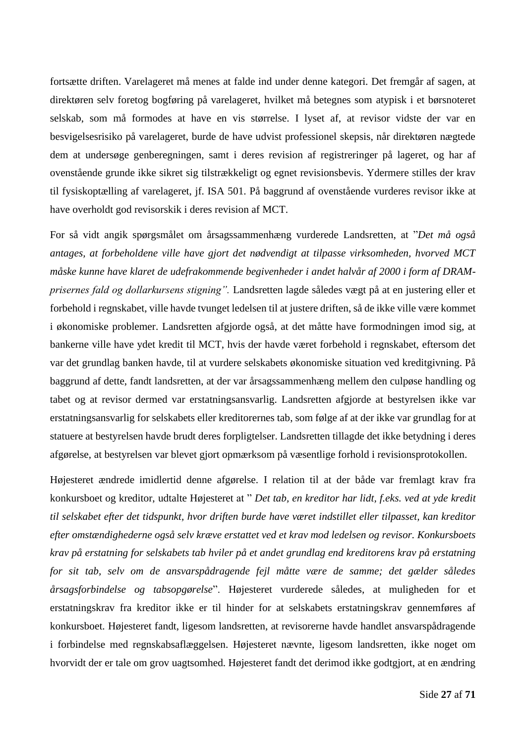fortsætte driften. Varelageret må menes at falde ind under denne kategori. Det fremgår af sagen, at direktøren selv foretog bogføring på varelageret, hvilket må betegnes som atypisk i et børsnoteret selskab, som må formodes at have en vis størrelse. I lyset af, at revisor vidste der var en besvigelsesrisiko på varelageret, burde de have udvist professionel skepsis, når direktøren nægtede dem at undersøge genberegningen, samt i deres revision af registreringer på lageret, og har af ovenstående grunde ikke sikret sig tilstrækkeligt og egnet revisionsbevis. Ydermere stilles der krav til fysiskoptælling af varelageret, jf. ISA 501. På baggrund af ovenstående vurderes revisor ikke at have overholdt god revisorskik i deres revision af MCT.

For så vidt angik spørgsmålet om årsagssammenhæng vurderede Landsretten, at "*Det må også antages, at forbeholdene ville have gjort det nødvendigt at tilpasse virksomheden, hvorved MCT måske kunne have klaret de udefrakommende begivenheder i andet halvår af 2000 i form af DRAM-prisernes fald og dollarkursens stigning".* Landsretten lagde således vægt på at en justering eller et forbehold i regnskabet, ville havde tvunget ledelsen til at justere driften, så de ikke ville være kommet i økonomiske problemer. Landsretten afgjorde også, at det måtte have formodningen imod sig, at bankerne ville have ydet kredit til MCT, hvis der havde været forbehold i regnskabet, eftersom det var det grundlag banken havde, til at vurdere selskabets økonomiske situation ved kreditgivning. På baggrund af dette, fandt landsretten, at der var årsagssammenhæng mellem den culpøse handling og tabet og at revisor dermed var erstatningsansvarlig. Landsretten afgjorde at bestyrelsen ikke var erstatningsansvarlig for selskabets eller kreditorernes tab, som følge af at der ikke var grundlag for at statuere at bestyrelsen havde brudt deres forpligtelser. Landsretten tillagde det ikke betydning i deres afgørelse, at bestyrelsen var blevet gjort opmærksom på væsentlige forhold i revisionsprotokollen.

Højesteret ændrede imidlertid denne afgørelse. I relation til at der både var fremlagt krav fra konkursboet og kreditor, udtalte Højesteret at " *Det tab, en kreditor har lidt, f.eks. ved at yde kredit til selskabet efter det tidspunkt, hvor driften burde have været indstillet eller tilpasset, kan kreditor efter omstændighederne også selv kræve erstattet ved et krav mod ledelsen og revisor. Konkursboets krav på erstatning for selskabets tab hviler på et andet grundlag end kreditorens krav på erstatning for sit tab, selv om de ansvarspådragende fejl måtte være de samme; det gælder således årsagsforbindelse og tabsopgørelse*". Højesteret vurderede således, at muligheden for et erstatningskrav fra kreditor ikke er til hinder for at selskabets erstatningskrav gennemføres af konkursboet. Højesteret fandt, ligesom landsretten, at revisorerne havde handlet ansvarspådragende i forbindelse med regnskabsaflæggelsen. Højesteret nævnte, ligesom landsretten, ikke noget om hvorvidt der er tale om grov uagtsomhed. Højesteret fandt det derimod ikke godtgjort, at en ændring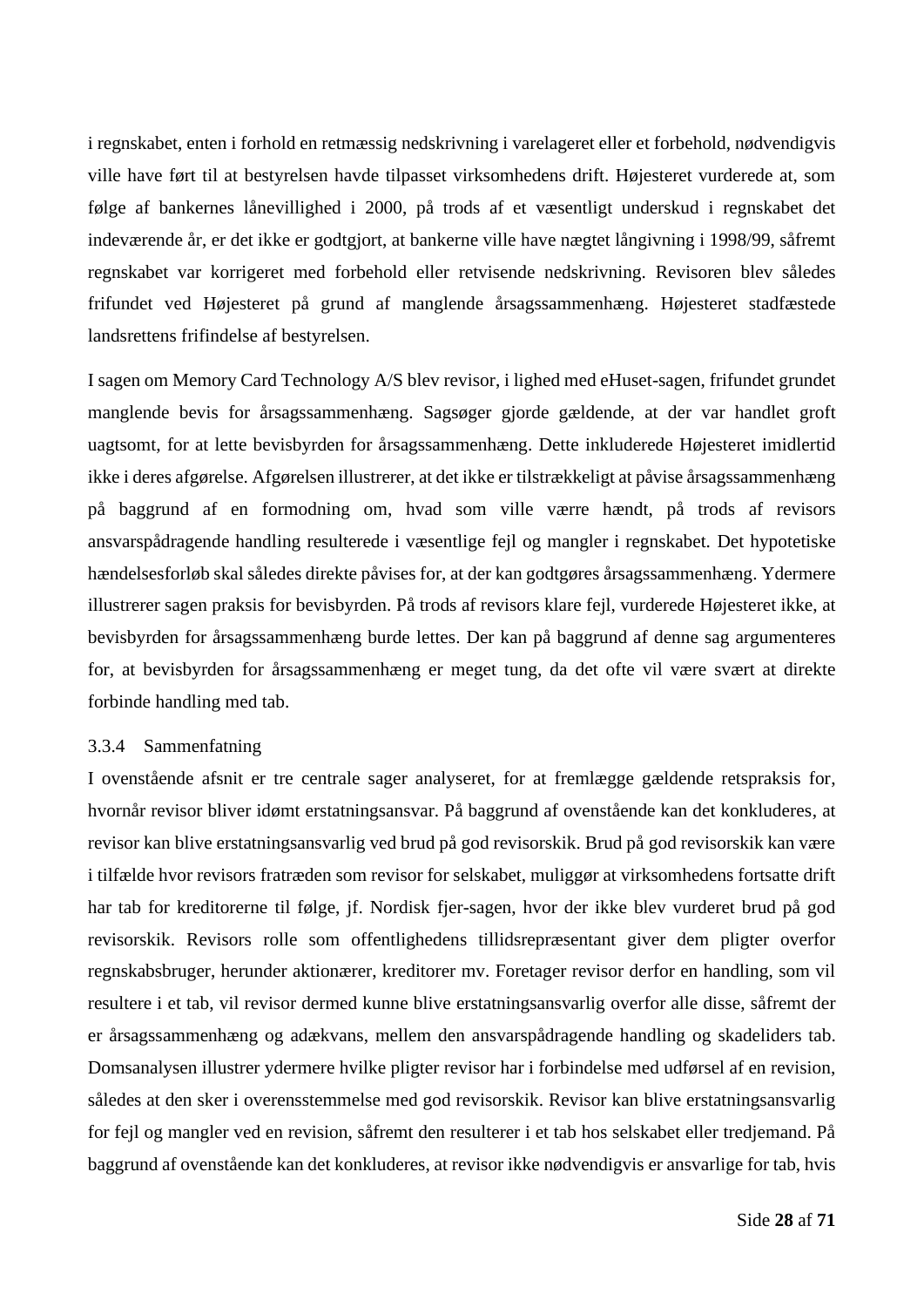i regnskabet, enten i forhold en retmæssig nedskrivning i varelageret eller et forbehold, nødvendigvis ville have ført til at bestyrelsen havde tilpasset virksomhedens drift. Højesteret vurderede at, som følge af bankernes lånevillighed i 2000, på trods af et væsentligt underskud i regnskabet det indeværende år, er det ikke er godtgjort, at bankerne ville have nægtet långivning i 1998/99, såfremt regnskabet var korrigeret med forbehold eller retvisende nedskrivning. Revisoren blev således frifundet ved Højesteret på grund af manglende årsagssammenhæng. Højesteret stadfæstede landsrettens frifindelse af bestyrelsen.

I sagen om Memory Card Technology A/S blev revisor, i lighed med eHuset-sagen, frifundet grundet manglende bevis for årsagssammenhæng. Sagsøger gjorde gældende, at der var handlet groft uagtsomt, for at lette bevisbyrden for årsagssammenhæng. Dette inkluderede Højesteret imidlertid ikke i deres afgørelse. Afgørelsen illustrerer, at det ikke er tilstrækkeligt at påvise årsagssammenhæng på baggrund af en formodning om, hvad som ville værre hændt, på trods af revisors ansvarspådragende handling resulterede i væsentlige fejl og mangler i regnskabet. Det hypotetiske hændelsesforløb skal således direkte påvises for, at der kan godtgøres årsagssammenhæng. Ydermere illustrerer sagen praksis for bevisbyrden. På trods af revisors klare fejl, vurderede Højesteret ikke, at bevisbyrden for årsagssammenhæng burde lettes. Der kan på baggrund af denne sag argumenteres for, at bevisbyrden for årsagssammenhæng er meget tung, da det ofte vil være svært at direkte forbinde handling med tab.

### 3.3.4 Sammenfatning

I ovenstående afsnit er tre centrale sager analyseret, for at fremlægge gældende retspraksis for, hvornår revisor bliver idømt erstatningsansvar. På baggrund af ovenstående kan det konkluderes, at revisor kan blive erstatningsansvarlig ved brud på god revisorskik. Brud på god revisorskik kan være i tilfælde hvor revisors fratræden som revisor for selskabet, muliggør at virksomhedens fortsatte drift har tab for kreditorerne til følge, jf. Nordisk fjer-sagen, hvor der ikke blev vurderet brud på god revisorskik. Revisors rolle som offentlighedens tillidsrepræsentant giver dem pligter overfor regnskabsbruger, herunder aktionærer, kreditorer mv. Foretager revisor derfor en handling, som vil resultere i et tab, vil revisor dermed kunne blive erstatningsansvarlig overfor alle disse, såfremt der er årsagssammenhæng og adækvans, mellem den ansvarspådragende handling og skadeliders tab. Domsanalysen illustrer ydermere hvilke pligter revisor har i forbindelse med udførsel af en revision, således at den sker i overensstemmelse med god revisorskik. Revisor kan blive erstatningsansvarlig for fejl og mangler ved en revision, såfremt den resulterer i et tab hos selskabet eller tredjemand. På baggrund af ovenstående kan det konkluderes, at revisor ikke nødvendigvis er ansvarlige for tab, hvis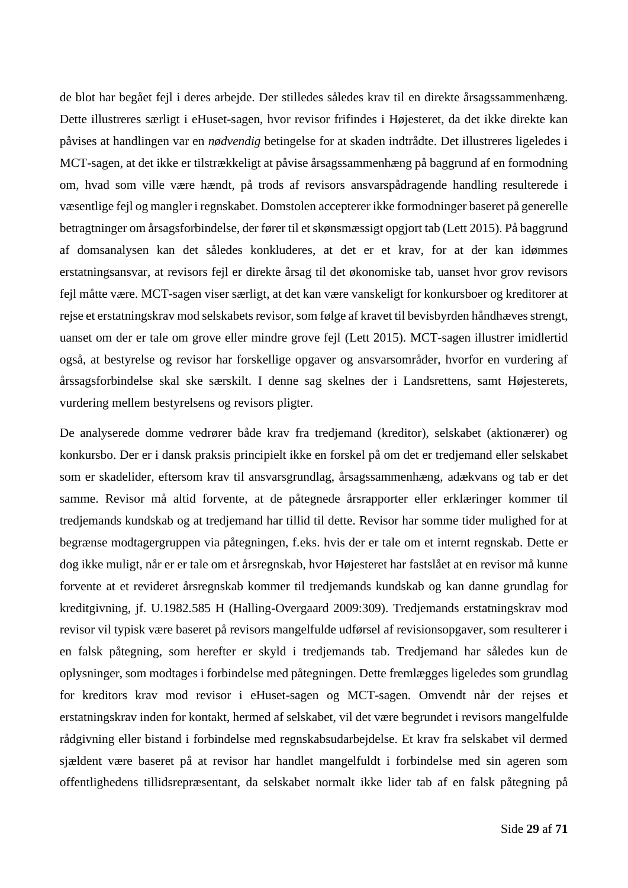de blot har begået fejl i deres arbejde. Der stilledes således krav til en direkte årsagssammenhæng. Dette illustreres særligt i eHuset-sagen, hvor revisor frifindes i Højesteret, da det ikke direkte kan påvises at handlingen var en *nødvendig* betingelse for at skaden indtrådte. Det illustreres ligeledes i MCT-sagen, at det ikke er tilstrækkeligt at påvise årsagssammenhæng på baggrund af en formodning om, hvad som ville være hændt, på trods af revisors ansvarspådragende handling resulterede i væsentlige fejl og mangler i regnskabet. Domstolen accepterer ikke formodninger baseret på generelle betragtninger om årsagsforbindelse, der fører til et skønsmæssigt opgjort tab (Lett 2015). På baggrund af domsanalysen kan det således konkluderes, at det er et krav, for at der kan idømmes erstatningsansvar, at revisors fejl er direkte årsag til det økonomiske tab, uanset hvor grov revisors fejl måtte være. MCT-sagen viser særligt, at det kan være vanskeligt for konkursboer og kreditorer at rejse et erstatningskrav mod selskabets revisor, som følge af kravet til bevisbyrden håndhæves strengt, uanset om der er tale om grove eller mindre grove fejl (Lett 2015). MCT-sagen illustrer imidlertid også, at bestyrelse og revisor har forskellige opgaver og ansvarsområder, hvorfor en vurdering af årssagsforbindelse skal ske særskilt. I denne sag skelnes der i Landsrettens, samt Højesterets, vurdering mellem bestyrelsens og revisors pligter.

De analyserede domme vedrører både krav fra tredjemand (kreditor), selskabet (aktionærer) og konkursbo. Der er i dansk praksis principielt ikke en forskel på om det er tredjemand eller selskabet som er skadelider, eftersom krav til ansvarsgrundlag, årsagssammenhæng, adækvans og tab er det samme. Revisor må altid forvente, at de påtegnede årsrapporter eller erklæringer kommer til tredjemands kundskab og at tredjemand har tillid til dette. Revisor har somme tider mulighed for at begrænse modtagergruppen via påtegningen, f.eks. hvis der er tale om et internt regnskab. Dette er dog ikke muligt, når er er tale om et årsregnskab, hvor Højesteret har fastslået at en revisor må kunne forvente at et revideret årsregnskab kommer til tredjemands kundskab og kan danne grundlag for kreditgivning, jf. U.1982.585 H (Halling-Overgaard 2009:309). Tredjemands erstatningskrav mod revisor vil typisk være baseret på revisors mangelfulde udførsel af revisionsopgaver, som resulterer i en falsk påtegning, som herefter er skyld i tredjemands tab. Tredjemand har således kun de oplysninger, som modtages i forbindelse med påtegningen. Dette fremlægges ligeledes som grundlag for kreditors krav mod revisor i eHuset-sagen og MCT-sagen. Omvendt når der rejses et erstatningskrav inden for kontakt, hermed af selskabet, vil det være begrundet i revisors mangelfulde rådgivning eller bistand i forbindelse med regnskabsudarbejdelse. Et krav fra selskabet vil dermed sjældent være baseret på at revisor har handlet mangelfuldt i forbindelse med sin ageren som offentlighedens tillidsrepræsentant, da selskabet normalt ikke lider tab af en falsk påtegning på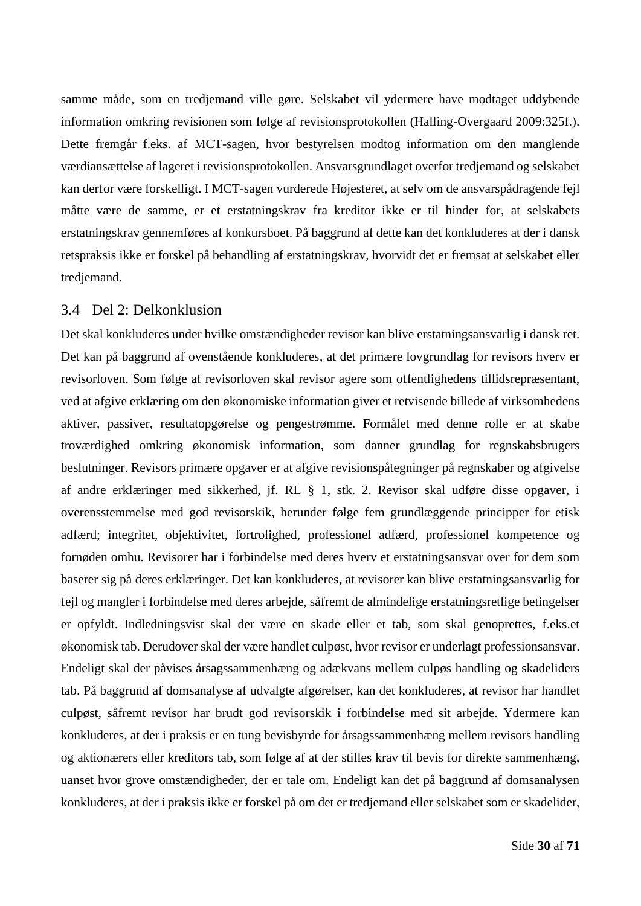samme måde, som en tredjemand ville gøre. Selskabet vil ydermere have modtaget uddybende information omkring revisionen som følge af revisionsprotokollen (Halling-Overgaard 2009:325f.). Dette fremgår f.eks. af MCT-sagen, hvor bestyrelsen modtog information om den manglende værdiansættelse af lageret i revisionsprotokollen. Ansvarsgrundlaget overfor tredjemand og selskabet kan derfor være forskelligt. I MCT-sagen vurderede Højesteret, at selv om de ansvarspådragende fejl måtte være de samme, er et erstatningskrav fra kreditor ikke er til hinder for, at selskabets erstatningskrav gennemføres af konkursboet. På baggrund af dette kan det konkluderes at der i dansk retspraksis ikke er forskel på behandling af erstatningskrav, hvorvidt det er fremsat at selskabet eller tredjemand.

## 3.4 Del 2: Delkonklusion

Det skal konkluderes under hvilke omstændigheder revisor kan blive erstatningsansvarlig i dansk ret. Det kan på baggrund af ovenstående konkluderes, at det primære lovgrundlag for revisors hverv er revisorloven. Som følge af revisorloven skal revisor agere som offentlighedens tillidsrepræsentant, ved at afgive erklæring om den økonomiske information giver et retvisende billede af virksomhedens aktiver, passiver, resultatopgørelse og pengestrømme. Formålet med denne rolle er at skabe troværdighed omkring økonomisk information, som danner grundlag for regnskabsbrugers beslutninger. Revisors primære opgaver er at afgive revisionspåtegninger på regnskaber og afgivelse af andre erklæringer med sikkerhed, jf. RL § 1, stk. 2. Revisor skal udføre disse opgaver, i overensstemmelse med god revisorskik, herunder følge fem grundlæggende principper for etisk adfærd; integritet, objektivitet, fortrolighed, professionel adfærd, professionel kompetence og fornøden omhu. Revisorer har i forbindelse med deres hverv et erstatningsansvar over for dem som baserer sig på deres erklæringer. Det kan konkluderes, at revisorer kan blive erstatningsansvarlig for fejl og mangler i forbindelse med deres arbejde, såfremt de almindelige erstatningsretlige betingelser er opfyldt. Indledningsvist skal der være en skade eller et tab, som skal genoprettes, f.eks.et økonomisk tab. Derudover skal der være handlet culpøst, hvor revisor er underlagt professionsansvar. Endeligt skal der påvises årsagssammenhæng og adækvans mellem culpøs handling og skadeliders tab. På baggrund af domsanalyse af udvalgte afgørelser, kan det konkluderes, at revisor har handlet culpøst, såfremt revisor har brudt god revisorskik i forbindelse med sit arbejde. Ydermere kan konkluderes, at der i praksis er en tung bevisbyrde for årsagssammenhæng mellem revisors handling og aktionærers eller kreditors tab, som følge af at der stilles krav til bevis for direkte sammenhæng, uanset hvor grove omstændigheder, der er tale om. Endeligt kan det på baggrund af domsanalysen konkluderes, at der i praksis ikke er forskel på om det er tredjemand eller selskabet som er skadelider,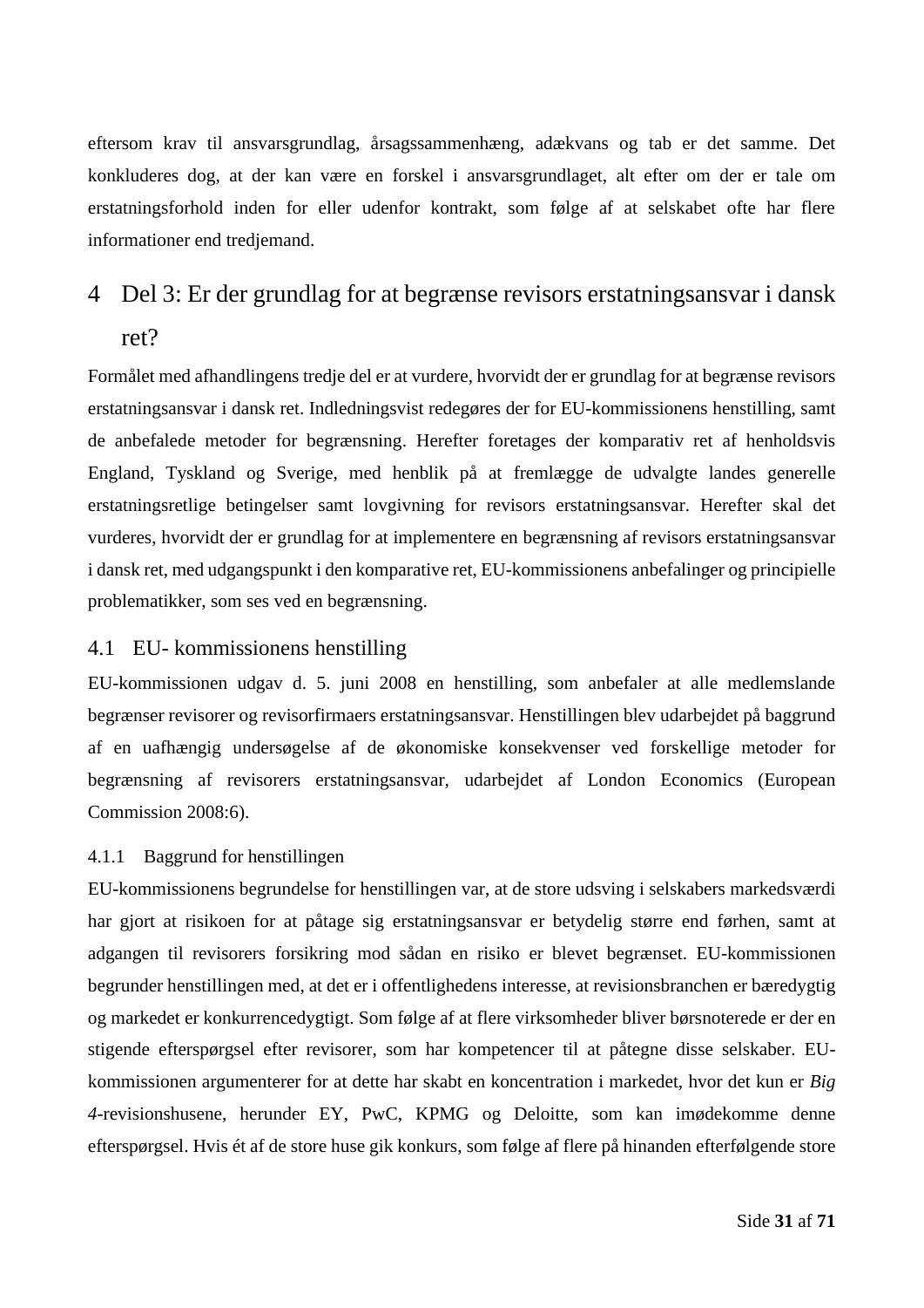eftersom krav til ansvarsgrundlag, årsagssammenhæng, adækvans og tab er det samme. Det konkluderes dog, at der kan være en forskel i ansvarsgrundlaget, alt efter om der er tale om erstatningsforhold inden for eller udenfor kontrakt, som følge af at selskabet ofte har flere informationer end tredjemand.

# 4 Del 3: Er der grundlag for at begrænse revisors erstatningsansvar i dansk ret?

Formålet med afhandlingens tredje del er at vurdere, hvorvidt der er grundlag for at begrænse revisors erstatningsansvar i dansk ret. Indledningsvist redegøres der for EU-kommissionens henstilling, samt de anbefalede metoder for begrænsning. Herefter foretages der komparativ ret af henholdsvis England, Tyskland og Sverige, med henblik på at fremlægge de udvalgte landes generelle erstatningsretlige betingelser samt lovgivning for revisors erstatningsansvar. Herefter skal det vurderes, hvorvidt der er grundlag for at implementere en begrænsning af revisors erstatningsansvar i dansk ret, med udgangspunkt i den komparative ret, EU-kommissionens anbefalinger og principielle problematikker, som ses ved en begrænsning.

## 4.1 EU- kommissionens henstilling

EU-kommissionen udgav d. 5. juni 2008 en henstilling, som anbefaler at alle medlemslande begrænser revisorer og revisorfirmaers erstatningsansvar. Henstillingen blev udarbejdet på baggrund af en uafhængig undersøgelse af de økonomiske konsekvenser ved forskellige metoder for begrænsning af revisorers erstatningsansvar, udarbejdet af London Economics (European Commission 2008:6).

### 4.1.1 Baggrund for henstillingen

EU-kommissionens begrundelse for henstillingen var, at de store udsving i selskabers markedsværdi har gjort at risikoen for at påtage sig erstatningsansvar er betydelig større end førhen, samt at adgangen til revisorers forsikring mod sådan en risiko er blevet begrænset. EU-kommissionen begrunder henstillingen med, at det er i offentlighedens interesse, at revisionsbranchen er bæredygtig og markedet er konkurrencedygtigt. Som følge af at flere virksomheder bliver børsnoterede er der en stigende efterspørgsel efter revisorer, som har kompetencer til at påtegne disse selskaber. EU-kommissionen argumenterer for at dette har skabt en koncentration i markedet, hvor det kun er *Big 4*-revisionshusene, herunder EY, PwC, KPMG og Deloitte, som kan imødekomme denne efterspørgsel. Hvis ét af de store huse gik konkurs, som følge af flere på hinanden efterfølgende store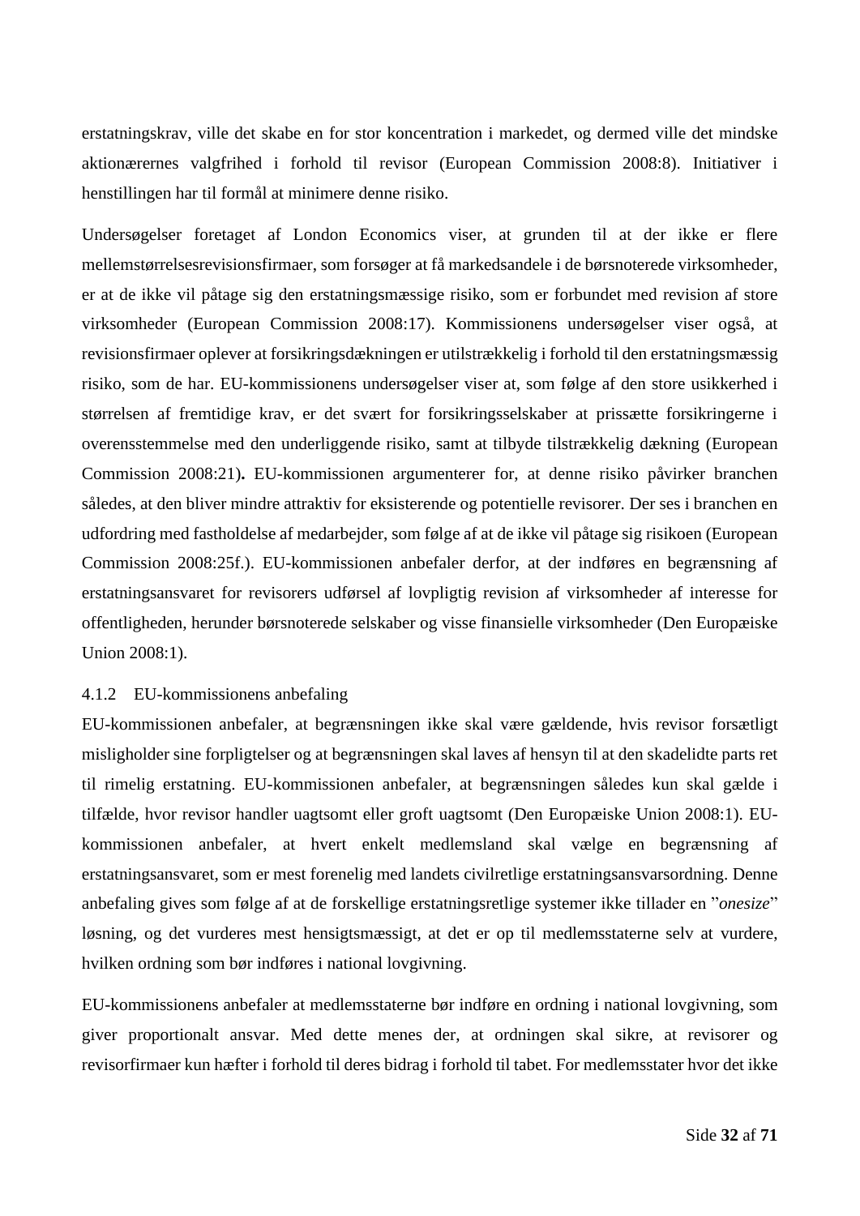erstatningskrav, ville det skabe en for stor koncentration i markedet, og dermed ville det mindske aktionærernes valgfrihed i forhold til revisor (European Commission 2008:8). Initiativer i henstillingen har til formål at minimere denne risiko.

Undersøgelser foretaget af London Economics viser, at grunden til at der ikke er flere mellemstørrelsesrevisionsfirmaer, som forsøger at få markedsandele i de børsnoterede virksomheder, er at de ikke vil påtage sig den erstatningsmæssige risiko, som er forbundet med revision af store virksomheder (European Commission 2008:17). Kommissionens undersøgelser viser også, at revisionsfirmaer oplever at forsikringsdækningen er utilstrækkelig i forhold til den erstatningsmæssig risiko, som de har. EU-kommissionens undersøgelser viser at, som følge af den store usikkerhed i størrelsen af fremtidige krav, er det svært for forsikringsselskaber at prissætte forsikringerne i overensstemmelse med den underliggende risiko, samt at tilbyde tilstrækkelig dækning (European Commission 2008:21)**.** EU-kommissionen argumenterer for, at denne risiko påvirker branchen således, at den bliver mindre attraktiv for eksisterende og potentielle revisorer. Der ses i branchen en udfordring med fastholdelse af medarbejder, som følge af at de ikke vil påtage sig risikoen (European Commission 2008:25f.). EU-kommissionen anbefaler derfor, at der indføres en begrænsning af erstatningsansvaret for revisorers udførsel af lovpligtig revision af virksomheder af interesse for offentligheden, herunder børsnoterede selskaber og visse finansielle virksomheder (Den Europæiske Union 2008:1).

### 4.1.2 EU-kommissionens anbefaling

EU-kommissionen anbefaler, at begrænsningen ikke skal være gældende, hvis revisor forsætligt misligholder sine forpligtelser og at begrænsningen skal laves af hensyn til at den skadelidte parts ret til rimelig erstatning. EU-kommissionen anbefaler, at begrænsningen således kun skal gælde i tilfælde, hvor revisor handler uagtsomt eller groft uagtsomt (Den Europæiske Union 2008:1). EU-kommissionen anbefaler, at hvert enkelt medlemsland skal vælge en begrænsning af erstatningsansvaret, som er mest forenelig med landets civilretlige erstatningsansvarsordning. Denne anbefaling gives som følge af at de forskellige erstatningsretlige systemer ikke tillader en "*onesize*" løsning, og det vurderes mest hensigtsmæssigt, at det er op til medlemsstaterne selv at vurdere, hvilken ordning som bør indføres i national lovgivning.

EU-kommissionens anbefaler at medlemsstaterne bør indføre en ordning i national lovgivning, som giver proportionalt ansvar. Med dette menes der, at ordningen skal sikre, at revisorer og revisorfirmaer kun hæfter i forhold til deres bidrag i forhold til tabet. For medlemsstater hvor det ikke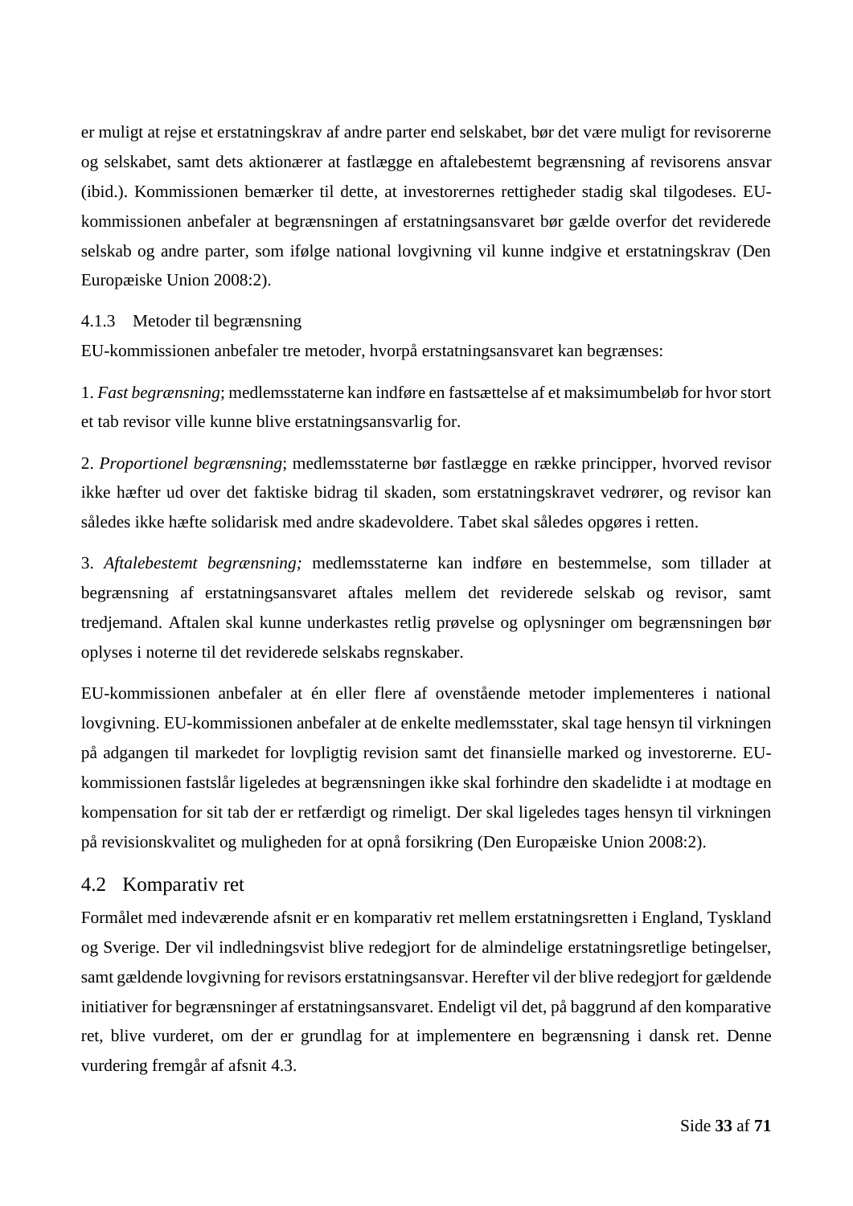er muligt at rejse et erstatningskrav af andre parter end selskabet, bør det være muligt for revisorerne og selskabet, samt dets aktionærer at fastlægge en aftalebestemt begrænsning af revisorens ansvar (ibid.). Kommissionen bemærker til dette, at investorernes rettigheder stadig skal tilgodeses. EU-kommissionen anbefaler at begrænsningen af erstatningsansvaret bør gælde overfor det reviderede selskab og andre parter, som ifølge national lovgivning vil kunne indgive et erstatningskrav (Den Europæiske Union 2008:2).

#### 4.1.3 Metoder til begrænsning

EU-kommissionen anbefaler tre metoder, hvorpå erstatningsansvaret kan begrænses:

1. *Fast begrænsning*; medlemsstaterne kan indføre en fastsættelse af et maksimumbeløb for hvor stort et tab revisor ville kunne blive erstatningsansvarlig for.

2. *Proportionel begrænsning*; medlemsstaterne bør fastlægge en række principper, hvorved revisor ikke hæfter ud over det faktiske bidrag til skaden, som erstatningskravet vedrører, og revisor kan således ikke hæfte solidarisk med andre skadevoldere. Tabet skal således opgøres i retten.

3. *Aftalebestemt begrænsning;* medlemsstaterne kan indføre en bestemmelse, som tillader at begrænsning af erstatningsansvaret aftales mellem det reviderede selskab og revisor, samt tredjemand. Aftalen skal kunne underkastes retlig prøvelse og oplysninger om begrænsningen bør oplyses i noterne til det reviderede selskabs regnskaber.

EU-kommissionen anbefaler at én eller flere af ovenstående metoder implementeres i national lovgivning. EU-kommissionen anbefaler at de enkelte medlemsstater, skal tage hensyn til virkningen på adgangen til markedet for lovpligtig revision samt det finansielle marked og investorerne. EU-kommissionen fastslår ligeledes at begrænsningen ikke skal forhindre den skadelidte i at modtage en kompensation for sit tab der er retfærdigt og rimeligt. Der skal ligeledes tages hensyn til virkningen på revisionskvalitet og muligheden for at opnå forsikring (Den Europæiske Union 2008:2).

### 4.2 Komparativ ret

Formålet med indeværende afsnit er en komparativ ret mellem erstatningsretten i England, Tyskland og Sverige. Der vil indledningsvist blive redegjort for de almindelige erstatningsretlige betingelser, samt gældende lovgivning for revisors erstatningsansvar. Herefter vil der blive redegjort for gældende initiativer for begrænsninger af erstatningsansvaret. Endeligt vil det, på baggrund af den komparative ret, blive vurderet, om der er grundlag for at implementere en begrænsning i dansk ret. Denne vurdering fremgår af afsnit 4.3.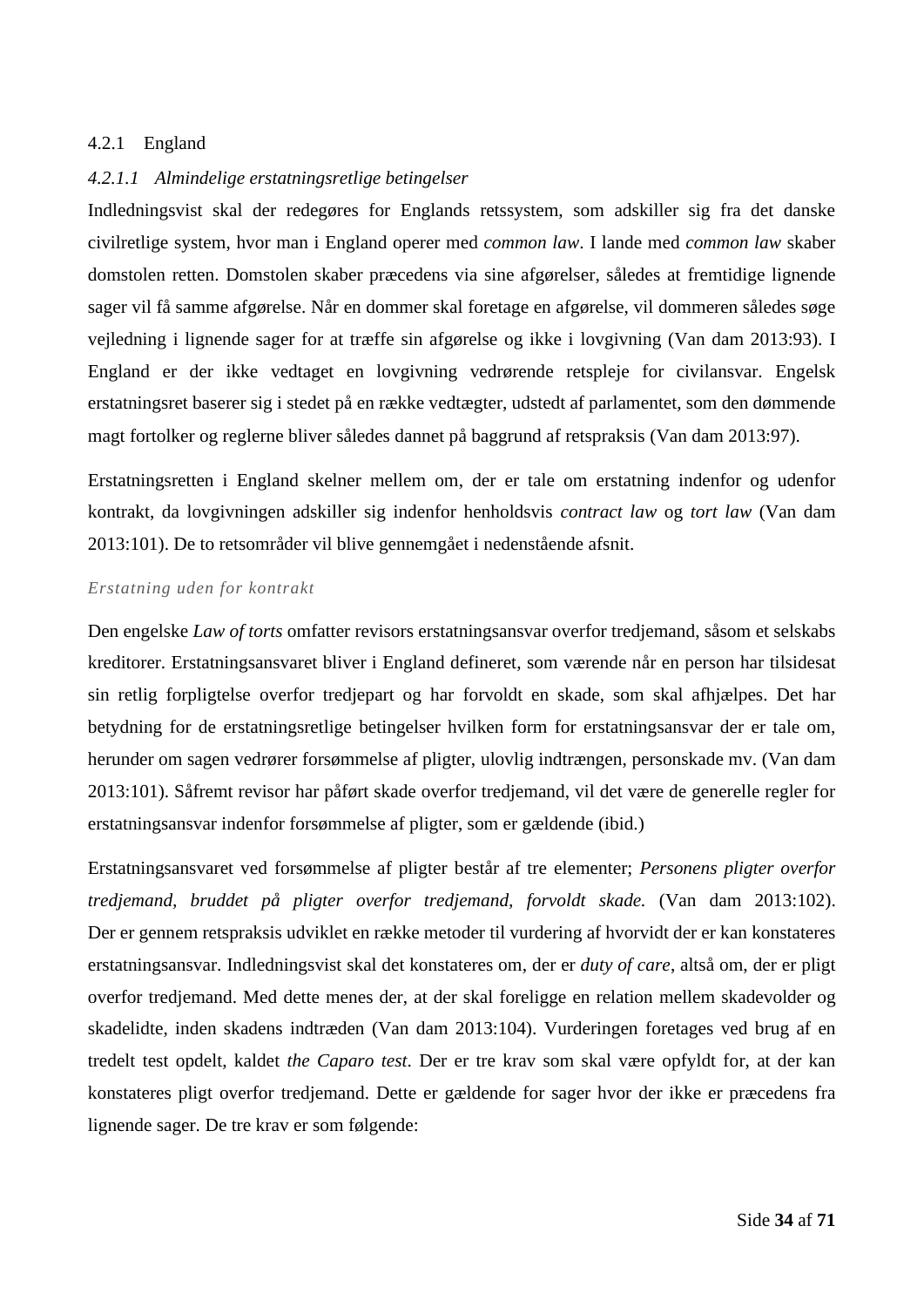### 4.2.1 England

#### *4.2.1.1 Almindelige erstatningsretlige betingelser*

Indledningsvist skal der redegøres for Englands retssystem, som adskiller sig fra det danske civilretlige system, hvor man i England operer med *common law*. I lande med *common law* skaber domstolen retten. Domstolen skaber præcedens via sine afgørelser, således at fremtidige lignende sager vil få samme afgørelse. Når en dommer skal foretage en afgørelse, vil dommeren således søge vejledning i lignende sager for at træffe sin afgørelse og ikke i lovgivning (Van dam 2013:93). I England er der ikke vedtaget en lovgivning vedrørende retspleje for civilansvar. Engelsk erstatningsret baserer sig i stedet på en række vedtægter, udstedt af parlamentet, som den dømmende magt fortolker og reglerne bliver således dannet på baggrund af retspraksis (Van dam 2013:97).

Erstatningsretten i England skelner mellem om, der er tale om erstatning indenfor og udenfor kontrakt, da lovgivningen adskiller sig indenfor henholdsvis *contract law* og *tort law* (Van dam 2013:101). De to retsområder vil blive gennemgået i nedenstående afsnit.

*Erstatning uden for kontrakt*

Den engelske *Law of torts* omfatter revisors erstatningsansvar overfor tredjemand, såsom et selskabs kreditorer. Erstatningsansvaret bliver i England defineret, som værende når en person har tilsidesat sin retlig forpligtelse overfor tredjepart og har forvoldt en skade, som skal afhjælpes. Det har betydning for de erstatningsretlige betingelser hvilken form for erstatningsansvar der er tale om, herunder om sagen vedrører forsømmelse af pligter, ulovlig indtrængen, personskade mv. (Van dam 2013:101). Såfremt revisor har påført skade overfor tredjemand, vil det være de generelle regler for erstatningsansvar indenfor forsømmelse af pligter, som er gældende (ibid.)

Erstatningsansvaret ved forsømmelse af pligter består af tre elementer; *Personens pligter overfor tredjemand, bruddet på pligter overfor tredjemand*, *forvoldt skade.* (Van dam 2013:102). Der er gennem retspraksis udviklet en række metoder til vurdering af hvorvidt der er kan konstateres erstatningsansvar. Indledningsvist skal det konstateres om, der er *duty of care*, altså om, der er pligt overfor tredjemand. Med dette menes der, at der skal foreligge en relation mellem skadevolder og skadelidte, inden skadens indtræden (Van dam 2013:104). Vurderingen foretages ved brug af en tredelt test opdelt, kaldet *the Caparo test*. Der er tre krav som skal være opfyldt for, at der kan konstateres pligt overfor tredjemand. Dette er gældende for sager hvor der ikke er præcedens fra lignende sager. De tre krav er som følgende: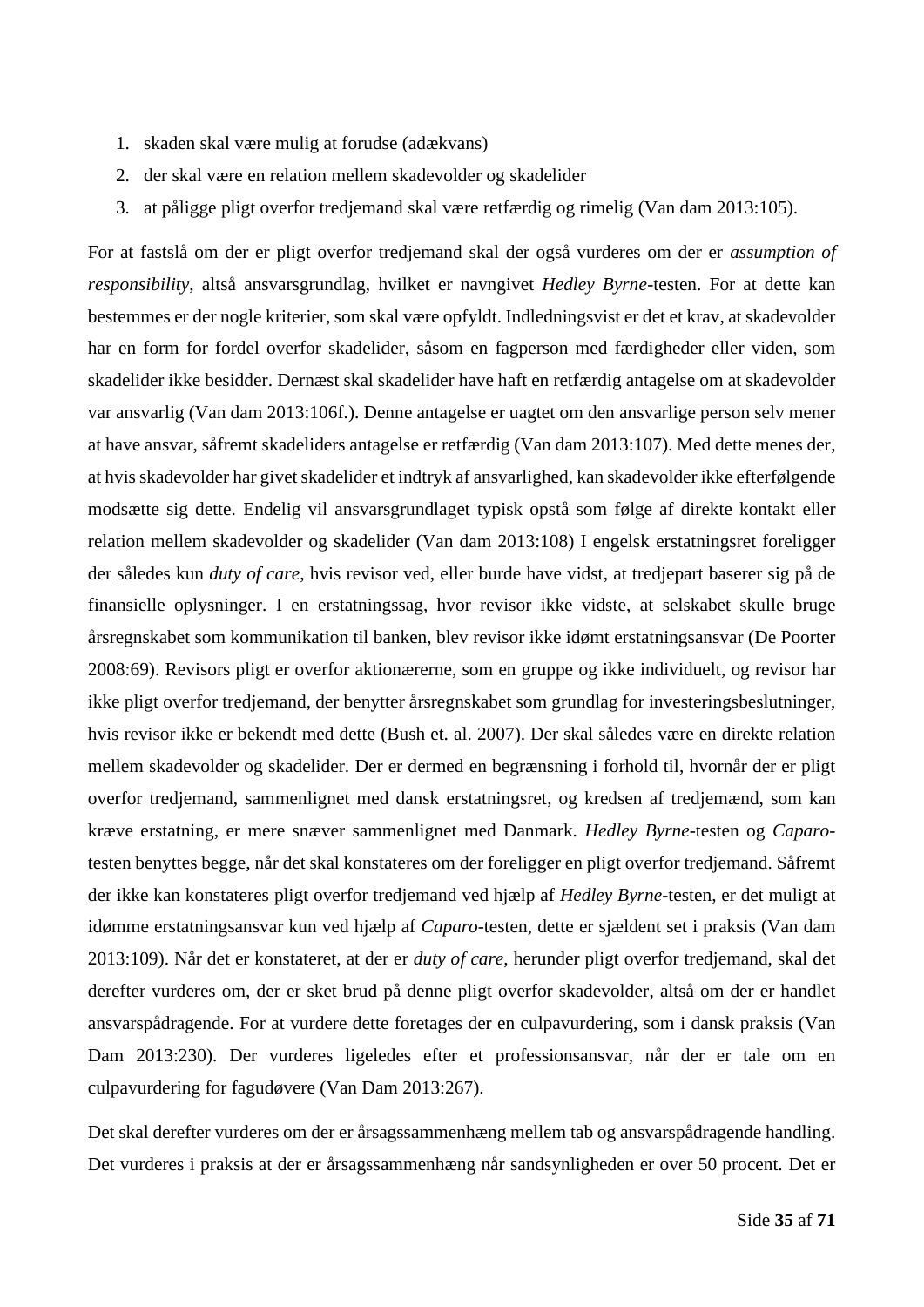1. skaden skal være mulig at forudse (adækvans)
2. der skal være en relation mellem skadevolder og skadelider
3. at påligge pligt overfor tredjemand skal være retfærdig og rimelig (Van dam 2013:105).

For at fastslå om der er pligt overfor tredjemand skal der også vurderes om der er *assumption of responsibility*, altså ansvarsgrundlag, hvilket er navngivet *Hedley Byrne*-testen. For at dette kan bestemmes er der nogle kriterier, som skal være opfyldt. Indledningsvist er det et krav, at skadevolder har en form for fordel overfor skadelider, såsom en fagperson med færdigheder eller viden, som skadelider ikke besidder. Dernæst skal skadelider have haft en retfærdig antagelse om at skadevolder var ansvarlig (Van dam 2013:106f.). Denne antagelse er uagtet om den ansvarlige person selv mener at have ansvar, såfremt skadeliders antagelse er retfærdig (Van dam 2013:107). Med dette menes der, at hvis skadevolder har givet skadelider et indtryk af ansvarlighed, kan skadevolder ikke efterfølgende modsætte sig dette. Endelig vil ansvarsgrundlaget typisk opstå som følge af direkte kontakt eller relation mellem skadevolder og skadelider (Van dam 2013:108) I engelsk erstatningsret foreligger der således kun *duty of care*, hvis revisor ved, eller burde have vidst, at tredjepart baserer sig på de finansielle oplysninger. I en erstatningssag, hvor revisor ikke vidste, at selskabet skulle bruge årsregnskabet som kommunikation til banken, blev revisor ikke idømt erstatningsansvar (De Poorter 2008:69). Revisors pligt er overfor aktionærerne, som en gruppe og ikke individuelt, og revisor har ikke pligt overfor tredjemand, der benytter årsregnskabet som grundlag for investeringsbeslutninger, hvis revisor ikke er bekendt med dette (Bush et. al. 2007). Der skal således være en direkte relation mellem skadevolder og skadelider. Der er dermed en begrænsning i forhold til, hvornår der er pligt overfor tredjemand, sammenlignet med dansk erstatningsret, og kredsen af tredjemænd, som kan kræve erstatning, er mere snæver sammenlignet med Danmark. *Hedley Byrne*-testen og *Caparo*-testen benyttes begge, når det skal konstateres om der foreligger en pligt overfor tredjemand. Såfremt der ikke kan konstateres pligt overfor tredjemand ved hjælp af *Hedley Byrne*-testen, er det muligt at idømme erstatningsansvar kun ved hjælp af *Caparo*-testen, dette er sjældent set i praksis (Van dam 2013:109). Når det er konstateret, at der er *duty of care*, herunder pligt overfor tredjemand, skal det derefter vurderes om, der er sket brud på denne pligt overfor skadevolder, altså om der er handlet ansvarspådragende. For at vurdere dette foretages der en culpavurdering, som i dansk praksis (Van Dam 2013:230). Der vurderes ligeledes efter et professionsansvar, når der er tale om en culpavurdering for fagudøvere (Van Dam 2013:267).

Det skal derefter vurderes om der er årsagssammenhæng mellem tab og ansvarspådragende handling. Det vurderes i praksis at der er årsagssammenhæng når sandsynligheden er over 50 procent. Det er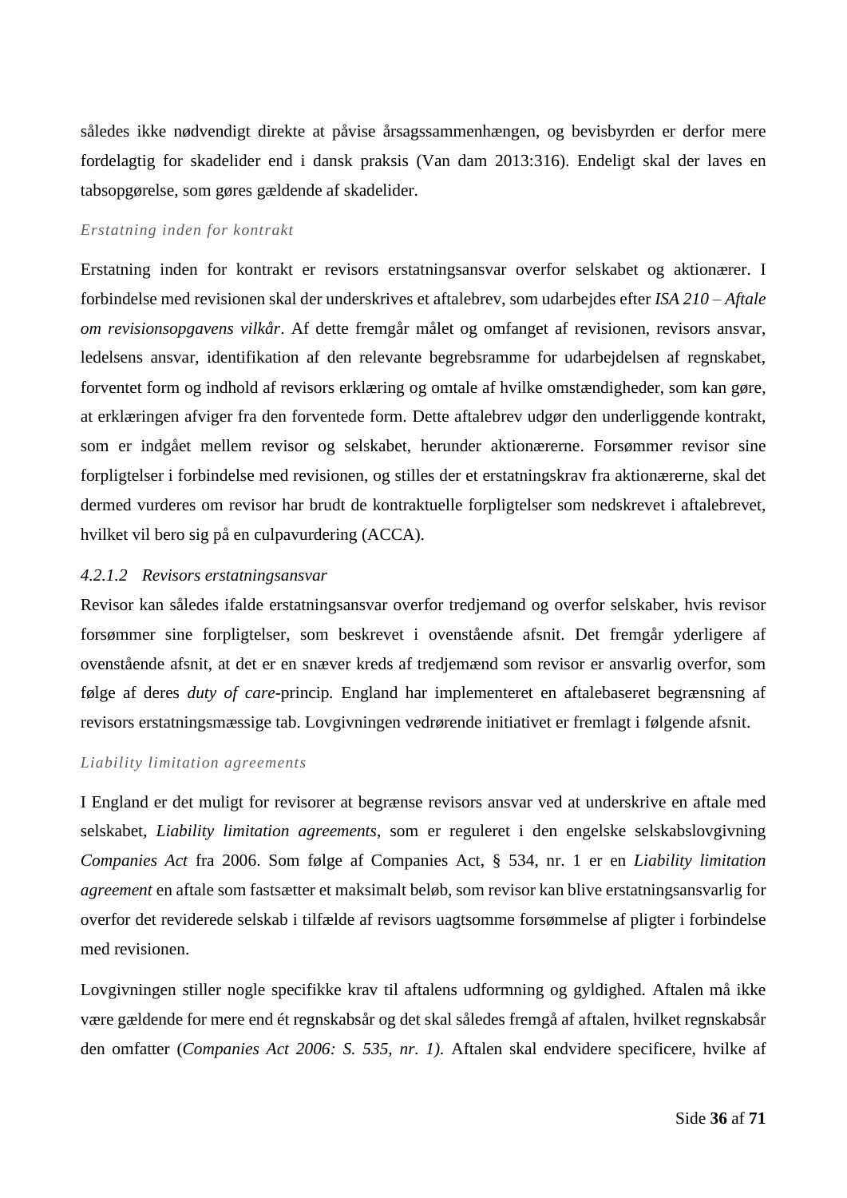således ikke nødvendigt direkte at påvise årsagssammenhængen, og bevisbyrden er derfor mere fordelagtig for skadelider end i dansk praksis (Van dam 2013:316). Endeligt skal der laves en tabsopgørelse, som gøres gældende af skadelider.

*Erstatning inden for kontrakt*

Erstatning inden for kontrakt er revisors erstatningsansvar overfor selskabet og aktionærer. I forbindelse med revisionen skal der underskrives et aftalebrev, som udarbejdes efter *ISA 210 – Aftale om revisionsopgavens vilkår*. Af dette fremgår målet og omfanget af revisionen, revisors ansvar, ledelsens ansvar, identifikation af den relevante begrebsramme for udarbejdelsen af regnskabet, forventet form og indhold af revisors erklæring og omtale af hvilke omstændigheder, som kan gøre, at erklæringen afviger fra den forventede form. Dette aftalebrev udgør den underliggende kontrakt, som er indgået mellem revisor og selskabet, herunder aktionærerne. Forsømmer revisor sine forpligtelser i forbindelse med revisionen, og stilles der et erstatningskrav fra aktionærerne, skal det dermed vurderes om revisor har brudt de kontraktuelle forpligtelser som nedskrevet i aftalebrevet, hvilket vil bero sig på en culpavurdering (ACCA).

#### *4.2.1.2 Revisors erstatningsansvar*

Revisor kan således ifalde erstatningsansvar overfor tredjemand og overfor selskaber, hvis revisor forsømmer sine forpligtelser, som beskrevet i ovenstående afsnit. Det fremgår yderligere af ovenstående afsnit, at det er en snæver kreds af tredjemænd som revisor er ansvarlig overfor, som følge af deres *duty of care*-princip. England har implementeret en aftalebaseret begrænsning af revisors erstatningsmæssige tab. Lovgivningen vedrørende initiativet er fremlagt i følgende afsnit.

*Liability limitation agreements*

I England er det muligt for revisorer at begrænse revisors ansvar ved at underskrive en aftale med selskabet, *Liability limitation agreements*, som er reguleret i den engelske selskabslovgivning *Companies Act* fra 2006. Som følge af Companies Act, § 534, nr. 1 er en *Liability limitation agreement* en aftale som fastsætter et maksimalt beløb, som revisor kan blive erstatningsansvarlig for overfor det reviderede selskab i tilfælde af revisors uagtsomme forsømmelse af pligter i forbindelse med revisionen.

Lovgivningen stiller nogle specifikke krav til aftalens udformning og gyldighed. Aftalen må ikke være gældende for mere end ét regnskabsår og det skal således fremgå af aftalen, hvilket regnskabsår den omfatter (*Companies Act 2006: S. 535, nr. 1).* Aftalen skal endvidere specificere, hvilke af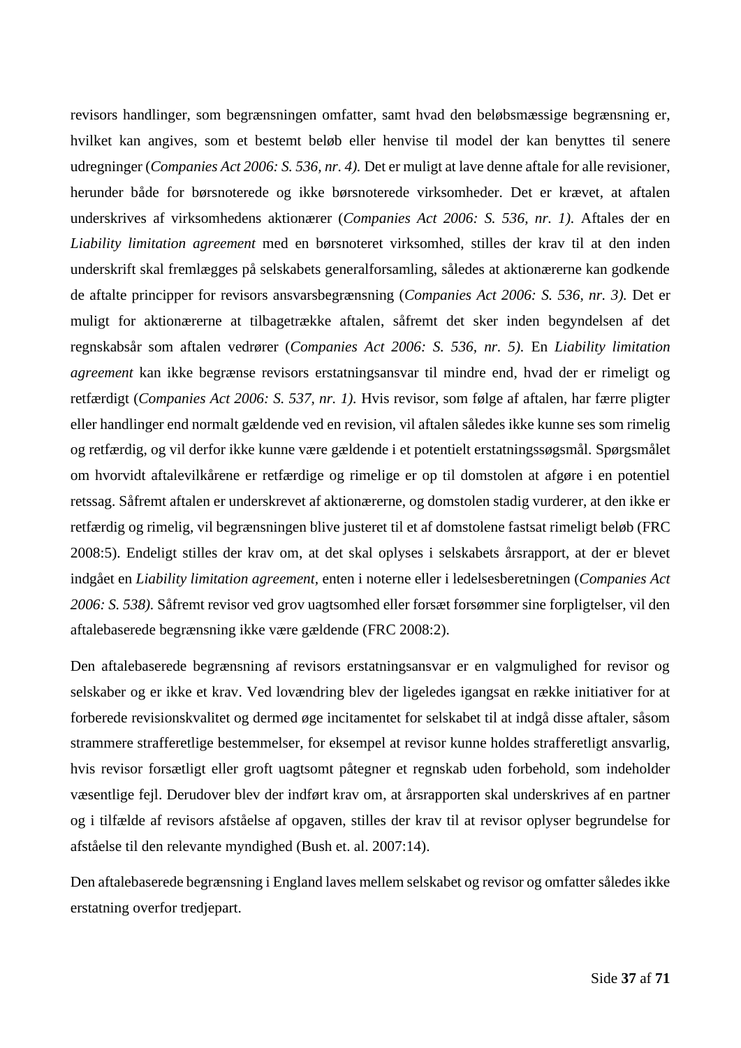revisors handlinger, som begrænsningen omfatter, samt hvad den beløbsmæssige begrænsning er, hvilket kan angives, som et bestemt beløb eller henvise til model der kan benyttes til senere udregninger (*Companies Act 2006: S. 536, nr. 4).* Det er muligt at lave denne aftale for alle revisioner, herunder både for børsnoterede og ikke børsnoterede virksomheder. Det er krævet, at aftalen underskrives af virksomhedens aktionærer (*Companies Act 2006: S. 536, nr. 1).* Aftales der en *Liability limitation agreement* med en børsnoteret virksomhed, stilles der krav til at den inden underskrift skal fremlægges på selskabets generalforsamling, således at aktionærerne kan godkende de aftalte principper for revisors ansvarsbegrænsning (*Companies Act 2006: S. 536, nr. 3).* Det er muligt for aktionærerne at tilbagetrække aftalen, såfremt det sker inden begyndelsen af det regnskabsår som aftalen vedrører (*Companies Act 2006: S. 536, nr. 5).* En *Liability limitation agreement* kan ikke begrænse revisors erstatningsansvar til mindre end, hvad der er rimeligt og retfærdigt (*Companies Act 2006: S. 537, nr. 1).* Hvis revisor, som følge af aftalen, har færre pligter eller handlinger end normalt gældende ved en revision, vil aftalen således ikke kunne ses som rimelig og retfærdig, og vil derfor ikke kunne være gældende i et potentielt erstatningssøgsmål. Spørgsmålet om hvorvidt aftalevilkårene er retfærdige og rimelige er op til domstolen at afgøre i en potentiel retssag. Såfremt aftalen er underskrevet af aktionærerne, og domstolen stadig vurderer, at den ikke er retfærdig og rimelig, vil begrænsningen blive justeret til et af domstolene fastsat rimeligt beløb (FRC 2008:5). Endeligt stilles der krav om, at det skal oplyses i selskabets årsrapport, at der er blevet indgået en *Liability limitation agreement,* enten i noterne eller i ledelsesberetningen (*Companies Act 2006: S. 538).* Såfremt revisor ved grov uagtsomhed eller forsæt forsømmer sine forpligtelser, vil den aftalebaserede begrænsning ikke være gældende (FRC 2008:2).

Den aftalebaserede begrænsning af revisors erstatningsansvar er en valgmulighed for revisor og selskaber og er ikke et krav. Ved lovændring blev der ligeledes igangsat en række initiativer for at forberede revisionskvalitet og dermed øge incitamentet for selskabet til at indgå disse aftaler, såsom strammere strafferetlige bestemmelser, for eksempel at revisor kunne holdes strafferetligt ansvarlig, hvis revisor forsætligt eller groft uagtsomt påtegner et regnskab uden forbehold, som indeholder væsentlige fejl. Derudover blev der indført krav om, at årsrapporten skal underskrives af en partner og i tilfælde af revisors afståelse af opgaven, stilles der krav til at revisor oplyser begrundelse for afståelse til den relevante myndighed (Bush et. al. 2007:14).

Den aftalebaserede begrænsning i England laves mellem selskabet og revisor og omfatter således ikke erstatning overfor tredjepart.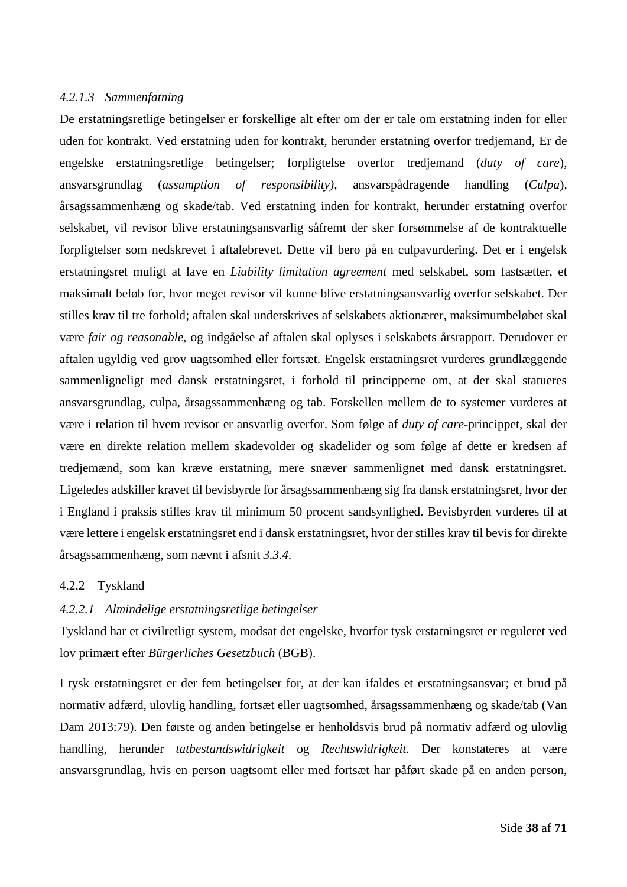#### *4.2.1.3 Sammenfatning*

De erstatningsretlige betingelser er forskellige alt efter om der er tale om erstatning inden for eller uden for kontrakt. Ved erstatning uden for kontrakt, herunder erstatning overfor tredjemand, Er de engelske erstatningsretlige betingelser; forpligtelse overfor tredjemand (*duty of care*), ansvarsgrundlag (*assumption of responsibility),* ansvarspådragende handling (*Culpa*), årsagssammenhæng og skade/tab. Ved erstatning inden for kontrakt, herunder erstatning overfor selskabet, vil revisor blive erstatningsansvarlig såfremt der sker forsømmelse af de kontraktuelle forpligtelser som nedskrevet i aftalebrevet. Dette vil bero på en culpavurdering. Det er i engelsk erstatningsret muligt at lave en *Liability limitation agreement* med selskabet, som fastsætter, et maksimalt beløb for, hvor meget revisor vil kunne blive erstatningsansvarlig overfor selskabet. Der stilles krav til tre forhold; aftalen skal underskrives af selskabets aktionærer, maksimumbeløbet skal være *fair og reasonable*, og indgåelse af aftalen skal oplyses i selskabets årsrapport. Derudover er aftalen ugyldig ved grov uagtsomhed eller fortsæt. Engelsk erstatningsret vurderes grundlæggende sammenligneligt med dansk erstatningsret, i forhold til principperne om, at der skal statueres ansvarsgrundlag, culpa, årsagssammenhæng og tab. Forskellen mellem de to systemer vurderes at være i relation til hvem revisor er ansvarlig overfor. Som følge af *duty of care*-princippet, skal der være en direkte relation mellem skadevolder og skadelider og som følge af dette er kredsen af tredjemænd, som kan kræve erstatning, mere snæver sammenlignet med dansk erstatningsret. Ligeledes adskiller kravet til bevisbyrde for årsagssammenhæng sig fra dansk erstatningsret, hvor der i England i praksis stilles krav til minimum 50 procent sandsynlighed. Bevisbyrden vurderes til at være lettere i engelsk erstatningsret end i dansk erstatningsret, hvor der stilles krav til bevis for direkte årsagssammenhæng, som nævnt i afsnit *3.3.4.*

### 4.2.2 Tyskland

#### *4.2.2.1 Almindelige erstatningsretlige betingelser*

Tyskland har et civilretligt system, modsat det engelske, hvorfor tysk erstatningsret er reguleret ved lov primært efter *Bürgerliches Gesetzbuch* (BGB).

I tysk erstatningsret er der fem betingelser for, at der kan ifaldes et erstatningsansvar; et brud på normativ adfærd, ulovlig handling, fortsæt eller uagtsomhed, årsagssammenhæng og skade/tab (Van Dam 2013:79). Den første og anden betingelse er henholdsvis brud på normativ adfærd og ulovlig handling, herunder *tatbestandswidrigkeit* og *Rechtswidrigkeit.* Der konstateres at være ansvarsgrundlag, hvis en person uagtsomt eller med fortsæt har påført skade på en anden person,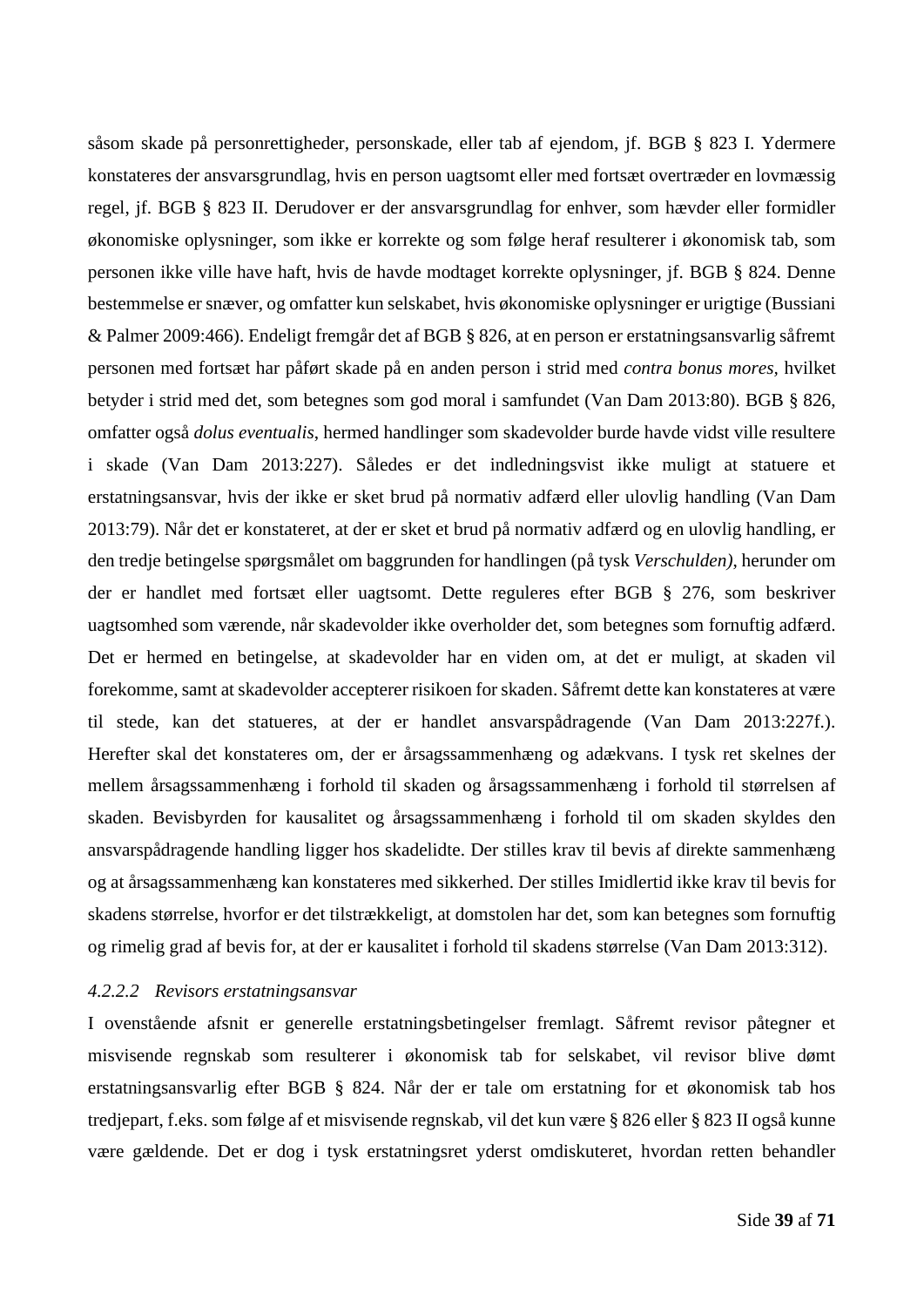såsom skade på personrettigheder, personskade, eller tab af ejendom, jf. BGB § 823 I. Ydermere konstateres der ansvarsgrundlag, hvis en person uagtsomt eller med fortsæt overtræder en lovmæssig regel, jf. BGB § 823 II. Derudover er der ansvarsgrundlag for enhver, som hævder eller formidler økonomiske oplysninger, som ikke er korrekte og som følge heraf resulterer i økonomisk tab, som personen ikke ville have haft, hvis de havde modtaget korrekte oplysninger, jf. BGB § 824. Denne bestemmelse er snæver, og omfatter kun selskabet, hvis økonomiske oplysninger er urigtige (Bussiani & Palmer 2009:466). Endeligt fremgår det af BGB § 826, at en person er erstatningsansvarlig såfremt personen med fortsæt har påført skade på en anden person i strid med *contra bonus mores*, hvilket betyder i strid med det, som betegnes som god moral i samfundet (Van Dam 2013:80). BGB § 826, omfatter også *dolus eventualis*, hermed handlinger som skadevolder burde havde vidst ville resultere i skade (Van Dam 2013:227). Således er det indledningsvist ikke muligt at statuere et erstatningsansvar, hvis der ikke er sket brud på normativ adfærd eller ulovlig handling (Van Dam 2013:79). Når det er konstateret, at der er sket et brud på normativ adfærd og en ulovlig handling, er den tredje betingelse spørgsmålet om baggrunden for handlingen (på tysk *Verschulden)*, herunder om der er handlet med fortsæt eller uagtsomt. Dette reguleres efter BGB § 276, som beskriver uagtsomhed som værende, når skadevolder ikke overholder det, som betegnes som fornuftig adfærd. Det er hermed en betingelse, at skadevolder har en viden om, at det er muligt, at skaden vil forekomme, samt at skadevolder accepterer risikoen for skaden. Såfremt dette kan konstateres at være til stede, kan det statueres, at der er handlet ansvarspådragende (Van Dam 2013:227f.). Herefter skal det konstateres om, der er årsagssammenhæng og adækvans. I tysk ret skelnes der mellem årsagssammenhæng i forhold til skaden og årsagssammenhæng i forhold til størrelsen af skaden. Bevisbyrden for kausalitet og årsagssammenhæng i forhold til om skaden skyldes den ansvarspådragende handling ligger hos skadelidte. Der stilles krav til bevis af direkte sammenhæng og at årsagssammenhæng kan konstateres med sikkerhed. Der stilles Imidlertid ikke krav til bevis for skadens størrelse, hvorfor er det tilstrækkeligt, at domstolen har det, som kan betegnes som fornuftig og rimelig grad af bevis for, at der er kausalitet i forhold til skadens størrelse (Van Dam 2013:312).

#### *4.2.2.2 Revisors erstatningsansvar*

I ovenstående afsnit er generelle erstatningsbetingelser fremlagt. Såfremt revisor påtegner et misvisende regnskab som resulterer i økonomisk tab for selskabet, vil revisor blive dømt erstatningsansvarlig efter BGB § 824. Når der er tale om erstatning for et økonomisk tab hos tredjepart, f.eks. som følge af et misvisende regnskab, vil det kun være § 826 eller § 823 II også kunne være gældende. Det er dog i tysk erstatningsret yderst omdiskuteret, hvordan retten behandler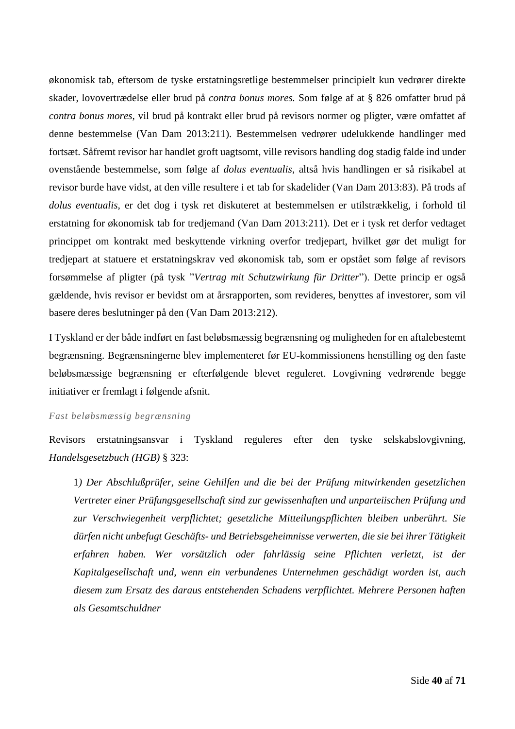økonomisk tab, eftersom de tyske erstatningsretlige bestemmelser principielt kun vedrører direkte skader, lovovertrædelse eller brud på *contra bonus mores.* Som følge af at § 826 omfatter brud på *contra bonus mores*, vil brud på kontrakt eller brud på revisors normer og pligter, være omfattet af denne bestemmelse (Van Dam 2013:211). Bestemmelsen vedrører udelukkende handlinger med fortsæt. Såfremt revisor har handlet groft uagtsomt, ville revisors handling dog stadig falde ind under ovenstående bestemmelse, som følge af *dolus eventualis*, altså hvis handlingen er så risikabel at revisor burde have vidst, at den ville resultere i et tab for skadelider (Van Dam 2013:83). På trods af *dolus eventualis,* er det dog i tysk ret diskuteret at bestemmelsen er utilstrækkelig, i forhold til erstatning for økonomisk tab for tredjemand (Van Dam 2013:211). Det er i tysk ret derfor vedtaget princippet om kontrakt med beskyttende virkning overfor tredjepart, hvilket gør det muligt for tredjepart at statuere et erstatningskrav ved økonomisk tab, som er opstået som følge af revisors forsømmelse af pligter (på tysk "*Vertrag mit Schutzwirkung für Dritter*"). Dette princip er også gældende, hvis revisor er bevidst om at årsrapporten, som revideres, benyttes af investorer, som vil basere deres beslutninger på den (Van Dam 2013:212).

I Tyskland er der både indført en fast beløbsmæssig begrænsning og muligheden for en aftalebestemt begrænsning. Begrænsningerne blev implementeret før EU-kommissionens henstilling og den faste beløbsmæssige begrænsning er efterfølgende blevet reguleret. Lovgivning vedrørende begge initiativer er fremlagt i følgende afsnit.

*Fast beløbsmæssig begrænsning*

Revisors erstatningsansvar i Tyskland reguleres efter den tyske selskabslovgivning, *Handelsgesetzbuch (HGB)* § 323:

> 1*) Der Abschlußprüfer, seine Gehilfen und die bei der Prüfung mitwirkenden gesetzlichen Vertreter einer Prüfungsgesellschaft sind zur gewissenhaften und unparteiischen Prüfung und zur Verschwiegenheit verpflichtet; gesetzliche Mitteilungspflichten bleiben unberührt. Sie dürfen nicht unbefugt Geschäfts- und Betriebsgeheimnisse verwerten, die sie bei ihrer Tätigkeit erfahren haben. Wer vorsätzlich oder fahrlässig seine Pflichten verletzt, ist der Kapitalgesellschaft und, wenn ein verbundenes Unternehmen geschädigt worden ist, auch diesem zum Ersatz des daraus entstehenden Schadens verpflichtet. Mehrere Personen haften als Gesamtschuldner*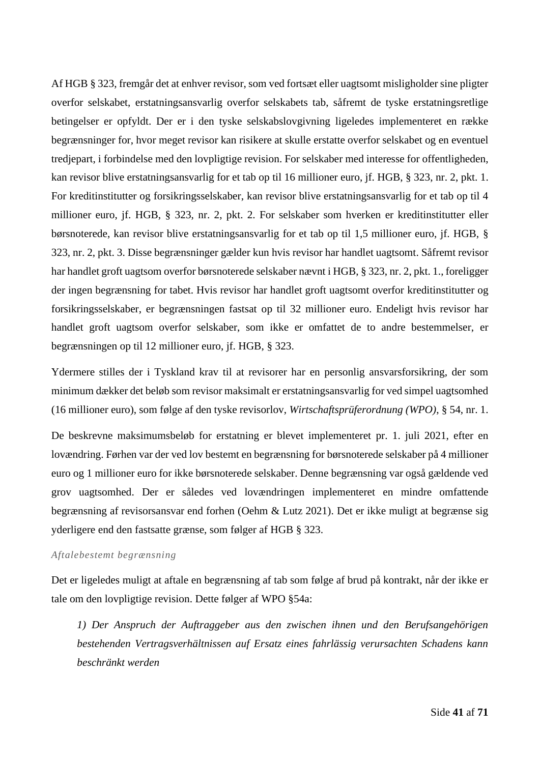Af HGB § 323, fremgår det at enhver revisor, som ved fortsæt eller uagtsomt misligholder sine pligter overfor selskabet, erstatningsansvarlig overfor selskabets tab, såfremt de tyske erstatningsretlige betingelser er opfyldt. Der er i den tyske selskabslovgivning ligeledes implementeret en række begrænsninger for, hvor meget revisor kan risikere at skulle erstatte overfor selskabet og en eventuel tredjepart, i forbindelse med den lovpligtige revision. For selskaber med interesse for offentligheden, kan revisor blive erstatningsansvarlig for et tab op til 16 millioner euro, jf. HGB, § 323, nr. 2, pkt. 1. For kreditinstitutter og forsikringsselskaber, kan revisor blive erstatningsansvarlig for et tab op til 4 millioner euro, jf. HGB, § 323, nr. 2, pkt. 2. For selskaber som hverken er kreditinstitutter eller børsnoterede, kan revisor blive erstatningsansvarlig for et tab op til 1,5 millioner euro, jf. HGB, § 323, nr. 2, pkt. 3. Disse begrænsninger gælder kun hvis revisor har handlet uagtsomt. Såfremt revisor har handlet groft uagtsom overfor børsnoterede selskaber nævnt i HGB, § 323, nr. 2, pkt. 1., foreligger der ingen begrænsning for tabet. Hvis revisor har handlet groft uagtsomt overfor kreditinstitutter og forsikringsselskaber, er begrænsningen fastsat op til 32 millioner euro. Endeligt hvis revisor har handlet groft uagtsom overfor selskaber, som ikke er omfattet de to andre bestemmelser, er begrænsningen op til 12 millioner euro, jf. HGB, § 323.

Ydermere stilles der i Tyskland krav til at revisorer har en personlig ansvarsforsikring, der som minimum dækker det beløb som revisor maksimalt er erstatningsansvarlig for ved simpel uagtsomhed (16 millioner euro), som følge af den tyske revisorlov, *Wirtschaftsprüferordnung (WPO)*, § 54, nr. 1.

De beskrevne maksimumsbeløb for erstatning er blevet implementeret pr. 1. juli 2021, efter en lovændring. Førhen var der ved lov bestemt en begrænsning for børsnoterede selskaber på 4 millioner euro og 1 millioner euro for ikke børsnoterede selskaber. Denne begrænsning var også gældende ved grov uagtsomhed. Der er således ved lovændringen implementeret en mindre omfattende begrænsning af revisorsansvar end forhen (Oehm & Lutz 2021). Det er ikke muligt at begrænse sig yderligere end den fastsatte grænse, som følger af HGB § 323.

*Aftalebestemt begrænsning*

Det er ligeledes muligt at aftale en begrænsning af tab som følge af brud på kontrakt, når der ikke er tale om den lovpligtige revision. Dette følger af WPO §54a:

> *1) Der Anspruch der Auftraggeber aus den zwischen ihnen und den Berufsangehörigen bestehenden Vertragsverhältnissen auf Ersatz eines fahrlässig verursachten Schadens kann beschränkt werden*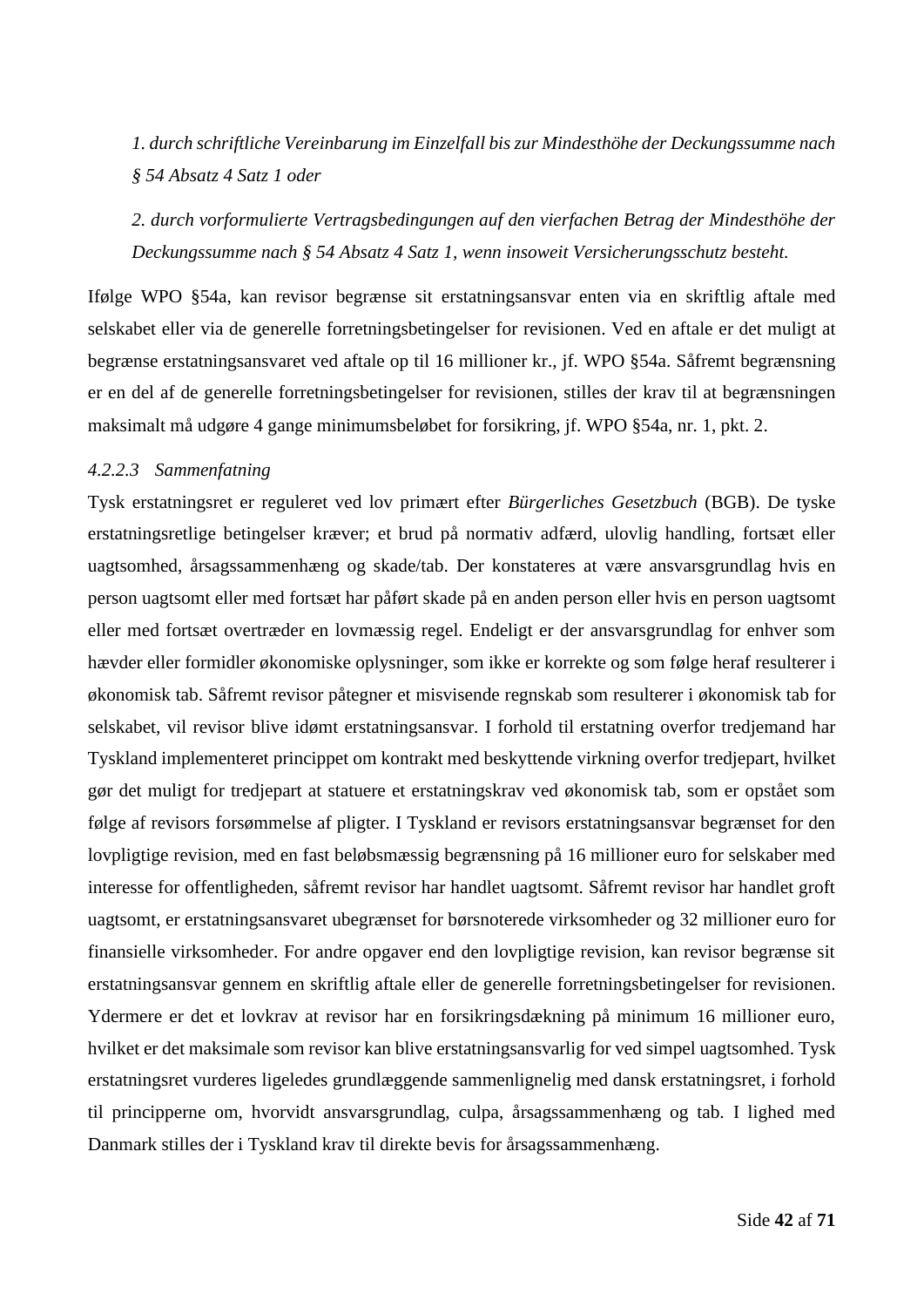*1. durch schriftliche Vereinbarung im Einzelfall bis zur Mindesthöhe der Deckungssumme nach § 54 Absatz 4 Satz 1 oder*

*2. durch vorformulierte Vertragsbedingungen auf den vierfachen Betrag der Mindesthöhe der Deckungssumme nach § 54 Absatz 4 Satz 1, wenn insoweit Versicherungsschutz besteht.*

Ifølge WPO §54a, kan revisor begrænse sit erstatningsansvar enten via en skriftlig aftale med selskabet eller via de generelle forretningsbetingelser for revisionen. Ved en aftale er det muligt at begrænse erstatningsansvaret ved aftale op til 16 millioner kr., jf. WPO §54a. Såfremt begrænsning er en del af de generelle forretningsbetingelser for revisionen, stilles der krav til at begrænsningen maksimalt må udgøre 4 gange minimumsbeløbet for forsikring, jf. WPO §54a, nr. 1, pkt. 2.

#### *4.2.2.3 Sammenfatning*

Tysk erstatningsret er reguleret ved lov primært efter *Bürgerliches Gesetzbuch* (BGB). De tyske erstatningsretlige betingelser kræver; et brud på normativ adfærd, ulovlig handling, fortsæt eller uagtsomhed, årsagssammenhæng og skade/tab. Der konstateres at være ansvarsgrundlag hvis en person uagtsomt eller med fortsæt har påført skade på en anden person eller hvis en person uagtsomt eller med fortsæt overtræder en lovmæssig regel. Endeligt er der ansvarsgrundlag for enhver som hævder eller formidler økonomiske oplysninger, som ikke er korrekte og som følge heraf resulterer i økonomisk tab. Såfremt revisor påtegner et misvisende regnskab som resulterer i økonomisk tab for selskabet, vil revisor blive idømt erstatningsansvar. I forhold til erstatning overfor tredjemand har Tyskland implementeret princippet om kontrakt med beskyttende virkning overfor tredjepart, hvilket gør det muligt for tredjepart at statuere et erstatningskrav ved økonomisk tab, som er opstået som følge af revisors forsømmelse af pligter. I Tyskland er revisors erstatningsansvar begrænset for den lovpligtige revision, med en fast beløbsmæssig begrænsning på 16 millioner euro for selskaber med interesse for offentligheden, såfremt revisor har handlet uagtsomt. Såfremt revisor har handlet groft uagtsomt, er erstatningsansvaret ubegrænset for børsnoterede virksomheder og 32 millioner euro for finansielle virksomheder. For andre opgaver end den lovpligtige revision, kan revisor begrænse sit erstatningsansvar gennem en skriftlig aftale eller de generelle forretningsbetingelser for revisionen. Ydermere er det et lovkrav at revisor har en forsikringsdækning på minimum 16 millioner euro, hvilket er det maksimale som revisor kan blive erstatningsansvarlig for ved simpel uagtsomhed. Tysk erstatningsret vurderes ligeledes grundlæggende sammenlignelig med dansk erstatningsret, i forhold til principperne om, hvorvidt ansvarsgrundlag, culpa, årsagssammenhæng og tab. I lighed med Danmark stilles der i Tyskland krav til direkte bevis for årsagssammenhæng.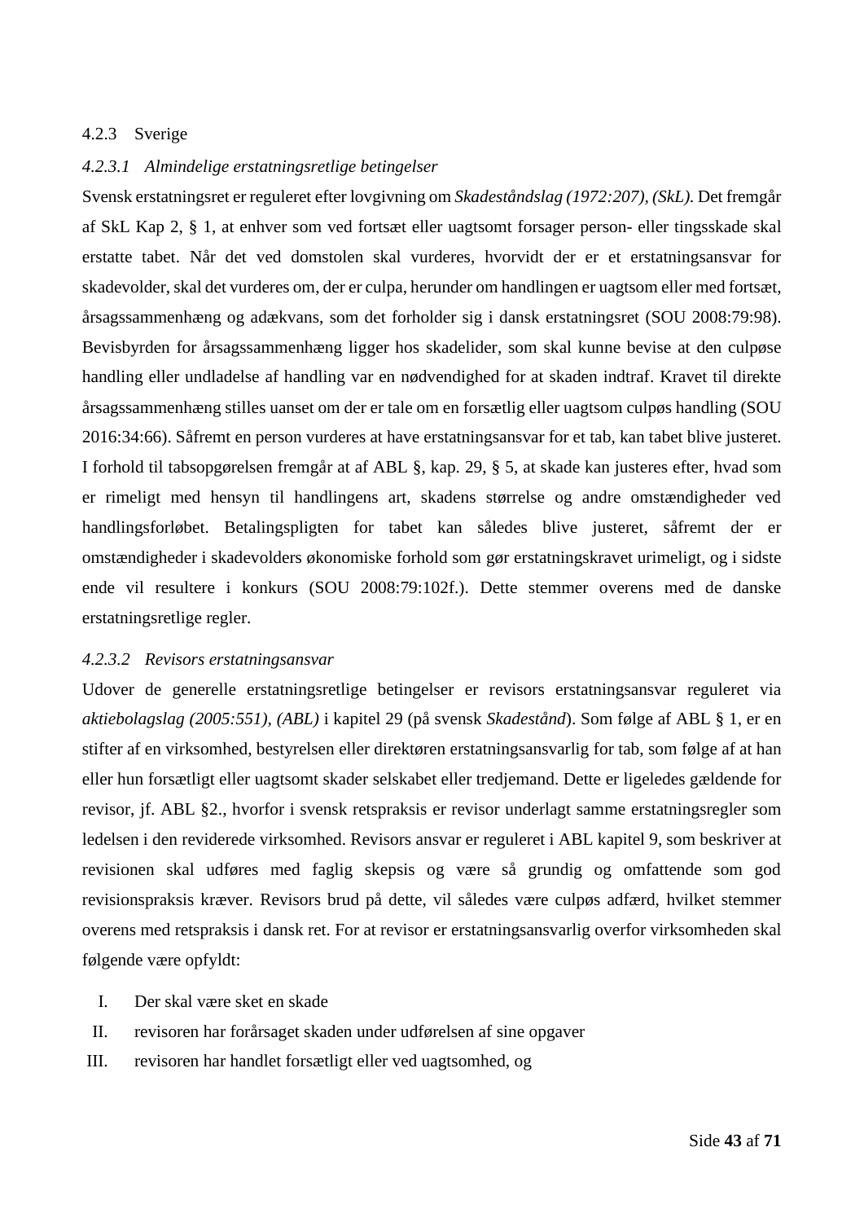### 4.2.3 Sverige

#### *4.2.3.1 Almindelige erstatningsretlige betingelser*

Svensk erstatningsret er reguleret efter lovgivning om *Skadeståndslag (1972:207), (SkL).* Det fremgår af SkL Kap 2, § 1, at enhver som ved fortsæt eller uagtsomt forsager person- eller tingsskade skal erstatte tabet. Når det ved domstolen skal vurderes, hvorvidt der er et erstatningsansvar for skadevolder, skal det vurderes om, der er culpa, herunder om handlingen er uagtsom eller med fortsæt, årsagssammenhæng og adækvans, som det forholder sig i dansk erstatningsret (SOU 2008:79:98). Bevisbyrden for årsagssammenhæng ligger hos skadelider, som skal kunne bevise at den culpøse handling eller undladelse af handling var en nødvendighed for at skaden indtraf. Kravet til direkte årsagssammenhæng stilles uanset om der er tale om en forsætlig eller uagtsom culpøs handling (SOU 2016:34:66). Såfremt en person vurderes at have erstatningsansvar for et tab, kan tabet blive justeret. I forhold til tabsopgørelsen fremgår at af ABL §, kap. 29, § 5, at skade kan justeres efter, hvad som er rimeligt med hensyn til handlingens art, skadens størrelse og andre omstændigheder ved handlingsforløbet. Betalingspligten for tabet kan således blive justeret, såfremt der er omstændigheder i skadevolders økonomiske forhold som gør erstatningskravet urimeligt, og i sidste ende vil resultere i konkurs (SOU 2008:79:102f.). Dette stemmer overens med de danske erstatningsretlige regler.

#### *4.2.3.2 Revisors erstatningsansvar*

Udover de generelle erstatningsretlige betingelser er revisors erstatningsansvar reguleret via *aktiebolagslag (2005:551), (ABL)* i kapitel 29 (på svensk *Skadestånd*). Som følge af ABL § 1, er en stifter af en virksomhed, bestyrelsen eller direktøren erstatningsansvarlig for tab, som følge af at han eller hun forsætligt eller uagtsomt skader selskabet eller tredjemand. Dette er ligeledes gældende for revisor, jf. ABL §2., hvorfor i svensk retspraksis er revisor underlagt samme erstatningsregler som ledelsen i den reviderede virksomhed. Revisors ansvar er reguleret i ABL kapitel 9, som beskriver at revisionen skal udføres med faglig skepsis og være så grundig og omfattende som god revisionspraksis kræver. Revisors brud på dette, vil således være culpøs adfærd, hvilket stemmer overens med retspraksis i dansk ret. For at revisor er erstatningsansvarlig overfor virksomheden skal følgende være opfyldt:

I. Der skal være sket en skade
II. revisoren har forårsaget skaden under udførelsen af sine opgaver
III. revisoren har handlet forsætligt eller ved uagtsomhed, og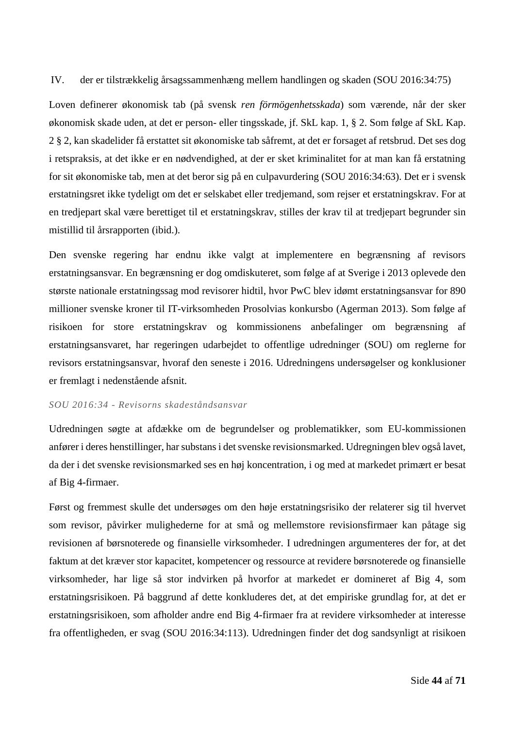IV. der er tilstrækkelig årsagssammenhæng mellem handlingen og skaden (SOU 2016:34:75)

Loven definerer økonomisk tab (på svensk *ren förmögenhetsskada*) som værende, når der sker økonomisk skade uden, at det er person- eller tingsskade, jf. SkL kap. 1, § 2. Som følge af SkL Kap. 2 § 2, kan skadelider få erstattet sit økonomiske tab såfremt, at det er forsaget af retsbrud. Det ses dog i retspraksis, at det ikke er en nødvendighed, at der er sket kriminalitet for at man kan få erstatning for sit økonomiske tab, men at det beror sig på en culpavurdering (SOU 2016:34:63). Det er i svensk erstatningsret ikke tydeligt om det er selskabet eller tredjemand, som rejser et erstatningskrav. For at en tredjepart skal være berettiget til et erstatningskrav, stilles der krav til at tredjepart begrunder sin mistillid til årsrapporten (ibid.).

Den svenske regering har endnu ikke valgt at implementere en begrænsning af revisors erstatningsansvar. En begrænsning er dog omdiskuteret, som følge af at Sverige i 2013 oplevede den største nationale erstatningssag mod revisorer hidtil, hvor PwC blev idømt erstatningsansvar for 890 millioner svenske kroner til IT-virksomheden Prosolvias konkursbo (Agerman 2013). Som følge af risikoen for store erstatningskrav og kommissionens anbefalinger om begrænsning af erstatningsansvaret, har regeringen udarbejdet to offentlige udredninger (SOU) om reglerne for revisors erstatningsansvar, hvoraf den seneste i 2016. Udredningens undersøgelser og konklusioner er fremlagt i nedenstående afsnit.

#### *SOU 2016:34 - Revisorns skadeståndsansvar*

Udredningen søgte at afdække om de begrundelser og problematikker, som EU-kommissionen anfører i deres henstillinger, har substans i det svenske revisionsmarked. Udregningen blev også lavet, da der i det svenske revisionsmarked ses en høj koncentration, i og med at markedet primært er besat af Big 4-firmaer.

Først og fremmest skulle det undersøges om den høje erstatningsrisiko der relaterer sig til hvervet som revisor, påvirker mulighederne for at små og mellemstore revisionsfirmaer kan påtage sig revisionen af børsnoterede og finansielle virksomheder. I udredningen argumenteres der for, at det faktum at det kræver stor kapacitet, kompetencer og ressource at revidere børsnoterede og finansielle virksomheder, har lige så stor indvirken på hvorfor at markedet er domineret af Big 4, som erstatningsrisikoen. På baggrund af dette konkluderes det, at det empiriske grundlag for, at det er erstatningsrisikoen, som afholder andre end Big 4-firmaer fra at revidere virksomheder at interesse fra offentligheden, er svag (SOU 2016:34:113). Udredningen finder det dog sandsynligt at risikoen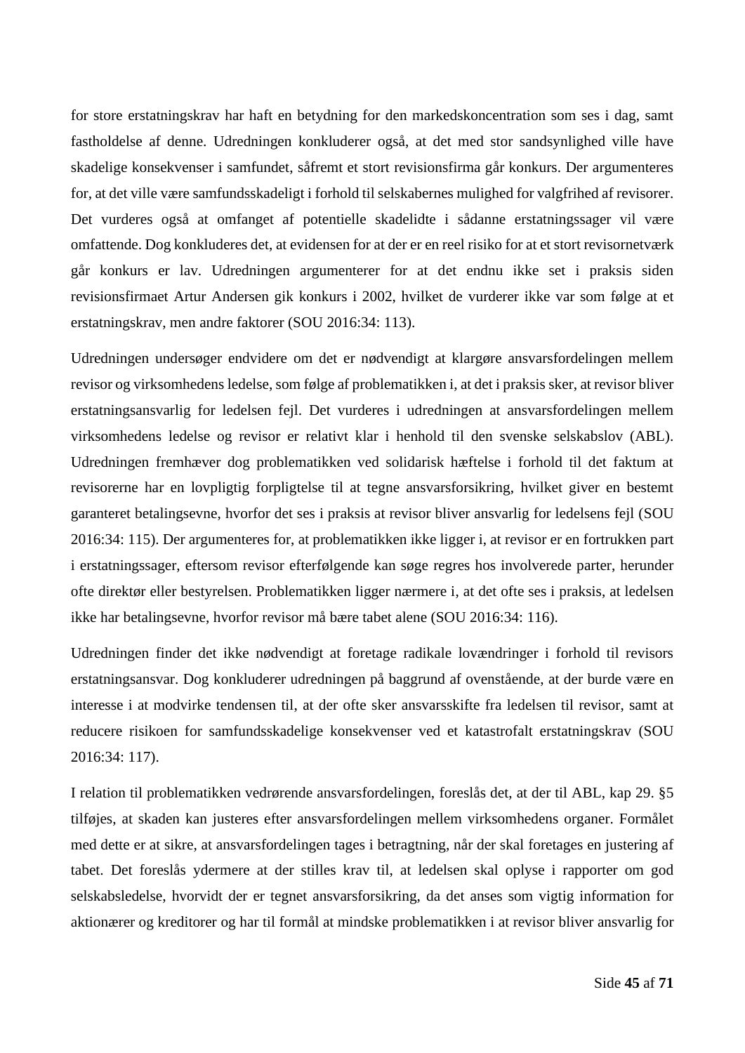for store erstatningskrav har haft en betydning for den markedskoncentration som ses i dag, samt fastholdelse af denne. Udredningen konkluderer også, at det med stor sandsynlighed ville have skadelige konsekvenser i samfundet, såfremt et stort revisionsfirma går konkurs. Der argumenteres for, at det ville være samfundsskadeligt i forhold til selskabernes mulighed for valgfrihed af revisorer. Det vurderes også at omfanget af potentielle skadelidte i sådanne erstatningssager vil være omfattende. Dog konkluderes det, at evidensen for at der er en reel risiko for at et stort revisornetværk går konkurs er lav. Udredningen argumenterer for at det endnu ikke set i praksis siden revisionsfirmaet Artur Andersen gik konkurs i 2002, hvilket de vurderer ikke var som følge at et erstatningskrav, men andre faktorer (SOU 2016:34: 113).

Udredningen undersøger endvidere om det er nødvendigt at klargøre ansvarsfordelingen mellem revisor og virksomhedens ledelse, som følge af problematikken i, at det i praksis sker, at revisor bliver erstatningsansvarlig for ledelsen fejl. Det vurderes i udredningen at ansvarsfordelingen mellem virksomhedens ledelse og revisor er relativt klar i henhold til den svenske selskabslov (ABL). Udredningen fremhæver dog problematikken ved solidarisk hæftelse i forhold til det faktum at revisorerne har en lovpligtig forpligtelse til at tegne ansvarsforsikring, hvilket giver en bestemt garanteret betalingsevne, hvorfor det ses i praksis at revisor bliver ansvarlig for ledelsens fejl (SOU 2016:34: 115). Der argumenteres for, at problematikken ikke ligger i, at revisor er en fortrukken part i erstatningssager, eftersom revisor efterfølgende kan søge regres hos involverede parter, herunder ofte direktør eller bestyrelsen. Problematikken ligger nærmere i, at det ofte ses i praksis, at ledelsen ikke har betalingsevne, hvorfor revisor må bære tabet alene (SOU 2016:34: 116).

Udredningen finder det ikke nødvendigt at foretage radikale lovændringer i forhold til revisors erstatningsansvar. Dog konkluderer udredningen på baggrund af ovenstående, at der burde være en interesse i at modvirke tendensen til, at der ofte sker ansvarsskifte fra ledelsen til revisor, samt at reducere risikoen for samfundsskadelige konsekvenser ved et katastrofalt erstatningskrav (SOU 2016:34: 117).

I relation til problematikken vedrørende ansvarsfordelingen, foreslås det, at der til ABL, kap 29. §5 tilføjes, at skaden kan justeres efter ansvarsfordelingen mellem virksomhedens organer. Formålet med dette er at sikre, at ansvarsfordelingen tages i betragtning, når der skal foretages en justering af tabet. Det foreslås ydermere at der stilles krav til, at ledelsen skal oplyse i rapporter om god selskabsledelse, hvorvidt der er tegnet ansvarsforsikring, da det anses som vigtig information for aktionærer og kreditorer og har til formål at mindske problematikken i at revisor bliver ansvarlig for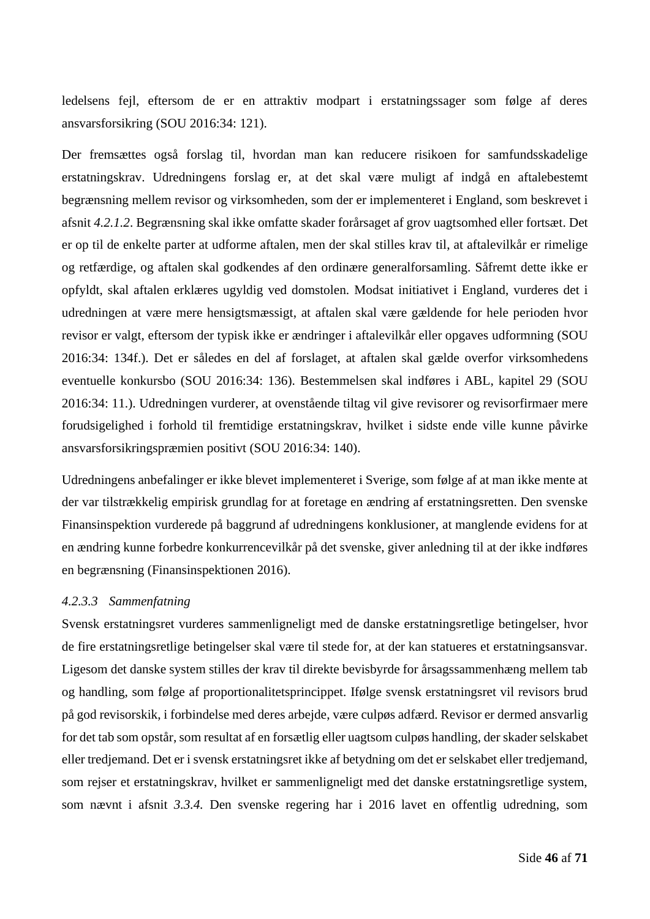ledelsens fejl, eftersom de er en attraktiv modpart i erstatningssager som følge af deres ansvarsforsikring (SOU 2016:34: 121).

Der fremsættes også forslag til, hvordan man kan reducere risikoen for samfundsskadelige erstatningskrav. Udredningens forslag er, at det skal være muligt af indgå en aftalebestemt begrænsning mellem revisor og virksomheden, som der er implementeret i England, som beskrevet i afsnit *4.2.1.2*. Begrænsning skal ikke omfatte skader forårsaget af grov uagtsomhed eller fortsæt. Det er op til de enkelte parter at udforme aftalen, men der skal stilles krav til, at aftalevilkår er rimelige og retfærdige, og aftalen skal godkendes af den ordinære generalforsamling. Såfremt dette ikke er opfyldt, skal aftalen erklæres ugyldig ved domstolen. Modsat initiativet i England, vurderes det i udredningen at være mere hensigtsmæssigt, at aftalen skal være gældende for hele perioden hvor revisor er valgt, eftersom der typisk ikke er ændringer i aftalevilkår eller opgaves udformning (SOU 2016:34: 134f.). Det er således en del af forslaget, at aftalen skal gælde overfor virksomhedens eventuelle konkursbo (SOU 2016:34: 136). Bestemmelsen skal indføres i ABL, kapitel 29 (SOU 2016:34: 11.). Udredningen vurderer, at ovenstående tiltag vil give revisorer og revisorfirmaer mere forudsigelighed i forhold til fremtidige erstatningskrav, hvilket i sidste ende ville kunne påvirke ansvarsforsikringspræmien positivt (SOU 2016:34: 140).

Udredningens anbefalinger er ikke blevet implementeret i Sverige, som følge af at man ikke mente at der var tilstrækkelig empirisk grundlag for at foretage en ændring af erstatningsretten. Den svenske Finansinspektion vurderede på baggrund af udredningens konklusioner, at manglende evidens for at en ændring kunne forbedre konkurrencevilkår på det svenske, giver anledning til at der ikke indføres en begrænsning (Finansinspektionen 2016).

#### *4.2.3.3 Sammenfatning*

Svensk erstatningsret vurderes sammenligneligt med de danske erstatningsretlige betingelser, hvor de fire erstatningsretlige betingelser skal være til stede for, at der kan statueres et erstatningsansvar. Ligesom det danske system stilles der krav til direkte bevisbyrde for årsagssammenhæng mellem tab og handling, som følge af proportionalitetsprincippet. Ifølge svensk erstatningsret vil revisors brud på god revisorskik, i forbindelse med deres arbejde, være culpøs adfærd. Revisor er dermed ansvarlig for det tab som opstår, som resultat af en forsætlig eller uagtsom culpøs handling, der skader selskabet eller tredjemand. Det er i svensk erstatningsret ikke af betydning om det er selskabet eller tredjemand, som rejser et erstatningskrav, hvilket er sammenligneligt med det danske erstatningsretlige system, som nævnt i afsnit *3.3.4.* Den svenske regering har i 2016 lavet en offentlig udredning, som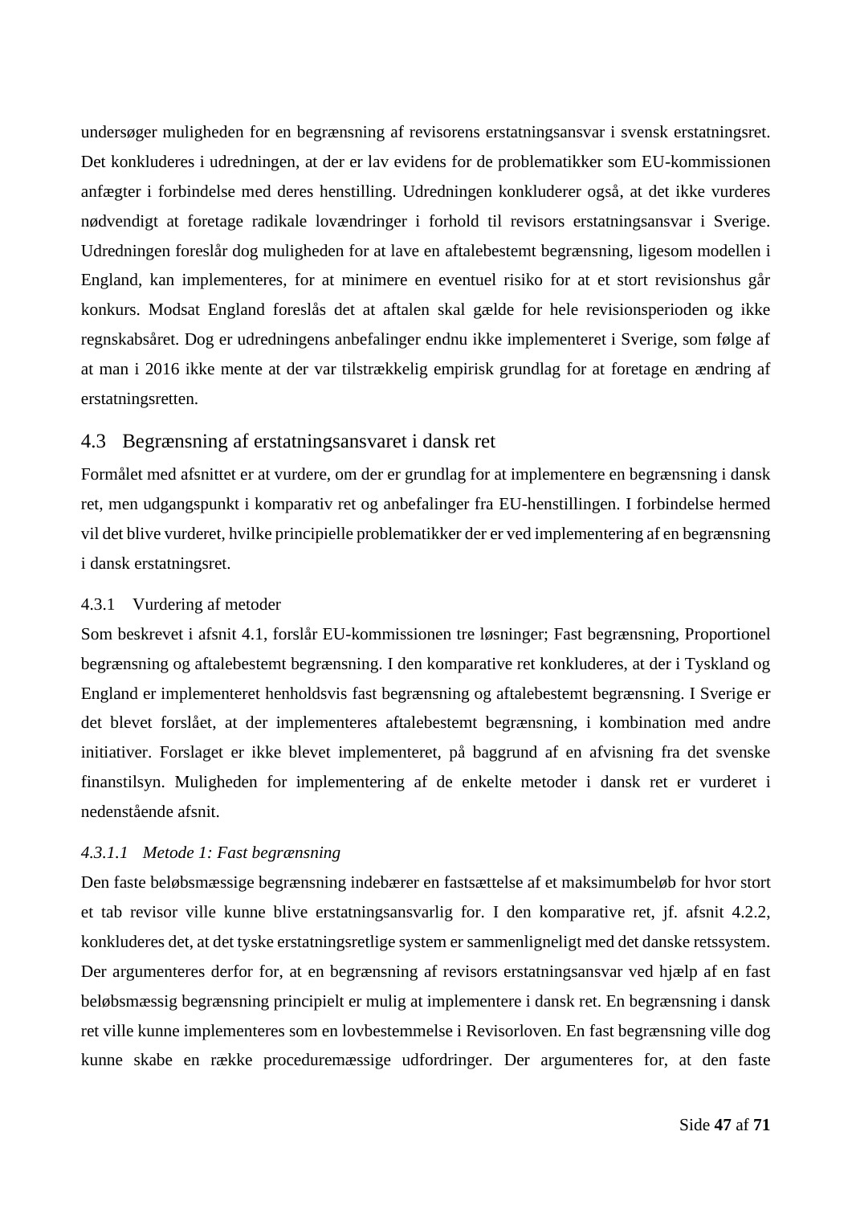undersøger muligheden for en begrænsning af revisorens erstatningsansvar i svensk erstatningsret. Det konkluderes i udredningen, at der er lav evidens for de problematikker som EU-kommissionen anfægter i forbindelse med deres henstilling. Udredningen konkluderer også, at det ikke vurderes nødvendigt at foretage radikale lovændringer i forhold til revisors erstatningsansvar i Sverige. Udredningen foreslår dog muligheden for at lave en aftalebestemt begrænsning, ligesom modellen i England, kan implementeres, for at minimere en eventuel risiko for at et stort revisionshus går konkurs. Modsat England foreslås det at aftalen skal gælde for hele revisionsperioden og ikke regnskabsåret. Dog er udredningens anbefalinger endnu ikke implementeret i Sverige, som følge af at man i 2016 ikke mente at der var tilstrækkelig empirisk grundlag for at foretage en ændring af erstatningsretten.

## 4.3 Begrænsning af erstatningsansvaret i dansk ret

Formålet med afsnittet er at vurdere, om der er grundlag for at implementere en begrænsning i dansk ret, men udgangspunkt i komparativ ret og anbefalinger fra EU-henstillingen. I forbindelse hermed vil det blive vurderet, hvilke principielle problematikker der er ved implementering af en begrænsning i dansk erstatningsret.

### 4.3.1 Vurdering af metoder

Som beskrevet i afsnit 4.1, forslår EU-kommissionen tre løsninger; Fast begrænsning, Proportionel begrænsning og aftalebestemt begrænsning. I den komparative ret konkluderes, at der i Tyskland og England er implementeret henholdsvis fast begrænsning og aftalebestemt begrænsning. I Sverige er det blevet forslået, at der implementeres aftalebestemt begrænsning, i kombination med andre initiativer. Forslaget er ikke blevet implementeret, på baggrund af en afvisning fra det svenske finanstilsyn. Muligheden for implementering af de enkelte metoder i dansk ret er vurderet i nedenstående afsnit.

#### *4.3.1.1 Metode 1: Fast begrænsning*

Den faste beløbsmæssige begrænsning indebærer en fastsættelse af et maksimumbeløb for hvor stort et tab revisor ville kunne blive erstatningsansvarlig for. I den komparative ret, jf. afsnit 4.2.2, konkluderes det, at det tyske erstatningsretlige system er sammenligneligt med det danske retssystem. Der argumenteres derfor for, at en begrænsning af revisors erstatningsansvar ved hjælp af en fast beløbsmæssig begrænsning principielt er mulig at implementere i dansk ret. En begrænsning i dansk ret ville kunne implementeres som en lovbestemmelse i Revisorloven. En fast begrænsning ville dog kunne skabe en række proceduremæssige udfordringer. Der argumenteres for, at den faste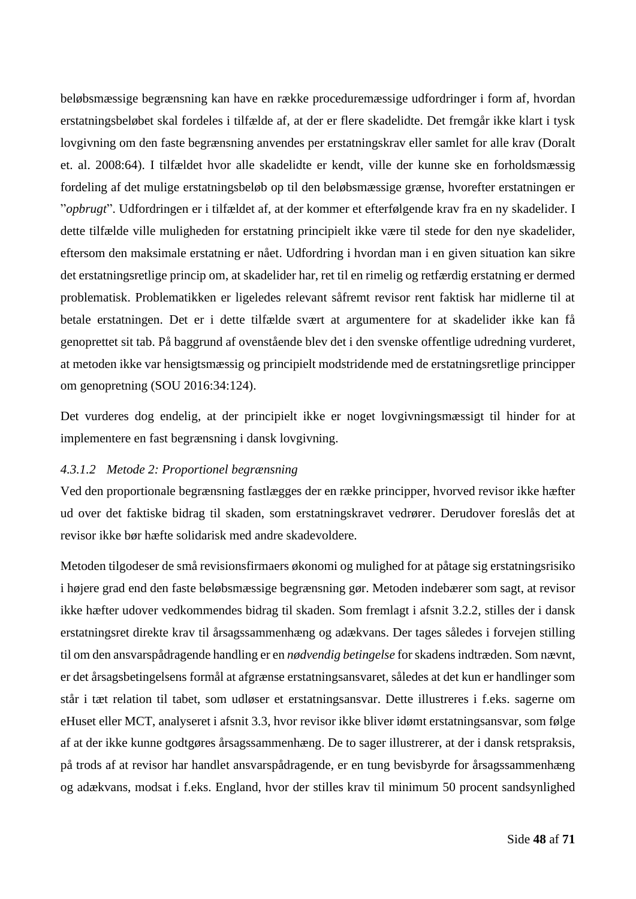beløbsmæssige begrænsning kan have en række proceduremæssige udfordringer i form af, hvordan erstatningsbeløbet skal fordeles i tilfælde af, at der er flere skadelidte. Det fremgår ikke klart i tysk lovgivning om den faste begrænsning anvendes per erstatningskrav eller samlet for alle krav (Doralt et. al. 2008:64). I tilfældet hvor alle skadelidte er kendt, ville der kunne ske en forholdsmæssig fordeling af det mulige erstatningsbeløb op til den beløbsmæssige grænse, hvorefter erstatningen er "*opbrugt*". Udfordringen er i tilfældet af, at der kommer et efterfølgende krav fra en ny skadelider. I dette tilfælde ville muligheden for erstatning principielt ikke være til stede for den nye skadelider, eftersom den maksimale erstatning er nået. Udfordring i hvordan man i en given situation kan sikre det erstatningsretlige princip om, at skadelider har, ret til en rimelig og retfærdig erstatning er dermed problematisk. Problematikken er ligeledes relevant såfremt revisor rent faktisk har midlerne til at betale erstatningen. Det er i dette tilfælde svært at argumentere for at skadelider ikke kan få genoprettet sit tab. På baggrund af ovenstående blev det i den svenske offentlige udredning vurderet, at metoden ikke var hensigtsmæssig og principielt modstridende med de erstatningsretlige principper om genopretning (SOU 2016:34:124).

Det vurderes dog endelig, at der principielt ikke er noget lovgivningsmæssigt til hinder for at implementere en fast begrænsning i dansk lovgivning.

#### *4.3.1.2 Metode 2: Proportionel begrænsning*

Ved den proportionale begrænsning fastlægges der en række principper, hvorved revisor ikke hæfter ud over det faktiske bidrag til skaden, som erstatningskravet vedrører. Derudover foreslås det at revisor ikke bør hæfte solidarisk med andre skadevoldere.

Metoden tilgodeser de små revisionsfirmaers økonomi og mulighed for at påtage sig erstatningsrisiko i højere grad end den faste beløbsmæssige begrænsning gør. Metoden indebærer som sagt, at revisor ikke hæfter udover vedkommendes bidrag til skaden. Som fremlagt i afsnit 3.2.2, stilles der i dansk erstatningsret direkte krav til årsagssammenhæng og adækvans. Der tages således i forvejen stilling til om den ansvarspådragende handling er en *nødvendig betingelse* for skadens indtræden. Som nævnt, er det årsagsbetingelsens formål at afgrænse erstatningsansvaret, således at det kun er handlinger som står i tæt relation til tabet, som udløser et erstatningsansvar. Dette illustreres i f.eks. sagerne om eHuset eller MCT, analyseret i afsnit 3.3, hvor revisor ikke bliver idømt erstatningsansvar, som følge af at der ikke kunne godtgøres årsagssammenhæng. De to sager illustrerer, at der i dansk retspraksis, på trods af at revisor har handlet ansvarspådragende, er en tung bevisbyrde for årsagssammenhæng og adækvans, modsat i f.eks. England, hvor der stilles krav til minimum 50 procent sandsynlighed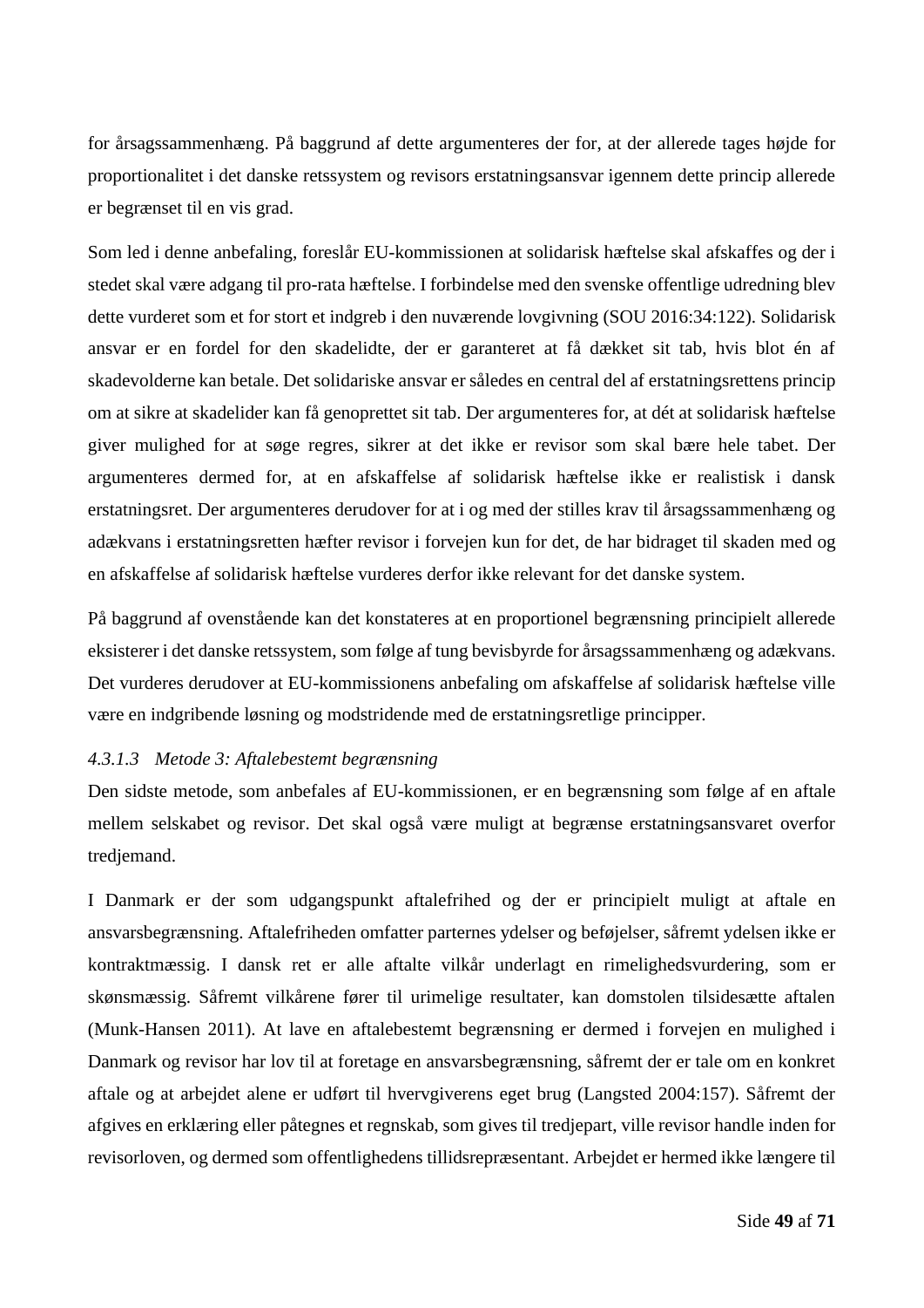for årsagssammenhæng. På baggrund af dette argumenteres der for, at der allerede tages højde for proportionalitet i det danske retssystem og revisors erstatningsansvar igennem dette princip allerede er begrænset til en vis grad.

Som led i denne anbefaling, foreslår EU-kommissionen at solidarisk hæftelse skal afskaffes og der i stedet skal være adgang til pro-rata hæftelse. I forbindelse med den svenske offentlige udredning blev dette vurderet som et for stort et indgreb i den nuværende lovgivning (SOU 2016:34:122). Solidarisk ansvar er en fordel for den skadelidte, der er garanteret at få dækket sit tab, hvis blot én af skadevolderne kan betale. Det solidariske ansvar er således en central del af erstatningsrettens princip om at sikre at skadelider kan få genoprettet sit tab. Der argumenteres for, at dét at solidarisk hæftelse giver mulighed for at søge regres, sikrer at det ikke er revisor som skal bære hele tabet. Der argumenteres dermed for, at en afskaffelse af solidarisk hæftelse ikke er realistisk i dansk erstatningsret. Der argumenteres derudover for at i og med der stilles krav til årsagssammenhæng og adækvans i erstatningsretten hæfter revisor i forvejen kun for det, de har bidraget til skaden med og en afskaffelse af solidarisk hæftelse vurderes derfor ikke relevant for det danske system.

På baggrund af ovenstående kan det konstateres at en proportionel begrænsning principielt allerede eksisterer i det danske retssystem, som følge af tung bevisbyrde for årsagssammenhæng og adækvans. Det vurderes derudover at EU-kommissionens anbefaling om afskaffelse af solidarisk hæftelse ville være en indgribende løsning og modstridende med de erstatningsretlige principper.

#### *4.3.1.3 Metode 3: Aftalebestemt begrænsning*

Den sidste metode, som anbefales af EU-kommissionen, er en begrænsning som følge af en aftale mellem selskabet og revisor. Det skal også være muligt at begrænse erstatningsansvaret overfor tredjemand.

I Danmark er der som udgangspunkt aftalefrihed og der er principielt muligt at aftale en ansvarsbegrænsning. Aftalefriheden omfatter parternes ydelser og beføjelser, såfremt ydelsen ikke er kontraktmæssig. I dansk ret er alle aftalte vilkår underlagt en rimelighedsvurdering, som er skønsmæssig. Såfremt vilkårene fører til urimelige resultater, kan domstolen tilsidesætte aftalen (Munk-Hansen 2011). At lave en aftalebestemt begrænsning er dermed i forvejen en mulighed i Danmark og revisor har lov til at foretage en ansvarsbegrænsning, såfremt der er tale om en konkret aftale og at arbejdet alene er udført til hvervgiverens eget brug (Langsted 2004:157). Såfremt der afgives en erklæring eller påtegnes et regnskab, som gives til tredjepart, ville revisor handle inden for revisorloven, og dermed som offentlighedens tillidsrepræsentant. Arbejdet er hermed ikke længere til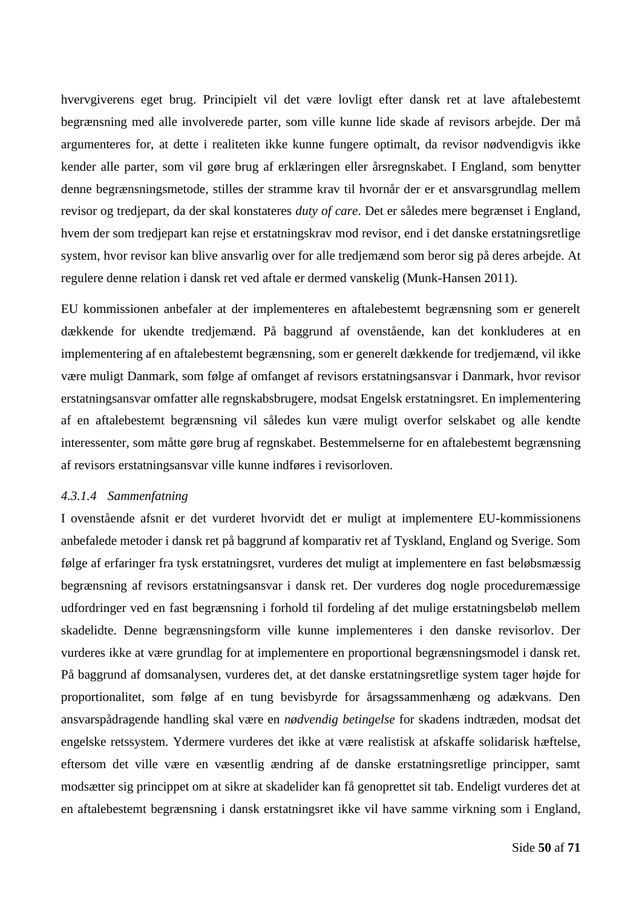hvervgiverens eget brug. Principielt vil det være lovligt efter dansk ret at lave aftalebestemt begrænsning med alle involverede parter, som ville kunne lide skade af revisors arbejde. Der må argumenteres for, at dette i realiteten ikke kunne fungere optimalt, da revisor nødvendigvis ikke kender alle parter, som vil gøre brug af erklæringen eller årsregnskabet. I England, som benytter denne begrænsningsmetode, stilles der stramme krav til hvornår der er et ansvarsgrundlag mellem revisor og tredjepart, da der skal konstateres *duty of care*. Det er således mere begrænset i England, hvem der som tredjepart kan rejse et erstatningskrav mod revisor, end i det danske erstatningsretlige system, hvor revisor kan blive ansvarlig over for alle tredjemænd som beror sig på deres arbejde. At regulere denne relation i dansk ret ved aftale er dermed vanskelig (Munk-Hansen 2011).

EU kommissionen anbefaler at der implementeres en aftalebestemt begrænsning som er generelt dækkende for ukendte tredjemænd. På baggrund af ovenstående, kan det konkluderes at en implementering af en aftalebestemt begrænsning, som er generelt dækkende for tredjemænd, vil ikke være muligt Danmark, som følge af omfanget af revisors erstatningsansvar i Danmark, hvor revisor erstatningsansvar omfatter alle regnskabsbrugere, modsat Engelsk erstatningsret. En implementering af en aftalebestemt begrænsning vil således kun være muligt overfor selskabet og alle kendte interessenter, som måtte gøre brug af regnskabet. Bestemmelserne for en aftalebestemt begrænsning af revisors erstatningsansvar ville kunne indføres i revisorloven.

#### *4.3.1.4 Sammenfatning*

I ovenstående afsnit er det vurderet hvorvidt det er muligt at implementere EU-kommissionens anbefalede metoder i dansk ret på baggrund af komparativ ret af Tyskland, England og Sverige. Som følge af erfaringer fra tysk erstatningsret, vurderes det muligt at implementere en fast beløbsmæssig begrænsning af revisors erstatningsansvar i dansk ret. Der vurderes dog nogle proceduremæssige udfordringer ved en fast begrænsning i forhold til fordeling af det mulige erstatningsbeløb mellem skadelidte. Denne begrænsningsform ville kunne implementeres i den danske revisorlov. Der vurderes ikke at være grundlag for at implementere en proportional begrænsningsmodel i dansk ret. På baggrund af domsanalysen, vurderes det, at det danske erstatningsretlige system tager højde for proportionalitet, som følge af en tung bevisbyrde for årsagssammenhæng og adækvans. Den ansvarspådragende handling skal være en *nødvendig betingelse* for skadens indtræden, modsat det engelske retssystem. Ydermere vurderes det ikke at være realistisk at afskaffe solidarisk hæftelse, eftersom det ville være en væsentlig ændring af de danske erstatningsretlige principper, samt modsætter sig princippet om at sikre at skadelider kan få genoprettet sit tab. Endeligt vurderes det at en aftalebestemt begrænsning i dansk erstatningsret ikke vil have samme virkning som i England,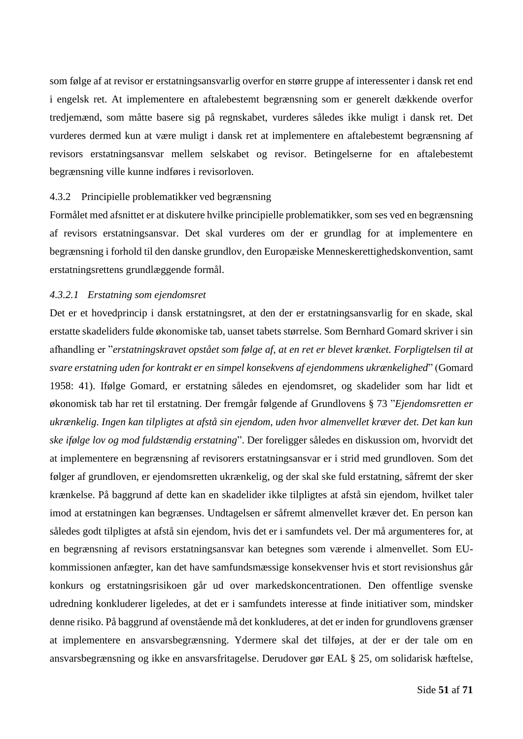som følge af at revisor er erstatningsansvarlig overfor en større gruppe af interessenter i dansk ret end i engelsk ret. At implementere en aftalebestemt begrænsning som er generelt dækkende overfor tredjemænd, som måtte basere sig på regnskabet, vurderes således ikke muligt i dansk ret. Det vurderes dermed kun at være muligt i dansk ret at implementere en aftalebestemt begrænsning af revisors erstatningsansvar mellem selskabet og revisor. Betingelserne for en aftalebestemt begrænsning ville kunne indføres i revisorloven.

### 4.3.2 Principielle problematikker ved begrænsning

Formålet med afsnittet er at diskutere hvilke principielle problematikker, som ses ved en begrænsning af revisors erstatningsansvar. Det skal vurderes om der er grundlag for at implementere en begrænsning i forhold til den danske grundlov, den Europæiske Menneskerettighedskonvention, samt erstatningsrettens grundlæggende formål.

#### *4.3.2.1 Erstatning som ejendomsret*

Det er et hovedprincip i dansk erstatningsret, at den der er erstatningsansvarlig for en skade, skal erstatte skadeliders fulde økonomiske tab, uanset tabets størrelse. Som Bernhard Gomard skriver i sin afhandling er "*erstatningskravet opstået som følge af, at en ret er blevet krænket. Forpligtelsen til at svare erstatning uden for kontrakt er en simpel konsekvens af ejendommens ukrænkelighed*" (Gomard 1958: 41). Ifølge Gomard, er erstatning således en ejendomsret, og skadelider som har lidt et økonomisk tab har ret til erstatning. Der fremgår følgende af Grundlovens § 73 "*Ejendomsretten er ukrænkelig. Ingen kan tilpligtes at afstå sin ejendom, uden hvor almenvellet kræver det. Det kan kun ske ifølge lov og mod fuldstændig erstatning*". Der foreligger således en diskussion om, hvorvidt det at implementere en begrænsning af revisorers erstatningsansvar er i strid med grundloven. Som det følger af grundloven, er ejendomsretten ukrænkelig, og der skal ske fuld erstatning, såfremt der sker krænkelse. På baggrund af dette kan en skadelider ikke tilpligtes at afstå sin ejendom, hvilket taler imod at erstatningen kan begrænses. Undtagelsen er såfremt almenvellet kræver det. En person kan således godt tilpligtes at afstå sin ejendom, hvis det er i samfundets vel. Der må argumenteres for, at en begrænsning af revisors erstatningsansvar kan betegnes som værende i almenvellet. Som EU-kommissionen anfægter, kan det have samfundsmæssige konsekvenser hvis et stort revisionshus går konkurs og erstatningsrisikoen går ud over markedskoncentrationen. Den offentlige svenske udredning konkluderer ligeledes, at det er i samfundets interesse at finde initiativer som, mindsker denne risiko. På baggrund af ovenstående må det konkluderes, at det er inden for grundlovens grænser at implementere en ansvarsbegrænsning. Ydermere skal det tilføjes, at der er der tale om en ansvarsbegrænsning og ikke en ansvarsfritagelse. Derudover gør EAL § 25, om solidarisk hæftelse,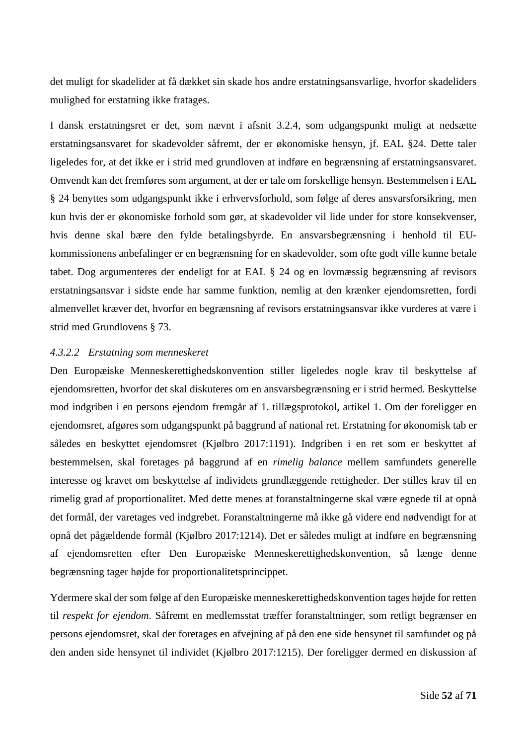det muligt for skadelider at få dækket sin skade hos andre erstatningsansvarlige, hvorfor skadeliders mulighed for erstatning ikke fratages.

I dansk erstatningsret er det, som nævnt i afsnit 3.2.4, som udgangspunkt muligt at nedsætte erstatningsansvaret for skadevolder såfremt, der er økonomiske hensyn, jf. EAL §24. Dette taler ligeledes for, at det ikke er i strid med grundloven at indføre en begrænsning af erstatningsansvaret. Omvendt kan det fremføres som argument, at der er tale om forskellige hensyn. Bestemmelsen i EAL § 24 benyttes som udgangspunkt ikke i erhvervsforhold, som følge af deres ansvarsforsikring, men kun hvis der er økonomiske forhold som gør, at skadevolder vil lide under for store konsekvenser, hvis denne skal bære den fylde betalingsbyrde. En ansvarsbegrænsning i henhold til EU-kommissionens anbefalinger er en begrænsning for en skadevolder, som ofte godt ville kunne betale tabet. Dog argumenteres der endeligt for at EAL § 24 og en lovmæssig begrænsning af revisors erstatningsansvar i sidste ende har samme funktion, nemlig at den krænker ejendomsretten, fordi almenvellet kræver det, hvorfor en begrænsning af revisors erstatningsansvar ikke vurderes at være i strid med Grundlovens § 73.

#### *4.3.2.2 Erstatning som menneskeret*

Den Europæiske Menneskerettighedskonvention stiller ligeledes nogle krav til beskyttelse af ejendomsretten, hvorfor det skal diskuteres om en ansvarsbegrænsning er i strid hermed. Beskyttelse mod indgriben i en persons ejendom fremgår af 1. tillægsprotokol, artikel 1. Om der foreligger en ejendomsret, afgøres som udgangspunkt på baggrund af national ret. Erstatning for økonomisk tab er således en beskyttet ejendomsret (Kjølbro 2017:1191). Indgriben i en ret som er beskyttet af bestemmelsen, skal foretages på baggrund af en *rimelig balance* mellem samfundets generelle interesse og kravet om beskyttelse af individets grundlæggende rettigheder. Der stilles krav til en rimelig grad af proportionalitet. Med dette menes at foranstaltningerne skal være egnede til at opnå det formål, der varetages ved indgrebet. Foranstaltningerne må ikke gå videre end nødvendigt for at opnå det pågældende formål (Kjølbro 2017:1214). Det er således muligt at indføre en begrænsning af ejendomsretten efter Den Europæiske Menneskerettighedskonvention, så længe denne begrænsning tager højde for proportionalitetsprincippet.

Ydermere skal der som følge af den Europæiske menneskerettighedskonvention tages højde for retten til *respekt for ejendom*. Såfremt en medlemsstat træffer foranstaltninger, som retligt begrænser en persons ejendomsret, skal der foretages en afvejning af på den ene side hensynet til samfundet og på den anden side hensynet til individet (Kjølbro 2017:1215). Der foreligger dermed en diskussion af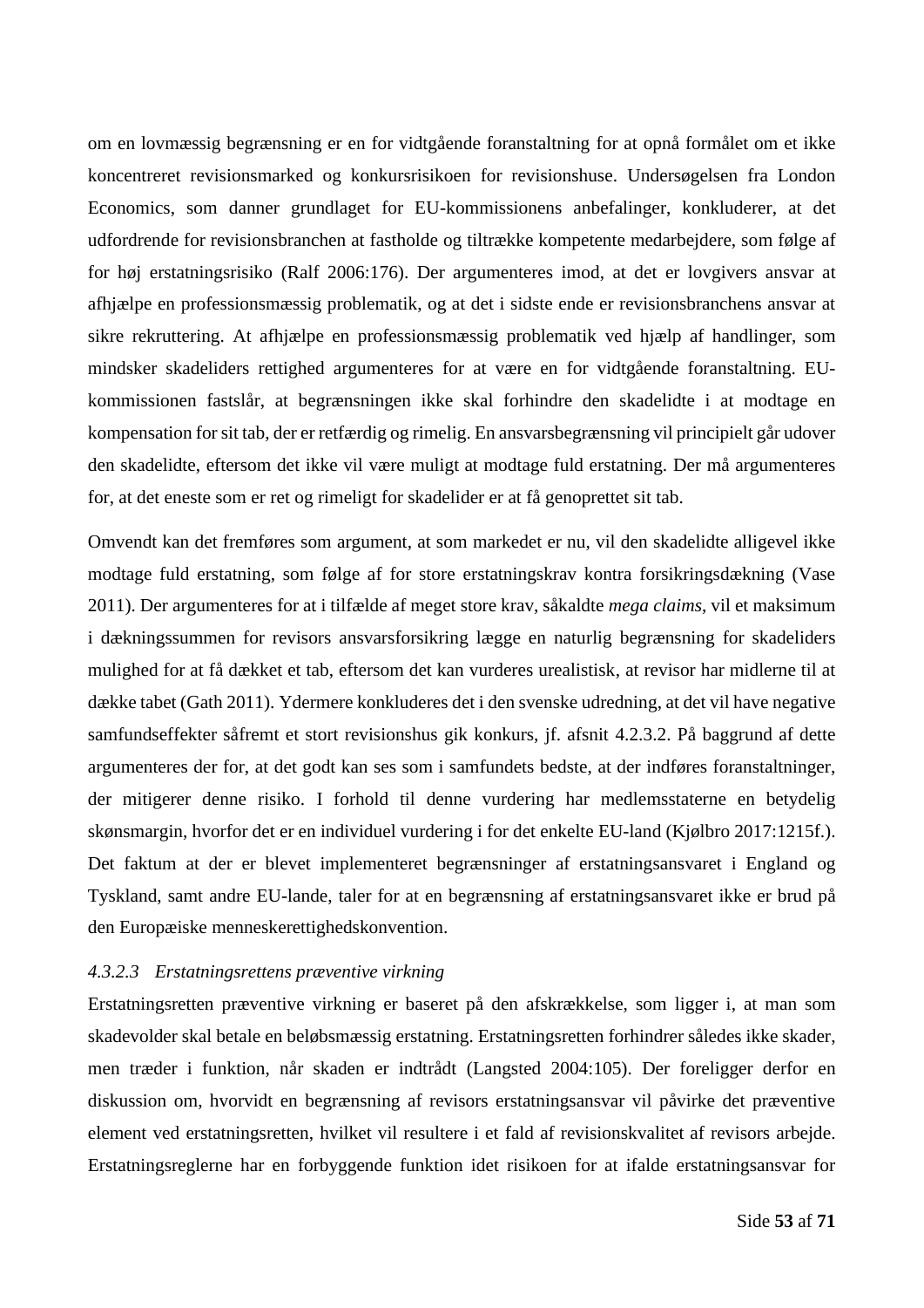om en lovmæssig begrænsning er en for vidtgående foranstaltning for at opnå formålet om et ikke koncentreret revisionsmarked og konkursrisikoen for revisionshuse. Undersøgelsen fra London Economics, som danner grundlaget for EU-kommissionens anbefalinger, konkluderer, at det udfordrende for revisionsbranchen at fastholde og tiltrække kompetente medarbejdere, som følge af for høj erstatningsrisiko (Ralf 2006:176). Der argumenteres imod, at det er lovgivers ansvar at afhjælpe en professionsmæssig problematik, og at det i sidste ende er revisionsbranchens ansvar at sikre rekruttering. At afhjælpe en professionsmæssig problematik ved hjælp af handlinger, som mindsker skadeliders rettighed argumenteres for at være en for vidtgående foranstaltning. EU-kommissionen fastslår, at begrænsningen ikke skal forhindre den skadelidte i at modtage en kompensation for sit tab, der er retfærdig og rimelig. En ansvarsbegrænsning vil principielt går udover den skadelidte, eftersom det ikke vil være muligt at modtage fuld erstatning. Der må argumenteres for, at det eneste som er ret og rimeligt for skadelider er at få genoprettet sit tab.

Omvendt kan det fremføres som argument, at som markedet er nu, vil den skadelidte alligevel ikke modtage fuld erstatning, som følge af for store erstatningskrav kontra forsikringsdækning (Vase 2011). Der argumenteres for at i tilfælde af meget store krav, såkaldte *mega claims*, vil et maksimum i dækningssummen for revisors ansvarsforsikring lægge en naturlig begrænsning for skadeliders mulighed for at få dækket et tab, eftersom det kan vurderes urealistisk, at revisor har midlerne til at dække tabet (Gath 2011). Ydermere konkluderes det i den svenske udredning, at det vil have negative samfundseffekter såfremt et stort revisionshus gik konkurs, jf. afsnit 4.2.3.2. På baggrund af dette argumenteres der for, at det godt kan ses som i samfundets bedste, at der indføres foranstaltninger, der mitigerer denne risiko. I forhold til denne vurdering har medlemsstaterne en betydelig skønsmargin, hvorfor det er en individuel vurdering i for det enkelte EU-land (Kjølbro 2017:1215f.). Det faktum at der er blevet implementeret begrænsninger af erstatningsansvaret i England og Tyskland, samt andre EU-lande, taler for at en begrænsning af erstatningsansvaret ikke er brud på den Europæiske menneskerettighedskonvention.

#### *4.3.2.3 Erstatningsrettens præventive virkning*

Erstatningsretten præventive virkning er baseret på den afskrækkelse, som ligger i, at man som skadevolder skal betale en beløbsmæssig erstatning. Erstatningsretten forhindrer således ikke skader, men træder i funktion, når skaden er indtrådt (Langsted 2004:105). Der foreligger derfor en diskussion om, hvorvidt en begrænsning af revisors erstatningsansvar vil påvirke det præventive element ved erstatningsretten, hvilket vil resultere i et fald af revisionskvalitet af revisors arbejde. Erstatningsreglerne har en forbyggende funktion idet risikoen for at ifalde erstatningsansvar for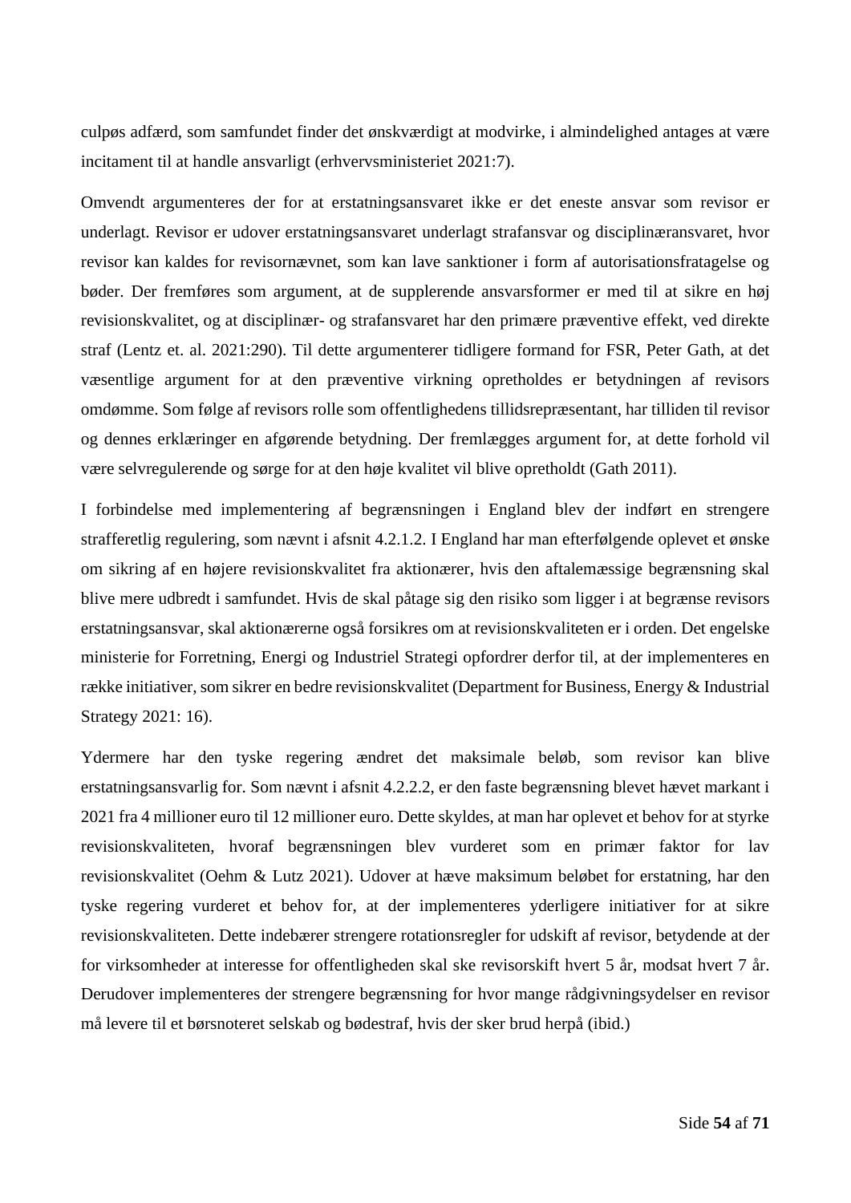culpøs adfærd, som samfundet finder det ønskværdigt at modvirke, i almindelighed antages at være incitament til at handle ansvarligt (erhvervsministeriet 2021:7).

Omvendt argumenteres der for at erstatningsansvaret ikke er det eneste ansvar som revisor er underlagt. Revisor er udover erstatningsansvaret underlagt strafansvar og disciplinæransvaret, hvor revisor kan kaldes for revisornævnet, som kan lave sanktioner i form af autorisationsfratagelse og bøder. Der fremføres som argument, at de supplerende ansvarsformer er med til at sikre en høj revisionskvalitet, og at disciplinær- og strafansvaret har den primære præventive effekt, ved direkte straf (Lentz et. al. 2021:290). Til dette argumenterer tidligere formand for FSR, Peter Gath, at det væsentlige argument for at den præventive virkning opretholdes er betydningen af revisors omdømme. Som følge af revisors rolle som offentlighedens tillidsrepræsentant, har tilliden til revisor og dennes erklæringer en afgørende betydning. Der fremlægges argument for, at dette forhold vil være selvregulerende og sørge for at den høje kvalitet vil blive opretholdt (Gath 2011).

I forbindelse med implementering af begrænsningen i England blev der indført en strengere strafferetlig regulering, som nævnt i afsnit 4.2.1.2. I England har man efterfølgende oplevet et ønske om sikring af en højere revisionskvalitet fra aktionærer, hvis den aftalemæssige begrænsning skal blive mere udbredt i samfundet. Hvis de skal påtage sig den risiko som ligger i at begrænse revisors erstatningsansvar, skal aktionærerne også forsikres om at revisionskvaliteten er i orden. Det engelske ministerie for Forretning, Energi og Industriel Strategi opfordrer derfor til, at der implementeres en række initiativer, som sikrer en bedre revisionskvalitet (Department for Business, Energy & Industrial Strategy 2021: 16).

Ydermere har den tyske regering ændret det maksimale beløb, som revisor kan blive erstatningsansvarlig for. Som nævnt i afsnit 4.2.2.2, er den faste begrænsning blevet hævet markant i 2021 fra 4 millioner euro til 12 millioner euro. Dette skyldes, at man har oplevet et behov for at styrke revisionskvaliteten, hvoraf begrænsningen blev vurderet som en primær faktor for lav revisionskvalitet (Oehm & Lutz 2021). Udover at hæve maksimum beløbet for erstatning, har den tyske regering vurderet et behov for, at der implementeres yderligere initiativer for at sikre revisionskvaliteten. Dette indebærer strengere rotationsregler for udskift af revisor, betydende at der for virksomheder at interesse for offentligheden skal ske revisorskift hvert 5 år, modsat hvert 7 år. Derudover implementeres der strengere begrænsning for hvor mange rådgivningsydelser en revisor må levere til et børsnoteret selskab og bødestraf, hvis der sker brud herpå (ibid.)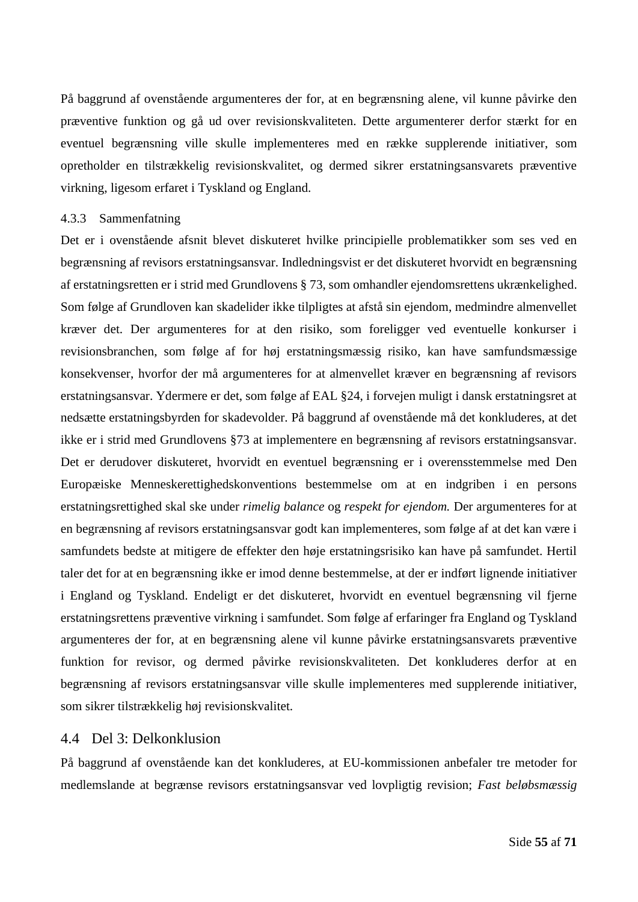På baggrund af ovenstående argumenteres der for, at en begrænsning alene, vil kunne påvirke den præventive funktion og gå ud over revisionskvaliteten. Dette argumenterer derfor stærkt for en eventuel begrænsning ville skulle implementeres med en række supplerende initiativer, som opretholder en tilstrækkelig revisionskvalitet, og dermed sikrer erstatningsansvarets præventive virkning, ligesom erfaret i Tyskland og England.

#### 4.3.3 Sammenfatning

Det er i ovenstående afsnit blevet diskuteret hvilke principielle problematikker som ses ved en begrænsning af revisors erstatningsansvar. Indledningsvist er det diskuteret hvorvidt en begrænsning af erstatningsretten er i strid med Grundlovens § 73, som omhandler ejendomsrettens ukrænkelighed. Som følge af Grundloven kan skadelider ikke tilpligtes at afstå sin ejendom, medmindre almenvellet kræver det. Der argumenteres for at den risiko, som foreligger ved eventuelle konkurser i revisionsbranchen, som følge af for høj erstatningsmæssig risiko, kan have samfundsmæssige konsekvenser, hvorfor der må argumenteres for at almenvellet kræver en begrænsning af revisors erstatningsansvar. Ydermere er det, som følge af EAL §24, i forvejen muligt i dansk erstatningsret at nedsætte erstatningsbyrden for skadevolder. På baggrund af ovenstående må det konkluderes, at det ikke er i strid med Grundlovens §73 at implementere en begrænsning af revisors erstatningsansvar. Det er derudover diskuteret, hvorvidt en eventuel begrænsning er i overensstemmelse med Den Europæiske Menneskerettighedskonventions bestemmelse om at en indgriben i en persons erstatningsrettighed skal ske under *rimelig balance* og *respekt for ejendom.* Der argumenteres for at en begrænsning af revisors erstatningsansvar godt kan implementeres, som følge af at det kan være i samfundets bedste at mitigere de effekter den høje erstatningsrisiko kan have på samfundet. Hertil taler det for at en begrænsning ikke er imod denne bestemmelse, at der er indført lignende initiativer i England og Tyskland. Endeligt er det diskuteret, hvorvidt en eventuel begrænsning vil fjerne erstatningsrettens præventive virkning i samfundet. Som følge af erfaringer fra England og Tyskland argumenteres der for, at en begrænsning alene vil kunne påvirke erstatningsansvarets præventive funktion for revisor, og dermed påvirke revisionskvaliteten. Det konkluderes derfor at en begrænsning af revisors erstatningsansvar ville skulle implementeres med supplerende initiativer, som sikrer tilstrækkelig høj revisionskvalitet.

## 4.4 Del 3: Delkonklusion

På baggrund af ovenstående kan det konkluderes, at EU-kommissionen anbefaler tre metoder for medlemslande at begrænse revisors erstatningsansvar ved lovpligtig revision; *Fast beløbsmæssig*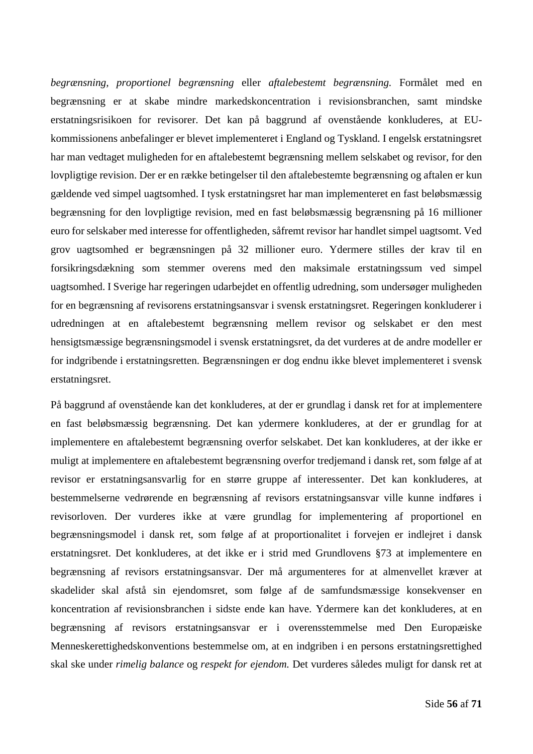*begrænsning, proportionel begrænsning* eller *aftalebestemt begrænsning.* Formålet med en begrænsning er at skabe mindre markedskoncentration i revisionsbranchen, samt mindske erstatningsrisikoen for revisorer. Det kan på baggrund af ovenstående konkluderes, at EU-kommissionens anbefalinger er blevet implementeret i England og Tyskland. I engelsk erstatningsret har man vedtaget muligheden for en aftalebestemt begrænsning mellem selskabet og revisor, for den lovpligtige revision. Der er en række betingelser til den aftalebestemte begrænsning og aftalen er kun gældende ved simpel uagtsomhed. I tysk erstatningsret har man implementeret en fast beløbsmæssig begrænsning for den lovpligtige revision, med en fast beløbsmæssig begrænsning på 16 millioner euro for selskaber med interesse for offentligheden, såfremt revisor har handlet simpel uagtsomt. Ved grov uagtsomhed er begrænsningen på 32 millioner euro. Ydermere stilles der krav til en forsikringsdækning som stemmer overens med den maksimale erstatningssum ved simpel uagtsomhed. I Sverige har regeringen udarbejdet en offentlig udredning, som undersøger muligheden for en begrænsning af revisorens erstatningsansvar i svensk erstatningsret. Regeringen konkluderer i udredningen at en aftalebestemt begrænsning mellem revisor og selskabet er den mest hensigtsmæssige begrænsningsmodel i svensk erstatningsret, da det vurderes at de andre modeller er for indgribende i erstatningsretten. Begrænsningen er dog endnu ikke blevet implementeret i svensk erstatningsret.

På baggrund af ovenstående kan det konkluderes, at der er grundlag i dansk ret for at implementere en fast beløbsmæssig begrænsning. Det kan ydermere konkluderes, at der er grundlag for at implementere en aftalebestemt begrænsning overfor selskabet. Det kan konkluderes, at der ikke er muligt at implementere en aftalebestemt begrænsning overfor tredjemand i dansk ret, som følge af at revisor er erstatningsansvarlig for en større gruppe af interessenter. Det kan konkluderes, at bestemmelserne vedrørende en begrænsning af revisors erstatningsansvar ville kunne indføres i revisorloven. Der vurderes ikke at være grundlag for implementering af proportionel en begrænsningsmodel i dansk ret, som følge af at proportionalitet i forvejen er indlejret i dansk erstatningsret. Det konkluderes, at det ikke er i strid med Grundlovens §73 at implementere en begrænsning af revisors erstatningsansvar. Der må argumenteres for at almenvellet kræver at skadelider skal afstå sin ejendomsret, som følge af de samfundsmæssige konsekvenser en koncentration af revisionsbranchen i sidste ende kan have. Ydermere kan det konkluderes, at en begrænsning af revisors erstatningsansvar er i overensstemmelse med Den Europæiske Menneskerettighedskonventions bestemmelse om, at en indgriben i en persons erstatningsrettighed skal ske under *rimelig balance* og *respekt for ejendom.* Det vurderes således muligt for dansk ret at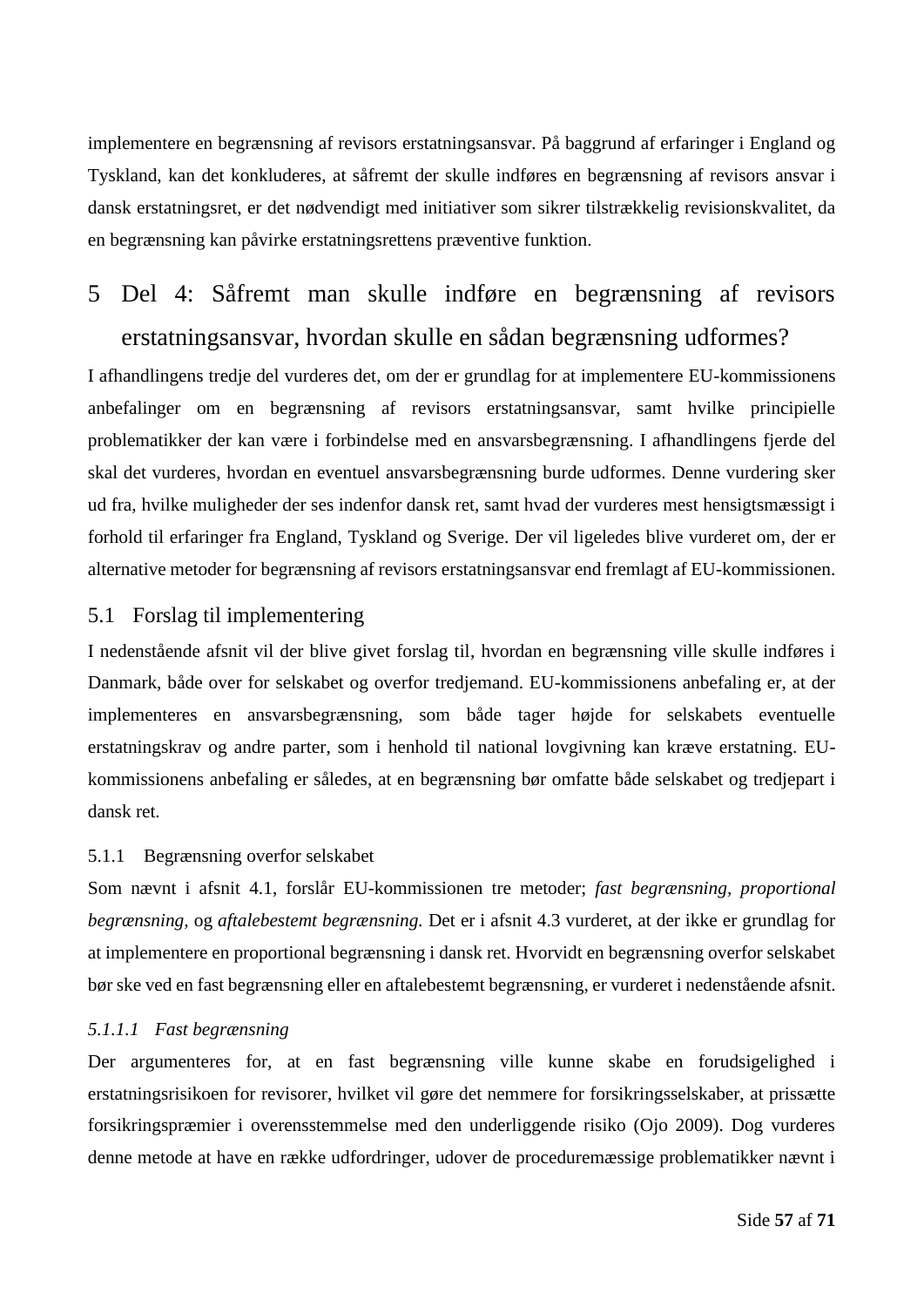implementere en begrænsning af revisors erstatningsansvar. På baggrund af erfaringer i England og Tyskland, kan det konkluderes, at såfremt der skulle indføres en begrænsning af revisors ansvar i dansk erstatningsret, er det nødvendigt med initiativer som sikrer tilstrækkelig revisionskvalitet, da en begrænsning kan påvirke erstatningsrettens præventive funktion.

# 5 Del 4: Såfremt man skulle indføre en begrænsning af revisors erstatningsansvar, hvordan skulle en sådan begrænsning udformes?

I afhandlingens tredje del vurderes det, om der er grundlag for at implementere EU-kommissionens anbefalinger om en begrænsning af revisors erstatningsansvar, samt hvilke principielle problematikker der kan være i forbindelse med en ansvarsbegrænsning. I afhandlingens fjerde del skal det vurderes, hvordan en eventuel ansvarsbegrænsning burde udformes. Denne vurdering sker ud fra, hvilke muligheder der ses indenfor dansk ret, samt hvad der vurderes mest hensigtsmæssigt i forhold til erfaringer fra England, Tyskland og Sverige. Der vil ligeledes blive vurderet om, der er alternative metoder for begrænsning af revisors erstatningsansvar end fremlagt af EU-kommissionen.

## 5.1 Forslag til implementering

I nedenstående afsnit vil der blive givet forslag til, hvordan en begrænsning ville skulle indføres i Danmark, både over for selskabet og overfor tredjemand. EU-kommissionens anbefaling er, at der implementeres en ansvarsbegrænsning, som både tager højde for selskabets eventuelle erstatningskrav og andre parter, som i henhold til national lovgivning kan kræve erstatning. EU-kommissionens anbefaling er således, at en begrænsning bør omfatte både selskabet og tredjepart i dansk ret.

### 5.1.1 Begrænsning overfor selskabet

Som nævnt i afsnit 4.1, forslår EU-kommissionen tre metoder; *fast begrænsning, proportional begrænsning,* og *aftalebestemt begrænsning.* Det er i afsnit 4.3 vurderet, at der ikke er grundlag for at implementere en proportional begrænsning i dansk ret. Hvorvidt en begrænsning overfor selskabet bør ske ved en fast begrænsning eller en aftalebestemt begrænsning, er vurderet i nedenstående afsnit.

#### *5.1.1.1 Fast begrænsning*

Der argumenteres for, at en fast begrænsning ville kunne skabe en forudsigelighed i erstatningsrisikoen for revisorer, hvilket vil gøre det nemmere for forsikringsselskaber, at prissætte forsikringspræmier i overensstemmelse med den underliggende risiko (Ojo 2009). Dog vurderes denne metode at have en række udfordringer, udover de proceduremæssige problematikker nævnt i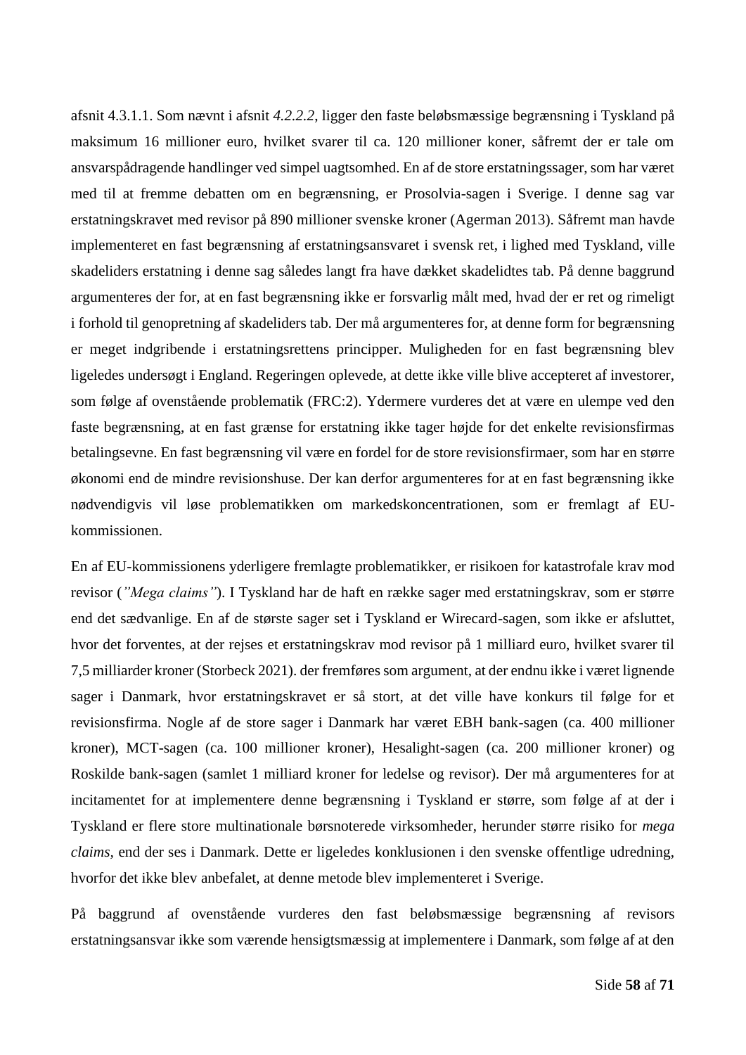afsnit 4.3.1.1. Som nævnt i afsnit *4.2.2.2*, ligger den faste beløbsmæssige begrænsning i Tyskland på maksimum 16 millioner euro, hvilket svarer til ca. 120 millioner koner, såfremt der er tale om ansvarspådragende handlinger ved simpel uagtsomhed. En af de store erstatningssager, som har været med til at fremme debatten om en begrænsning, er Prosolvia-sagen i Sverige. I denne sag var erstatningskravet med revisor på 890 millioner svenske kroner (Agerman 2013). Såfremt man havde implementeret en fast begrænsning af erstatningsansvaret i svensk ret, i lighed med Tyskland, ville skadeliders erstatning i denne sag således langt fra have dækket skadelidtes tab. På denne baggrund argumenteres der for, at en fast begrænsning ikke er forsvarlig målt med, hvad der er ret og rimeligt i forhold til genopretning af skadeliders tab. Der må argumenteres for, at denne form for begrænsning er meget indgribende i erstatningsrettens principper. Muligheden for en fast begrænsning blev ligeledes undersøgt i England. Regeringen oplevede, at dette ikke ville blive accepteret af investorer, som følge af ovenstående problematik (FRC:2). Ydermere vurderes det at være en ulempe ved den faste begrænsning, at en fast grænse for erstatning ikke tager højde for det enkelte revisionsfirmas betalingsevne. En fast begrænsning vil være en fordel for de store revisionsfirmaer, som har en større økonomi end de mindre revisionshuse. Der kan derfor argumenteres for at en fast begrænsning ikke nødvendigvis vil løse problematikken om markedskoncentrationen, som er fremlagt af EU-kommissionen.

En af EU-kommissionens yderligere fremlagte problematikker, er risikoen for katastrofale krav mod revisor (*"Mega claims"*). I Tyskland har de haft en række sager med erstatningskrav, som er større end det sædvanlige. En af de største sager set i Tyskland er Wirecard-sagen, som ikke er afsluttet, hvor det forventes, at der rejses et erstatningskrav mod revisor på 1 milliard euro, hvilket svarer til 7,5 milliarder kroner (Storbeck 2021). der fremføres som argument, at der endnu ikke i været lignende sager i Danmark, hvor erstatningskravet er så stort, at det ville have konkurs til følge for et revisionsfirma. Nogle af de store sager i Danmark har været EBH bank-sagen (ca. 400 millioner kroner), MCT-sagen (ca. 100 millioner kroner), Hesalight-sagen (ca. 200 millioner kroner) og Roskilde bank-sagen (samlet 1 milliard kroner for ledelse og revisor). Der må argumenteres for at incitamentet for at implementere denne begrænsning i Tyskland er større, som følge af at der i Tyskland er flere store multinationale børsnoterede virksomheder, herunder større risiko for *mega claims*, end der ses i Danmark. Dette er ligeledes konklusionen i den svenske offentlige udredning, hvorfor det ikke blev anbefalet, at denne metode blev implementeret i Sverige.

På baggrund af ovenstående vurderes den fast beløbsmæssige begrænsning af revisors erstatningsansvar ikke som værende hensigtsmæssig at implementere i Danmark, som følge af at den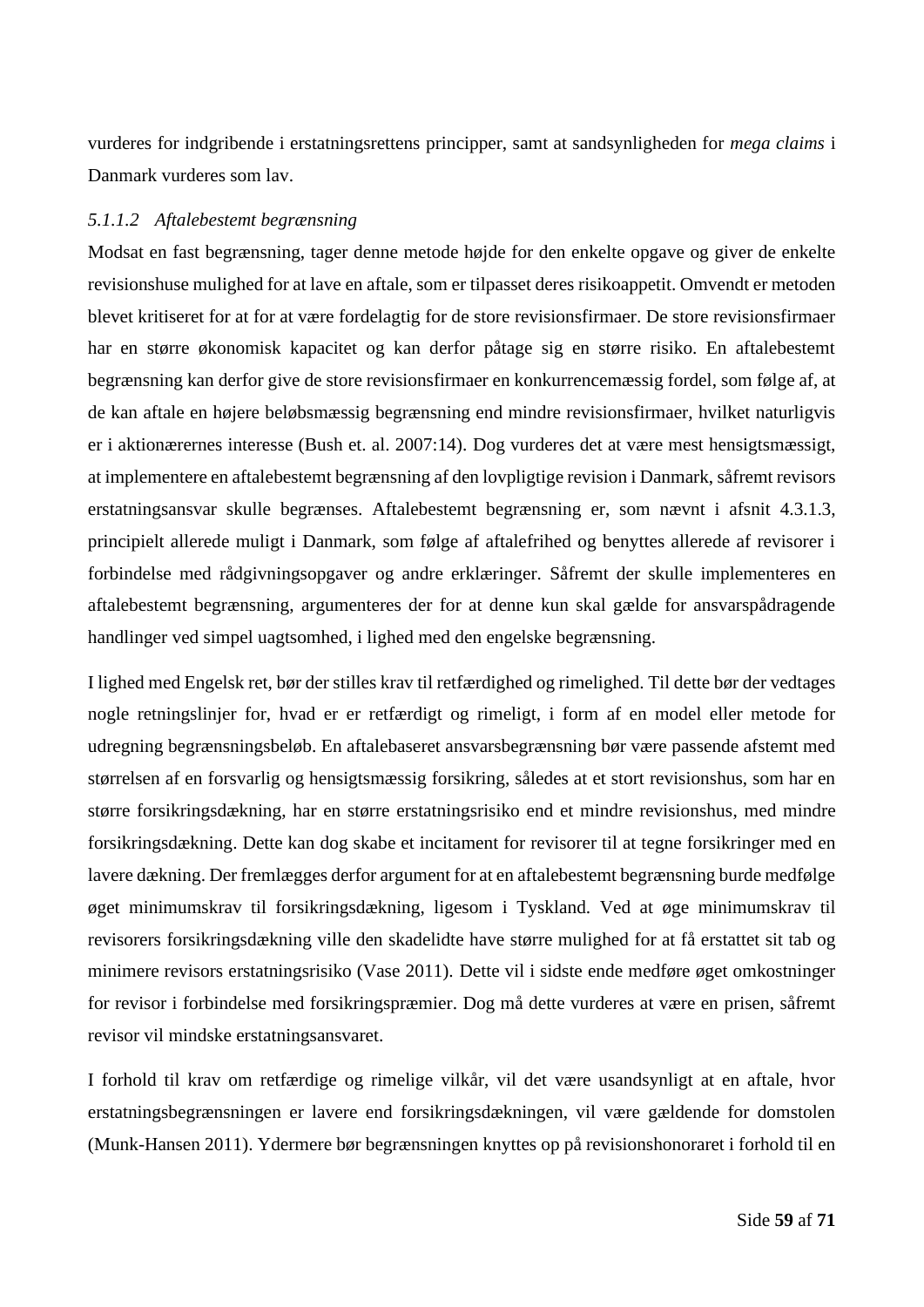vurderes for indgribende i erstatningsrettens principper, samt at sandsynligheden for *mega claims* i Danmark vurderes som lav.

#### *5.1.1.2 Aftalebestemt begrænsning*

Modsat en fast begrænsning, tager denne metode højde for den enkelte opgave og giver de enkelte revisionshuse mulighed for at lave en aftale, som er tilpasset deres risikoappetit. Omvendt er metoden blevet kritiseret for at for at være fordelagtig for de store revisionsfirmaer. De store revisionsfirmaer har en større økonomisk kapacitet og kan derfor påtage sig en større risiko. En aftalebestemt begrænsning kan derfor give de store revisionsfirmaer en konkurrencemæssig fordel, som følge af, at de kan aftale en højere beløbsmæssig begrænsning end mindre revisionsfirmaer, hvilket naturligvis er i aktionærernes interesse (Bush et. al. 2007:14). Dog vurderes det at være mest hensigtsmæssigt, at implementere en aftalebestemt begrænsning af den lovpligtige revision i Danmark, såfremt revisors erstatningsansvar skulle begrænses. Aftalebestemt begrænsning er, som nævnt i afsnit 4.3.1.3, principielt allerede muligt i Danmark, som følge af aftalefrihed og benyttes allerede af revisorer i forbindelse med rådgivningsopgaver og andre erklæringer. Såfremt der skulle implementeres en aftalebestemt begrænsning, argumenteres der for at denne kun skal gælde for ansvarspådragende handlinger ved simpel uagtsomhed, i lighed med den engelske begrænsning.

I lighed med Engelsk ret, bør der stilles krav til retfærdighed og rimelighed. Til dette bør der vedtages nogle retningslinjer for, hvad er er retfærdigt og rimeligt, i form af en model eller metode for udregning begrænsningsbeløb. En aftalebaseret ansvarsbegrænsning bør være passende afstemt med størrelsen af en forsvarlig og hensigtsmæssig forsikring, således at et stort revisionshus, som har en større forsikringsdækning, har en større erstatningsrisiko end et mindre revisionshus, med mindre forsikringsdækning. Dette kan dog skabe et incitament for revisorer til at tegne forsikringer med en lavere dækning. Der fremlægges derfor argument for at en aftalebestemt begrænsning burde medfølge øget minimumskrav til forsikringsdækning, ligesom i Tyskland. Ved at øge minimumskrav til revisorers forsikringsdækning ville den skadelidte have større mulighed for at få erstattet sit tab og minimere revisors erstatningsrisiko (Vase 2011). Dette vil i sidste ende medføre øget omkostninger for revisor i forbindelse med forsikringspræmier. Dog må dette vurderes at være en prisen, såfremt revisor vil mindske erstatningsansvaret.

I forhold til krav om retfærdige og rimelige vilkår, vil det være usandsynligt at en aftale, hvor erstatningsbegrænsningen er lavere end forsikringsdækningen, vil være gældende for domstolen (Munk-Hansen 2011). Ydermere bør begrænsningen knyttes op på revisionshonoraret i forhold til en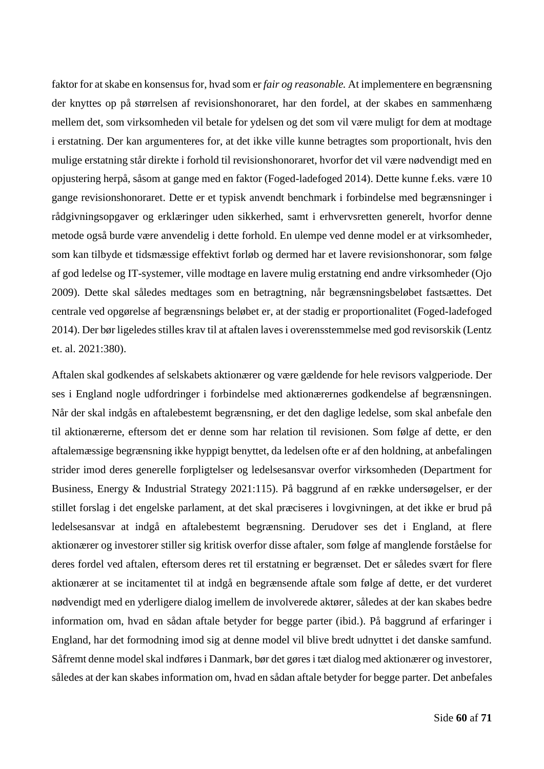faktor for at skabe en konsensus for, hvad som er *fair og reasonable.* At implementere en begrænsning der knyttes op på størrelsen af revisionshonoraret, har den fordel, at der skabes en sammenhæng mellem det, som virksomheden vil betale for ydelsen og det som vil være muligt for dem at modtage i erstatning. Der kan argumenteres for, at det ikke ville kunne betragtes som proportionalt, hvis den mulige erstatning står direkte i forhold til revisionshonoraret, hvorfor det vil være nødvendigt med en opjustering herpå, såsom at gange med en faktor (Foged-ladefoged 2014). Dette kunne f.eks. være 10 gange revisionshonoraret. Dette er et typisk anvendt benchmark i forbindelse med begrænsninger i rådgivningsopgaver og erklæringer uden sikkerhed, samt i erhvervsretten generelt, hvorfor denne metode også burde være anvendelig i dette forhold. En ulempe ved denne model er at virksomheder, som kan tilbyde et tidsmæssige effektivt forløb og dermed har et lavere revisionshonorar, som følge af god ledelse og IT-systemer, ville modtage en lavere mulig erstatning end andre virksomheder (Ojo 2009). Dette skal således medtages som en betragtning, når begrænsningsbeløbet fastsættes. Det centrale ved opgørelse af begrænsnings beløbet er, at der stadig er proportionalitet (Foged-ladefoged 2014). Der bør ligeledes stilles krav til at aftalen laves i overensstemmelse med god revisorskik (Lentz et. al. 2021:380).

Aftalen skal godkendes af selskabets aktionærer og være gældende for hele revisors valgperiode. Der ses i England nogle udfordringer i forbindelse med aktionærernes godkendelse af begrænsningen. Når der skal indgås en aftalebestemt begrænsning, er det den daglige ledelse, som skal anbefale den til aktionærerne, eftersom det er denne som har relation til revisionen. Som følge af dette, er den aftalemæssige begrænsning ikke hyppigt benyttet, da ledelsen ofte er af den holdning, at anbefalingen strider imod deres generelle forpligtelser og ledelsesansvar overfor virksomheden (Department for Business, Energy & Industrial Strategy 2021:115). På baggrund af en række undersøgelser, er der stillet forslag i det engelske parlament, at det skal præciseres i lovgivningen, at det ikke er brud på ledelsesansvar at indgå en aftalebestemt begrænsning. Derudover ses det i England, at flere aktionærer og investorer stiller sig kritisk overfor disse aftaler, som følge af manglende forståelse for deres fordel ved aftalen, eftersom deres ret til erstatning er begrænset. Det er således svært for flere aktionærer at se incitamentet til at indgå en begrænsende aftale som følge af dette, er det vurderet nødvendigt med en yderligere dialog imellem de involverede aktører, således at der kan skabes bedre information om, hvad en sådan aftale betyder for begge parter (ibid.). På baggrund af erfaringer i England, har det formodning imod sig at denne model vil blive bredt udnyttet i det danske samfund. Såfremt denne model skal indføres i Danmark, bør det gøres i tæt dialog med aktionærer og investorer, således at der kan skabes information om, hvad en sådan aftale betyder for begge parter. Det anbefales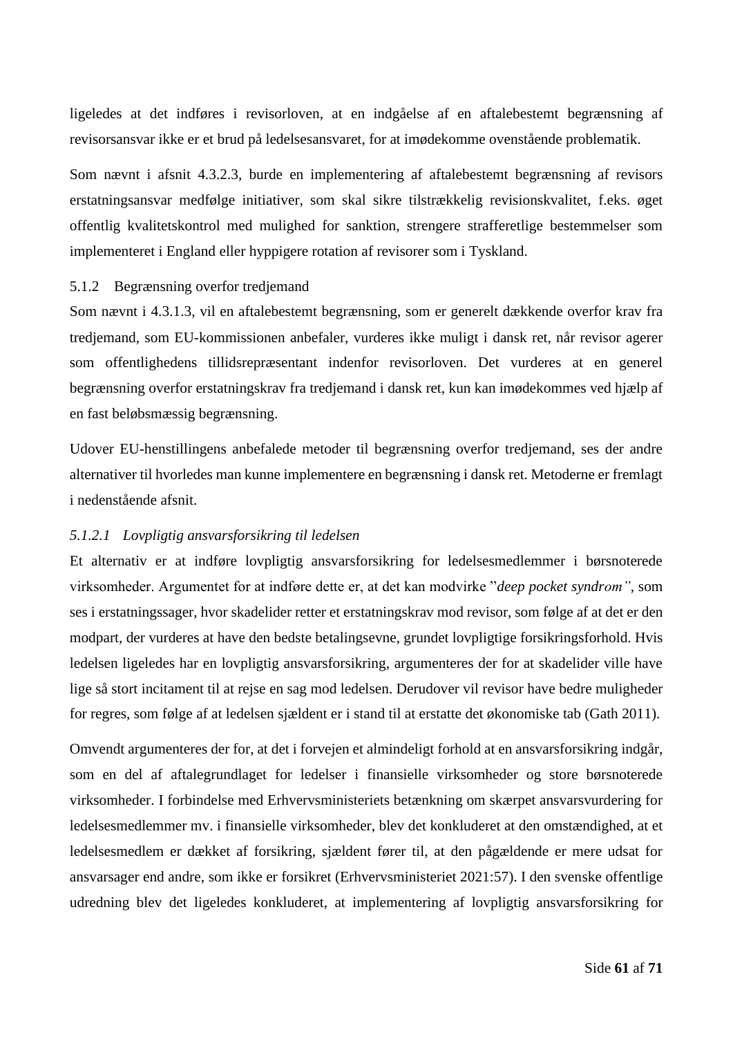ligeledes at det indføres i revisorloven, at en indgåelse af en aftalebestemt begrænsning af revisorsansvar ikke er et brud på ledelsesansvaret, for at imødekomme ovenstående problematik.

Som nævnt i afsnit 4.3.2.3, burde en implementering af aftalebestemt begrænsning af revisors erstatningsansvar medfølge initiativer, som skal sikre tilstrækkelig revisionskvalitet, f.eks. øget offentlig kvalitetskontrol med mulighed for sanktion, strengere strafferetlige bestemmelser som implementeret i England eller hyppigere rotation af revisorer som i Tyskland.

### 5.1.2 Begrænsning overfor tredjemand

Som nævnt i 4.3.1.3, vil en aftalebestemt begrænsning, som er generelt dækkende overfor krav fra tredjemand, som EU-kommissionen anbefaler, vurderes ikke muligt i dansk ret, når revisor agerer som offentlighedens tillidsrepræsentant indenfor revisorloven. Det vurderes at en generel begrænsning overfor erstatningskrav fra tredjemand i dansk ret, kun kan imødekommes ved hjælp af en fast beløbsmæssig begrænsning.

Udover EU-henstillingens anbefalede metoder til begrænsning overfor tredjemand, ses der andre alternativer til hvorledes man kunne implementere en begrænsning i dansk ret. Metoderne er fremlagt i nedenstående afsnit.

#### *5.1.2.1 Lovpligtig ansvarsforsikring til ledelsen*

Et alternativ er at indføre lovpligtig ansvarsforsikring for ledelsesmedlemmer i børsnoterede virksomheder. Argumentet for at indføre dette er, at det kan modvirke ”*deep pocket syndrom”*, som ses i erstatningssager, hvor skadelider retter et erstatningskrav mod revisor, som følge af at det er den modpart, der vurderes at have den bedste betalingsevne, grundet lovpligtige forsikringsforhold. Hvis ledelsen ligeledes har en lovpligtig ansvarsforsikring, argumenteres der for at skadelider ville have lige så stort incitament til at rejse en sag mod ledelsen. Derudover vil revisor have bedre muligheder for regres, som følge af at ledelsen sjældent er i stand til at erstatte det økonomiske tab (Gath 2011).

Omvendt argumenteres der for, at det i forvejen et almindeligt forhold at en ansvarsforsikring indgår, som en del af aftalegrundlaget for ledelser i finansielle virksomheder og store børsnoterede virksomheder. I forbindelse med Erhvervsministeriets betænkning om skærpet ansvarsvurdering for ledelsesmedlemmer mv. i finansielle virksomheder, blev det konkluderet at den omstændighed, at et ledelsesmedlem er dækket af forsikring, sjældent fører til, at den pågældende er mere udsat for ansvarsager end andre, som ikke er forsikret (Erhvervsministeriet 2021:57). I den svenske offentlige udredning blev det ligeledes konkluderet, at implementering af lovpligtig ansvarsforsikring for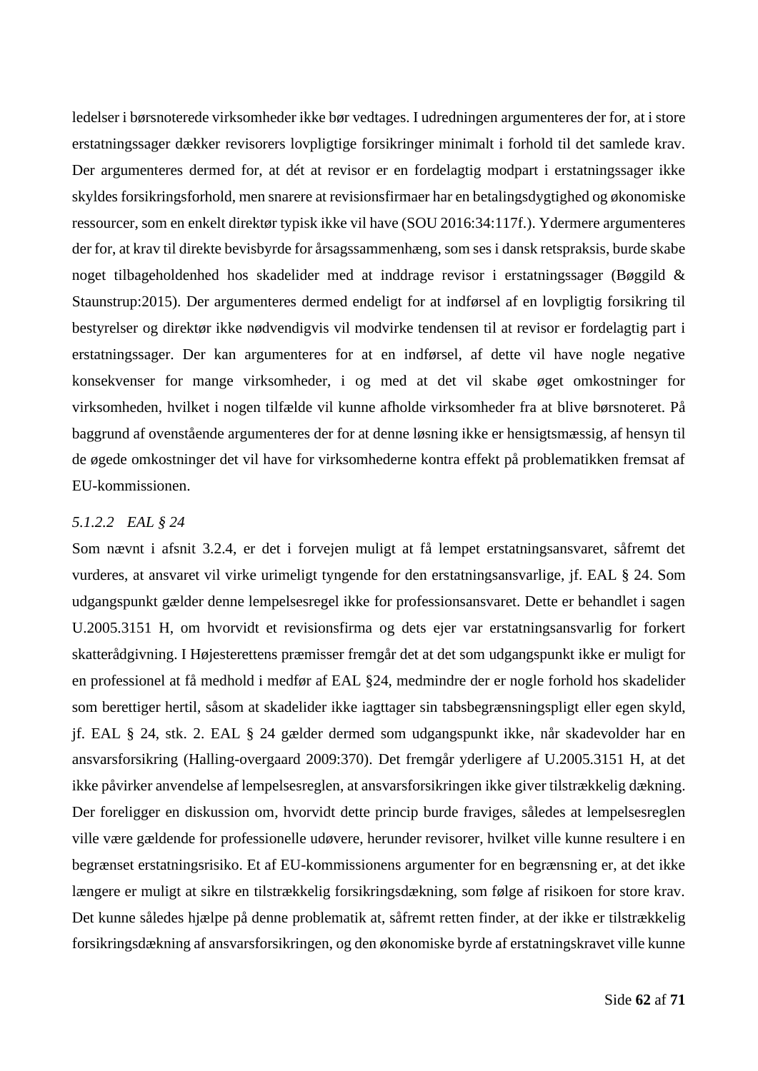ledelser i børsnoterede virksomheder ikke bør vedtages. I udredningen argumenteres der for, at i store erstatningssager dækker revisorers lovpligtige forsikringer minimalt i forhold til det samlede krav. Der argumenteres dermed for, at dét at revisor er en fordelagtig modpart i erstatningssager ikke skyldes forsikringsforhold, men snarere at revisionsfirmaer har en betalingsdygtighed og økonomiske ressourcer, som en enkelt direktør typisk ikke vil have (SOU 2016:34:117f.). Ydermere argumenteres der for, at krav til direkte bevisbyrde for årsagssammenhæng, som ses i dansk retspraksis, burde skabe noget tilbageholdenhed hos skadelider med at inddrage revisor i erstatningssager (Bøggild & Staunstrup:2015). Der argumenteres dermed endeligt for at indførsel af en lovpligtig forsikring til bestyrelser og direktør ikke nødvendigvis vil modvirke tendensen til at revisor er fordelagtig part i erstatningssager. Der kan argumenteres for at en indførsel, af dette vil have nogle negative konsekvenser for mange virksomheder, i og med at det vil skabe øget omkostninger for virksomheden, hvilket i nogen tilfælde vil kunne afholde virksomheder fra at blive børsnoteret. På baggrund af ovenstående argumenteres der for at denne løsning ikke er hensigtsmæssig, af hensyn til de øgede omkostninger det vil have for virksomhederne kontra effekt på problematikken fremsat af EU-kommissionen.

#### *5.1.2.2 EAL § 24*

Som nævnt i afsnit 3.2.4, er det i forvejen muligt at få lempet erstatningsansvaret, såfremt det vurderes, at ansvaret vil virke urimeligt tyngende for den erstatningsansvarlige, jf. EAL § 24. Som udgangspunkt gælder denne lempelsesregel ikke for professionsansvaret. Dette er behandlet i sagen U.2005.3151 H, om hvorvidt et revisionsfirma og dets ejer var erstatningsansvarlig for forkert skatterådgivning. I Højesterettens præmisser fremgår det at det som udgangspunkt ikke er muligt for en professionel at få medhold i medfør af EAL §24, medmindre der er nogle forhold hos skadelider som berettiger hertil, såsom at skadelider ikke iagttager sin tabsbegrænsningspligt eller egen skyld, jf. EAL § 24, stk. 2. EAL § 24 gælder dermed som udgangspunkt ikke, når skadevolder har en ansvarsforsikring (Halling-overgaard 2009:370). Det fremgår yderligere af U.2005.3151 H, at det ikke påvirker anvendelse af lempelsesreglen, at ansvarsforsikringen ikke giver tilstrækkelig dækning. Der foreligger en diskussion om, hvorvidt dette princip burde fraviges, således at lempelsesreglen ville være gældende for professionelle udøvere, herunder revisorer, hvilket ville kunne resultere i en begrænset erstatningsrisiko. Et af EU-kommissionens argumenter for en begrænsning er, at det ikke længere er muligt at sikre en tilstrækkelig forsikringsdækning, som følge af risikoen for store krav. Det kunne således hjælpe på denne problematik at, såfremt retten finder, at der ikke er tilstrækkelig forsikringsdækning af ansvarsforsikringen, og den økonomiske byrde af erstatningskravet ville kunne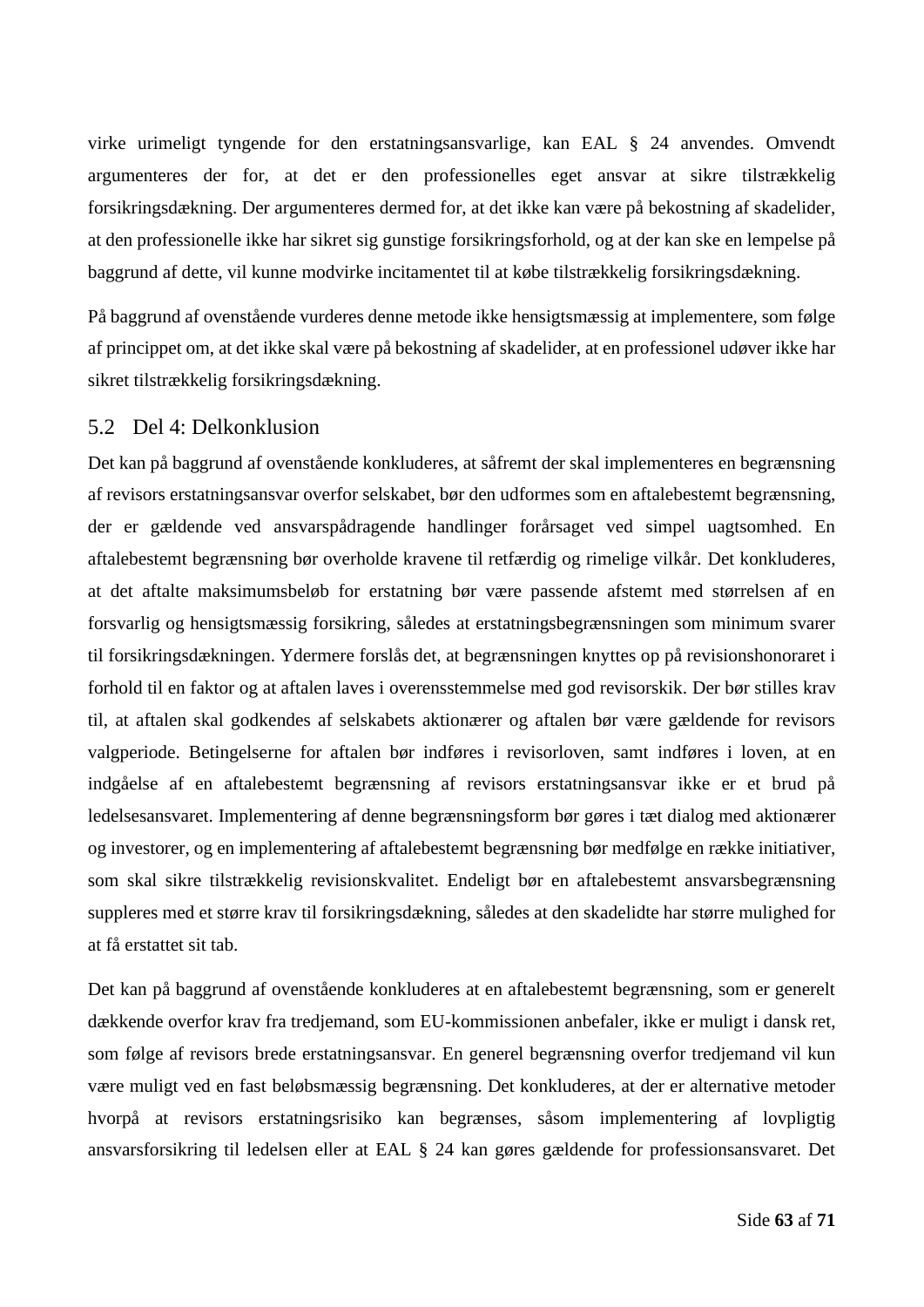virke urimeligt tyngende for den erstatningsansvarlige, kan EAL § 24 anvendes. Omvendt argumenteres der for, at det er den professionelles eget ansvar at sikre tilstrækkelig forsikringsdækning. Der argumenteres dermed for, at det ikke kan være på bekostning af skadelider, at den professionelle ikke har sikret sig gunstige forsikringsforhold, og at der kan ske en lempelse på baggrund af dette, vil kunne modvirke incitamentet til at købe tilstrækkelig forsikringsdækning.

På baggrund af ovenstående vurderes denne metode ikke hensigtsmæssig at implementere, som følge af princippet om, at det ikke skal være på bekostning af skadelider, at en professionel udøver ikke har sikret tilstrækkelig forsikringsdækning.

## 5.2 Del 4: Delkonklusion

Det kan på baggrund af ovenstående konkluderes, at såfremt der skal implementeres en begrænsning af revisors erstatningsansvar overfor selskabet, bør den udformes som en aftalebestemt begrænsning, der er gældende ved ansvarspådragende handlinger forårsaget ved simpel uagtsomhed. En aftalebestemt begrænsning bør overholde kravene til retfærdig og rimelige vilkår. Det konkluderes, at det aftalte maksimumsbeløb for erstatning bør være passende afstemt med størrelsen af en forsvarlig og hensigtsmæssig forsikring, således at erstatningsbegrænsningen som minimum svarer til forsikringsdækningen. Ydermere forslås det, at begrænsningen knyttes op på revisionshonoraret i forhold til en faktor og at aftalen laves i overensstemmelse med god revisorskik. Der bør stilles krav til, at aftalen skal godkendes af selskabets aktionærer og aftalen bør være gældende for revisors valgperiode. Betingelserne for aftalen bør indføres i revisorloven, samt indføres i loven, at en indgåelse af en aftalebestemt begrænsning af revisors erstatningsansvar ikke er et brud på ledelsesansvaret. Implementering af denne begrænsningsform bør gøres i tæt dialog med aktionærer og investorer, og en implementering af aftalebestemt begrænsning bør medfølge en række initiativer, som skal sikre tilstrækkelig revisionskvalitet. Endeligt bør en aftalebestemt ansvarsbegrænsning suppleres med et større krav til forsikringsdækning, således at den skadelidte har større mulighed for at få erstattet sit tab.

Det kan på baggrund af ovenstående konkluderes at en aftalebestemt begrænsning, som er generelt dækkende overfor krav fra tredjemand, som EU-kommissionen anbefaler, ikke er muligt i dansk ret, som følge af revisors brede erstatningsansvar. En generel begrænsning overfor tredjemand vil kun være muligt ved en fast beløbsmæssig begrænsning. Det konkluderes, at der er alternative metoder hvorpå at revisors erstatningsrisiko kan begrænses, såsom implementering af lovpligtig ansvarsforsikring til ledelsen eller at EAL § 24 kan gøres gældende for professionsansvaret. Det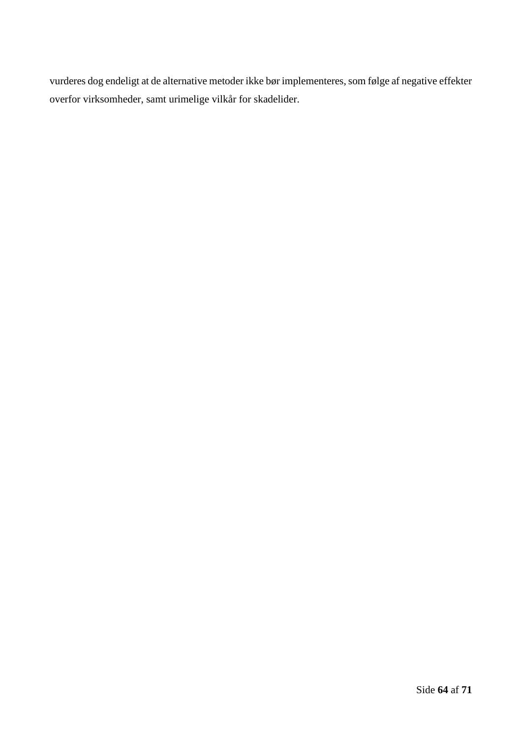vurderes dog endeligt at de alternative metoder ikke bør implementeres, som følge af negative effekter overfor virksomheder, samt urimelige vilkår for skadelider.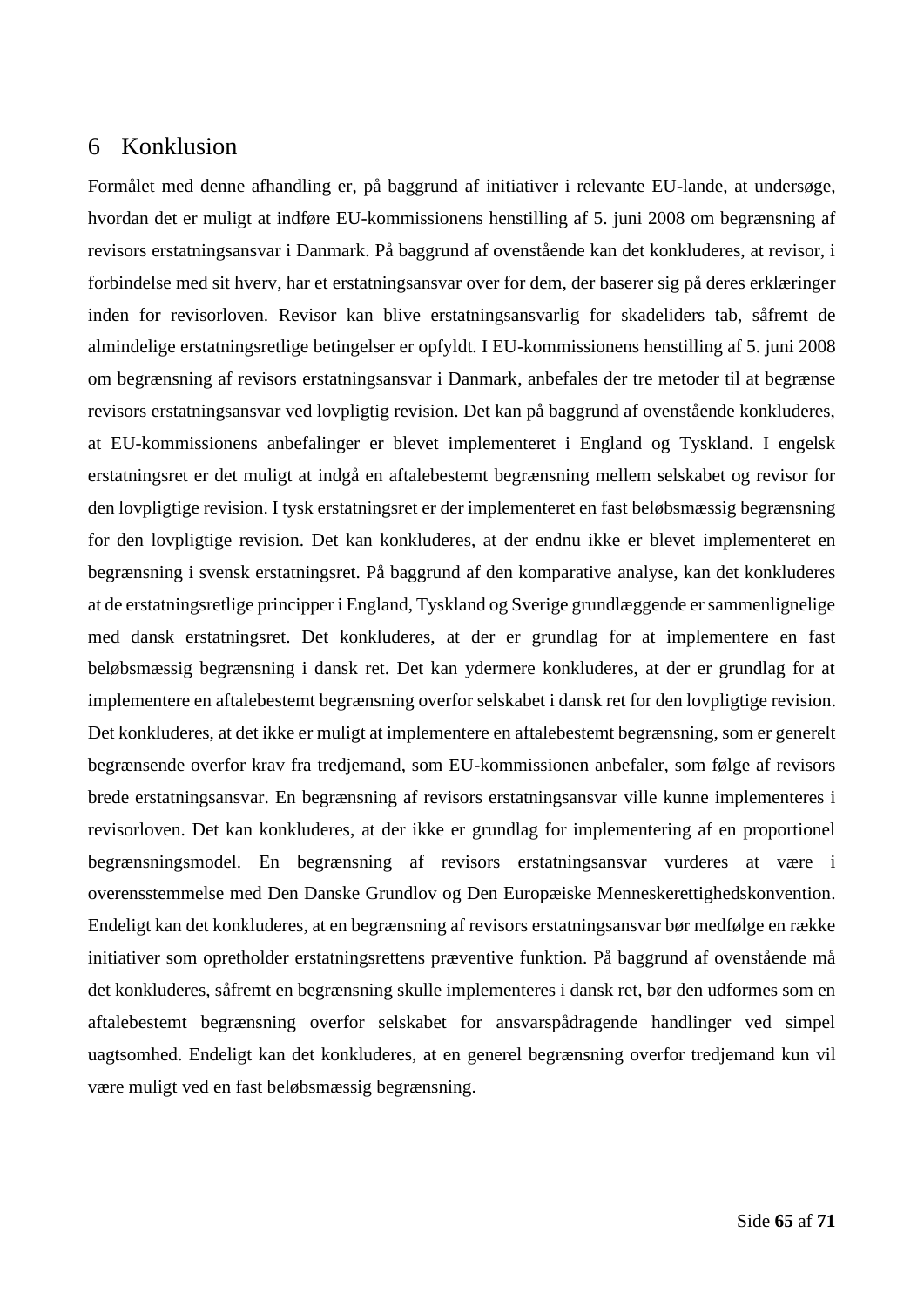# 6 Konklusion

Formålet med denne afhandling er, på baggrund af initiativer i relevante EU-lande, at undersøge, hvordan det er muligt at indføre EU-kommissionens henstilling af 5. juni 2008 om begrænsning af revisors erstatningsansvar i Danmark. På baggrund af ovenstående kan det konkluderes, at revisor, i forbindelse med sit hverv, har et erstatningsansvar over for dem, der baserer sig på deres erklæringer inden for revisorloven. Revisor kan blive erstatningsansvarlig for skadeliders tab, såfremt de almindelige erstatningsretlige betingelser er opfyldt. I EU-kommissionens henstilling af 5. juni 2008 om begrænsning af revisors erstatningsansvar i Danmark, anbefales der tre metoder til at begrænse revisors erstatningsansvar ved lovpligtig revision. Det kan på baggrund af ovenstående konkluderes, at EU-kommissionens anbefalinger er blevet implementeret i England og Tyskland. I engelsk erstatningsret er det muligt at indgå en aftalebestemt begrænsning mellem selskabet og revisor for den lovpligtige revision. I tysk erstatningsret er der implementeret en fast beløbsmæssig begrænsning for den lovpligtige revision. Det kan konkluderes, at der endnu ikke er blevet implementeret en begrænsning i svensk erstatningsret. På baggrund af den komparative analyse, kan det konkluderes at de erstatningsretlige principper i England, Tyskland og Sverige grundlæggende er sammenlignelige med dansk erstatningsret. Det konkluderes, at der er grundlag for at implementere en fast beløbsmæssig begrænsning i dansk ret. Det kan ydermere konkluderes, at der er grundlag for at implementere en aftalebestemt begrænsning overfor selskabet i dansk ret for den lovpligtige revision. Det konkluderes, at det ikke er muligt at implementere en aftalebestemt begrænsning, som er generelt begrænsende overfor krav fra tredjemand, som EU-kommissionen anbefaler, som følge af revisors brede erstatningsansvar. En begrænsning af revisors erstatningsansvar ville kunne implementeres i revisorloven. Det kan konkluderes, at der ikke er grundlag for implementering af en proportionel begrænsningsmodel. En begrænsning af revisors erstatningsansvar vurderes at være i overensstemmelse med Den Danske Grundlov og Den Europæiske Menneskerettighedskonvention. Endeligt kan det konkluderes, at en begrænsning af revisors erstatningsansvar bør medfølge en række initiativer som opretholder erstatningsrettens præventive funktion. På baggrund af ovenstående må det konkluderes, såfremt en begrænsning skulle implementeres i dansk ret, bør den udformes som en aftalebestemt begrænsning overfor selskabet for ansvarspådragende handlinger ved simpel uagtsomhed. Endeligt kan det konkluderes, at en generel begrænsning overfor tredjemand kun vil være muligt ved en fast beløbsmæssig begrænsning.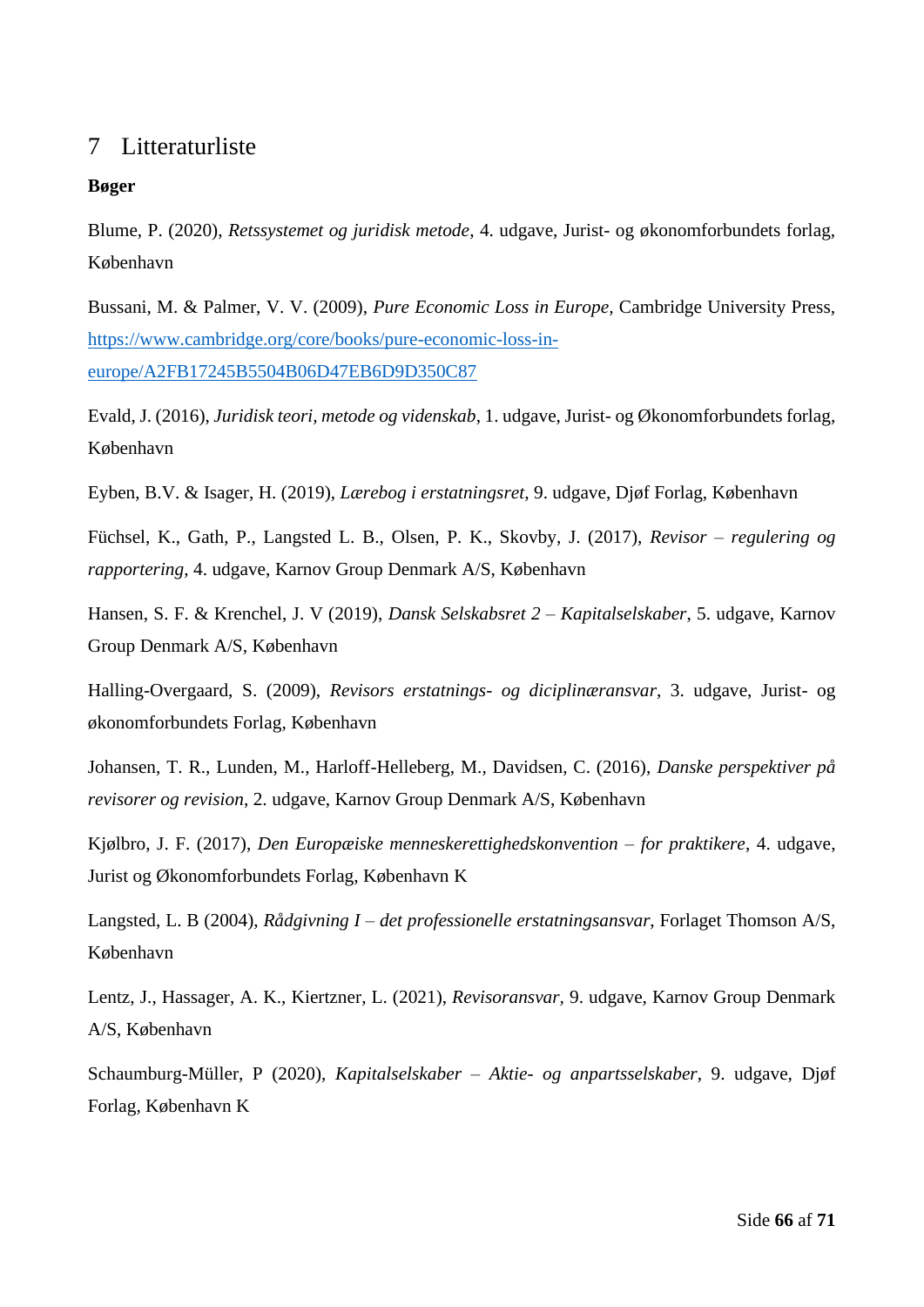# 7 Litteraturliste

**Bøger**

Blume, P. (2020), *Retssystemet og juridisk metode*, 4. udgave, Jurist- og økonomforbundets forlag, København

Bussani, M. & Palmer, V. V. (2009), *Pure Economic Loss in Europe*, Cambridge University Press, [https://www.cambridge.org/core/books/pure-economic-loss-in-europe/A2FB17245B5504B06D47EB6D9D350C87](https://www.cambridge.org/core/books/pure-economic-loss-in-europe/A2FB17245B5504B06D47EB6D9D350C87)

Evald, J. (2016), *Juridisk teori, metode og videnskab*, 1. udgave, Jurist- og Økonomforbundets forlag, København

Eyben, B.V. & Isager, H. (2019), *Lærebog i erstatningsret*, 9. udgave, Djøf Forlag, København

Füchsel, K., Gath, P., Langsted L. B., Olsen, P. K., Skovby, J. (2017), *Revisor – regulering og rapportering*, 4. udgave, Karnov Group Denmark A/S, København

Hansen, S. F. & Krenchel, J. V (2019), *Dansk Selskabsret 2 – Kapitalselskaber*, 5. udgave, Karnov Group Denmark A/S, København

Halling-Overgaard, S. (2009), *Revisors erstatnings- og diciplinæransvar*, 3. udgave, Jurist- og økonomforbundets Forlag, København

Johansen, T. R., Lunden, M., Harloff-Helleberg, M., Davidsen, C. (2016), *Danske perspektiver på revisorer og revision*, 2. udgave, Karnov Group Denmark A/S, København

Kjølbro, J. F. (2017), *Den Europæiske menneskerettighedskonvention – for praktikere*, 4. udgave, Jurist og Økonomforbundets Forlag, København K

Langsted, L. B (2004), *Rådgivning I – det professionelle erstatningsansvar*, Forlaget Thomson A/S, København

Lentz, J., Hassager, A. K., Kiertzner, L. (2021), *Revisoransvar*, 9. udgave, Karnov Group Denmark A/S, København

Schaumburg-Müller, P (2020), *Kapitalselskaber – Aktie- og anpartsselskaber*, 9. udgave, Djøf Forlag, København K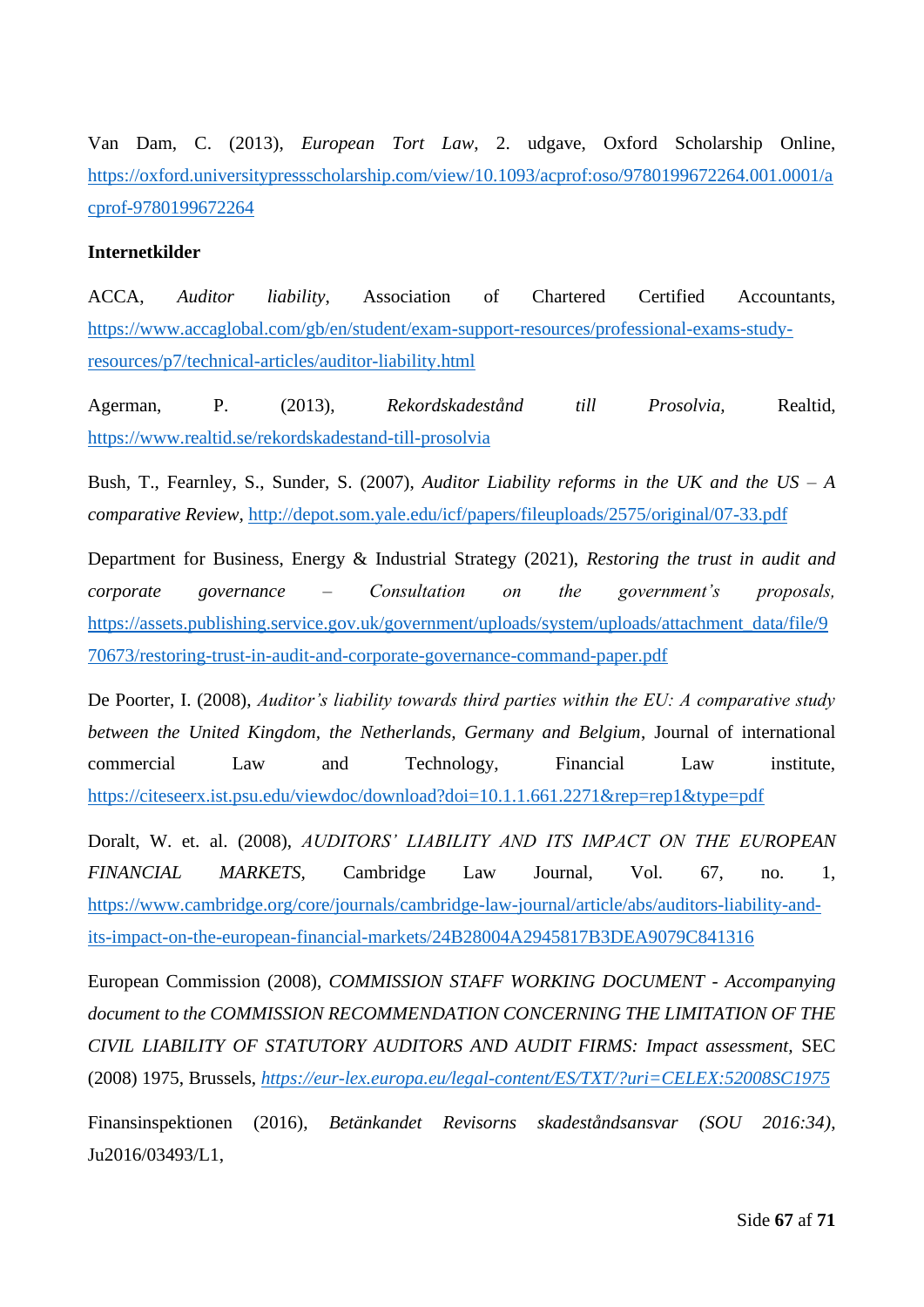Van Dam, C. (2013), *European Tort Law*, 2. udgave, Oxford Scholarship Online, https://oxford.universitypressscholarship.com/view/10.1093/acprof:oso/9780199672264.001.0001/acprof-9780199672264

**Internetkilder**

ACCA, *Auditor liability*, Association of Chartered Certified Accountants, https://www.accaglobal.com/gb/en/student/exam-support-resources/professional-exams-study-resources/p7/technical-articles/auditor-liability.html

Agerman, P. (2013), *Rekordskadestånd till Prosolvia,* Realtid, https://www.realtid.se/rekordskadestand-till-prosolvia

Bush, T., Fearnley, S., Sunder, S. (2007), *Auditor Liability reforms in the UK and the US – A comparative Review*, http://depot.som.yale.edu/icf/papers/fileuploads/2575/original/07-33.pdf

Department for Business, Energy & Industrial Strategy (2021), *Restoring the trust in audit and corporate governance – Consultation on the government's proposals,* https://assets.publishing.service.gov.uk/government/uploads/system/uploads/attachment_data/file/970673/restoring-trust-in-audit-and-corporate-governance-command-paper.pdf

De Poorter, I. (2008), *Auditor's liability towards third parties within the EU: A comparative study between the United Kingdom, the Netherlands, Germany and Belgium*, Journal of international commercial Law and Technology, Financial Law institute, https://citeseerx.ist.psu.edu/viewdoc/download?doi=10.1.1.661.2271&rep=rep1&type=pdf

Doralt, W. et. al. (2008), *AUDITORS' LIABILITY AND ITS IMPACT ON THE EUROPEAN FINANCIAL MARKETS*, Cambridge Law Journal, Vol. 67, no. 1, https://www.cambridge.org/core/journals/cambridge-law-journal/article/abs/auditors-liability-and-its-impact-on-the-european-financial-markets/24B28004A2945817B3DEA9079C841316

European Commission (2008), *COMMISSION STAFF WORKING DOCUMENT - Accompanying document to the COMMISSION RECOMMENDATION CONCERNING THE LIMITATION OF THE CIVIL LIABILITY OF STATUTORY AUDITORS AND AUDIT FIRMS: Impact assessment*, SEC (2008) 1975, Brussels, *https://eur-lex.europa.eu/legal-content/ES/TXT/?uri=CELEX:52008SC1975*

Finansinspektionen (2016), *Betänkandet Revisorns skadeståndsansvar (SOU 2016:34)*, Ju2016/03493/L1,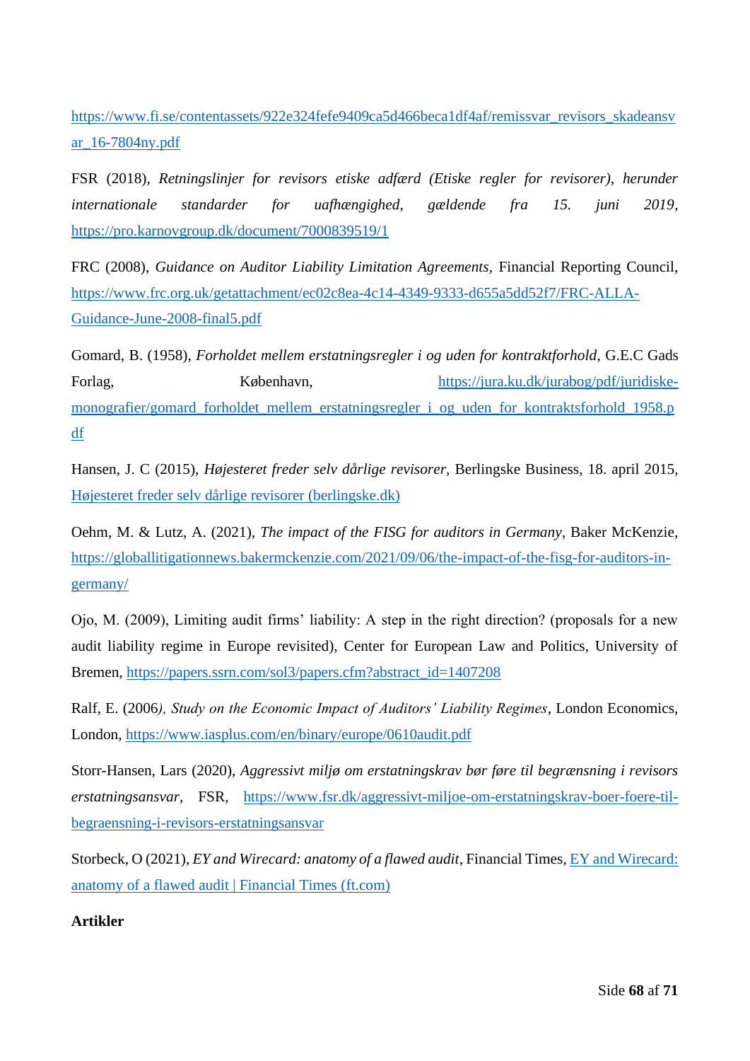https://www.fi.se/contentassets/922e324fefe9409ca5d466beca1df4af/remissvar_revisors_skadeansvar_16-7804ny.pdf

FSR (2018), *Retningslinjer for revisors etiske adfærd (Etiske regler for revisorer), herunder internationale standarder for uafhængighed, gældende fra 15. juni 2019*, https://pro.karnovgroup.dk/document/7000839519/1

FRC (2008), *Guidance on Auditor Liability Limitation Agreements*, Financial Reporting Council, https://www.frc.org.uk/getattachment/ec02c8ea-4c14-4349-9333-d655a5dd52f7/FRC-ALLA-Guidance-June-2008-final5.pdf

Gomard, B. (1958), *Forholdet mellem erstatningsregler i og uden for kontraktforhold*, G.E.C Gads Forlag, København, https://jura.ku.dk/jurabog/pdf/juridiske-monografier/gomard_forholdet_mellem_erstatningsregler_i_og_uden_for_kontraktsforhold_1958.pdf

Hansen, J. C (2015), *Højesteret freder selv dårlige revisorer*, Berlingske Business, 18. april 2015, Højesteret freder selv dårlige revisorer (berlingske.dk)

Oehm, M. & Lutz, A. (2021), *The impact of the FISG for auditors in Germany*, Baker McKenzie, https://globallitigationnews.bakermckenzie.com/2021/09/06/the-impact-of-the-fisg-for-auditors-in-germany/

Ojo, M. (2009), Limiting audit firms' liability: A step in the right direction? (proposals for a new audit liability regime in Europe revisited), Center for European Law and Politics, University of Bremen, https://papers.ssrn.com/sol3/papers.cfm?abstract_id=1407208

Ralf, E. (2006*), Study on the Economic Impact of Auditors' Liability Regimes*, London Economics, London, https://www.iasplus.com/en/binary/europe/0610audit.pdf

Storr-Hansen, Lars (2020), *Aggressivt miljø om erstatningskrav bør føre til begrænsning i revisors erstatningsansvar*, FSR, https://www.fsr.dk/aggressivt-miljoe-om-erstatningskrav-boer-foere-til-begraensning-i-revisors-erstatningsansvar

Storbeck, O (2021), *EY and Wirecard: anatomy of a flawed audit*, Financial Times, EY and Wirecard: anatomy of a flawed audit | Financial Times (ft.com)

**Artikler**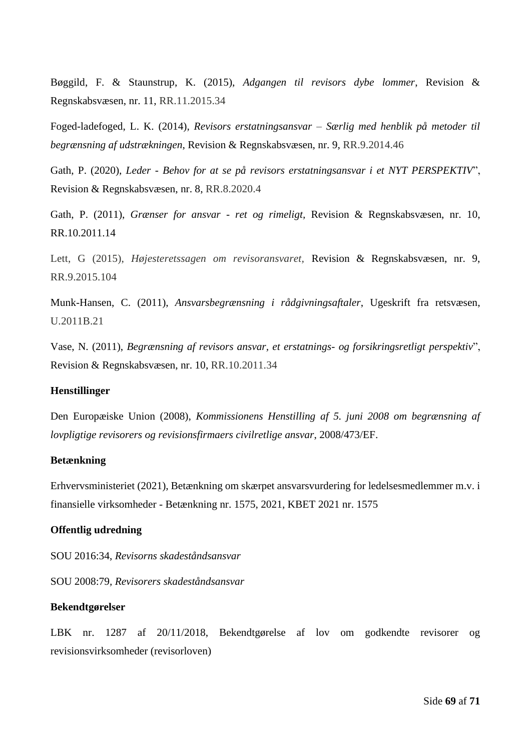Bøggild, F. & Staunstrup, K. (2015), *Adgangen til revisors dybe lommer*, Revision & Regnskabsvæsen, nr. 11, RR.11.2015.34

Foged-ladefoged, L. K. (2014), *Revisors erstatningsansvar – Særlig med henblik på metoder til begrænsning af udstrækningen*, Revision & Regnskabsvæsen, nr. 9, RR.9.2014.46

Gath, P. (2020), *Leder - Behov for at se på revisors erstatningsansvar i et NYT PERSPEKTIV*", Revision & Regnskabsvæsen, nr. 8, RR.8.2020.4

Gath, P. (2011), *Grænser for ansvar - ret og rimeligt*, Revision & Regnskabsvæsen, nr. 10, RR.10.2011.14

Lett, G (2015), *Højesteretssagen om revisoransvaret*, Revision & Regnskabsvæsen, nr. 9, RR.9.2015.104

Munk-Hansen, C. (2011), *Ansvarsbegrænsning i rådgivningsaftaler*, Ugeskrift fra retsvæsen, U.2011B.21

Vase, N. (2011), *Begrænsning af revisors ansvar, et erstatnings- og forsikringsretligt perspektiv*", Revision & Regnskabsvæsen, nr. 10, RR.10.2011.34

**Henstillinger**

Den Europæiske Union (2008), *Kommissionens Henstilling af 5. juni 2008 om begrænsning af lovpligtige revisorers og revisionsfirmaers civilretlige ansvar*, 2008/473/EF.

**Betænkning**

Erhvervsministeriet (2021), Betænkning om skærpet ansvarsvurdering for ledelsesmedlemmer m.v. i finansielle virksomheder - Betænkning nr. 1575, 2021, KBET 2021 nr. 1575

**Offentlig udredning**

SOU 2016:34, *Revisorns skadeståndsansvar*

SOU 2008:79, *Revisorers skadeståndsansvar*

**Bekendtgørelser**

LBK nr. 1287 af 20/11/2018, Bekendtgørelse af lov om godkendte revisorer og revisionsvirksomheder (revisorloven)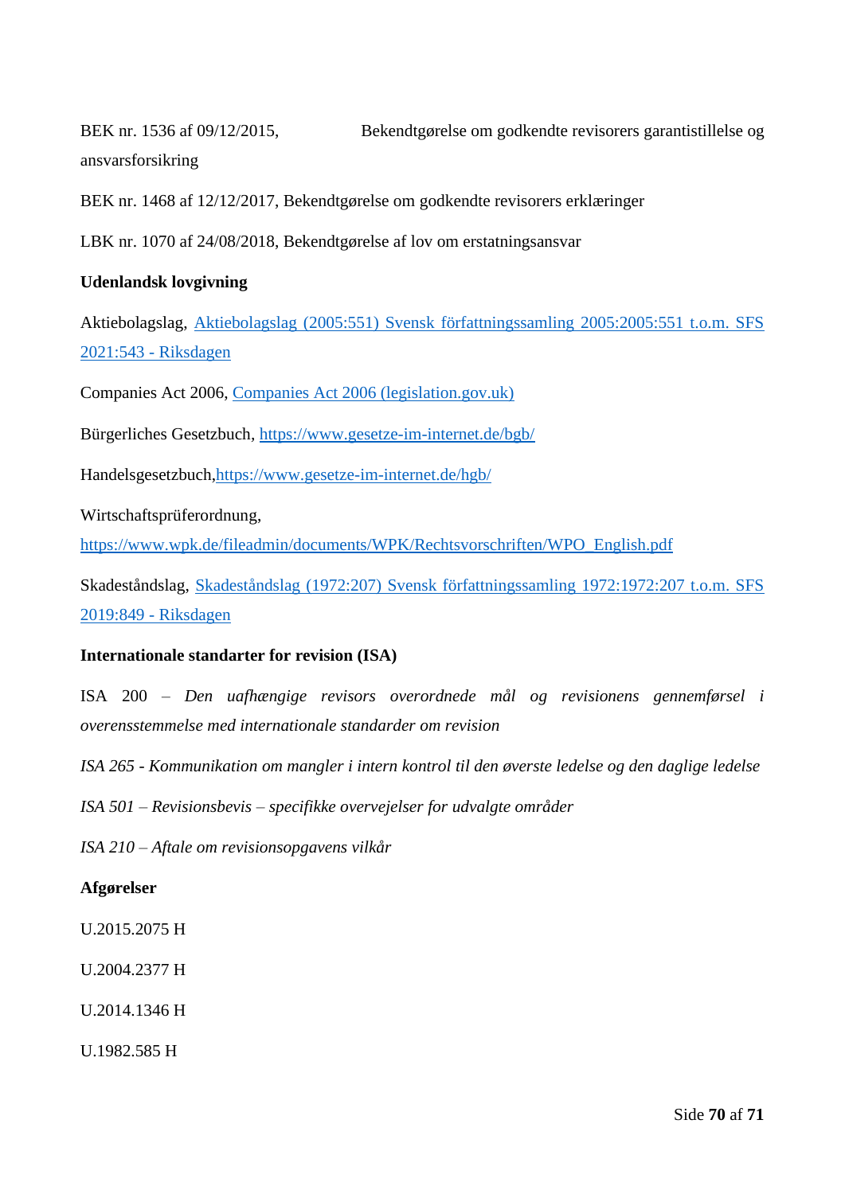BEK nr. 1536 af 09/12/2015, Bekendtgørelse om godkendte revisorers garantistillelse og ansvarsforsikring

BEK nr. 1468 af 12/12/2017, Bekendtgørelse om godkendte revisorers erklæringer

LBK nr. 1070 af 24/08/2018, Bekendtgørelse af lov om erstatningsansvar

**Udenlandsk lovgivning**

Aktiebolagslag, Aktiebolagslag (2005:551) Svensk författningssamling 2005:2005:551 t.o.m. SFS 2021:543 - Riksdagen

Companies Act 2006, Companies Act 2006 (legislation.gov.uk)

Bürgerliches Gesetzbuch, https://www.gesetze-im-internet.de/bgb/

Handelsgesetzbuch, https://www.gesetze-im-internet.de/hgb/

Wirtschaftsprüferordnung, https://www.wpk.de/fileadmin/documents/WPK/Rechtsvorschriften/WPO_English.pdf

Skadeståndslag, Skadeståndslag (1972:207) Svensk författningssamling 1972:1972:207 t.o.m. SFS 2019:849 - Riksdagen

**Internationale standarter for revision (ISA)**

ISA 200 – *Den uafhængige revisors overordnede mål og revisionens gennemførsel i overensstemmelse med internationale standarder om revision*

*ISA 265 - Kommunikation om mangler i intern kontrol til den øverste ledelse og den daglige ledelse*

*ISA 501 – Revisionsbevis – specifikke overvejelser for udvalgte områder*

*ISA 210 – Aftale om revisionsopgavens vilkår*

**Afgørelser**

U.2015.2075 H

U.2004.2377 H

U.2014.1346 H

U.1982.585 H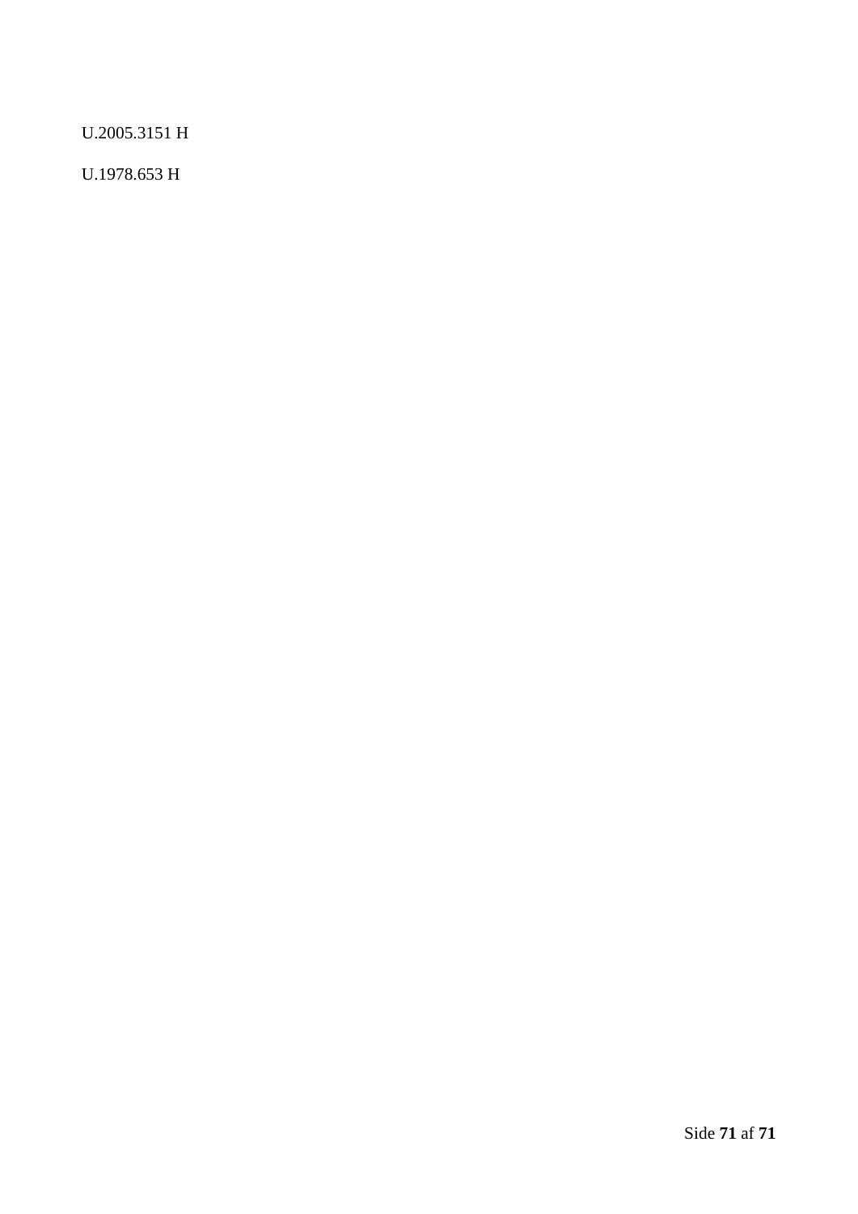U.2005.3151 H

U.1978.653 H